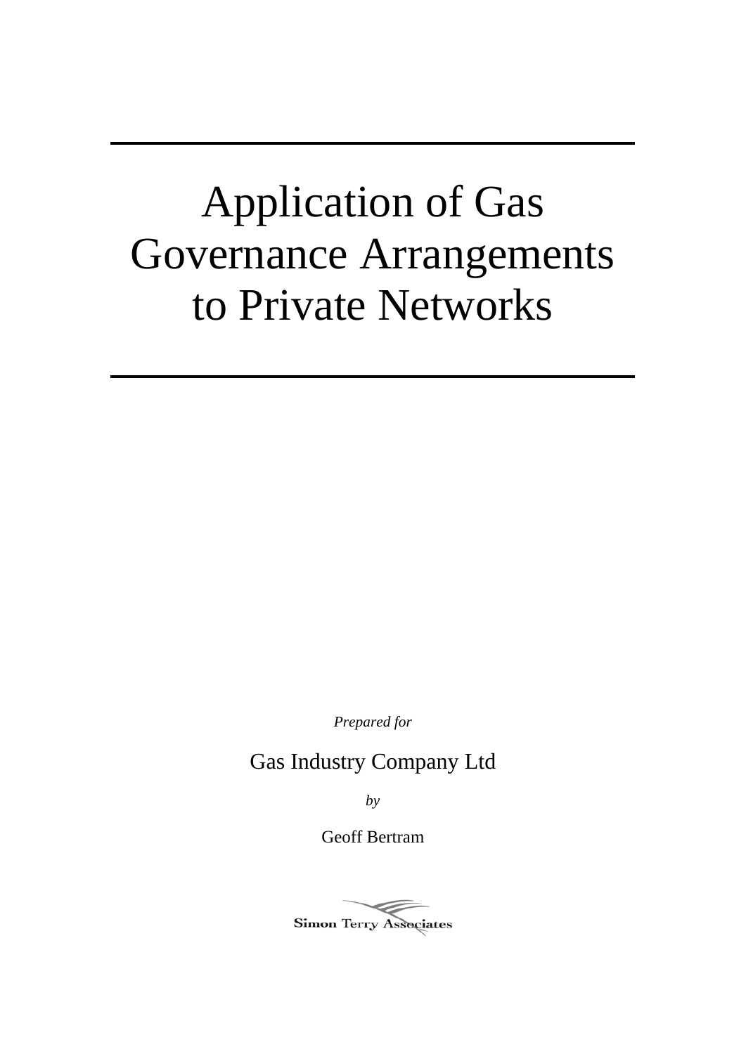# Application of Gas Governance Arrangements to Private Networks

*Prepared for*

Gas Industry Company Ltd

*by*

Geoff Bertram

Simon Terry Associates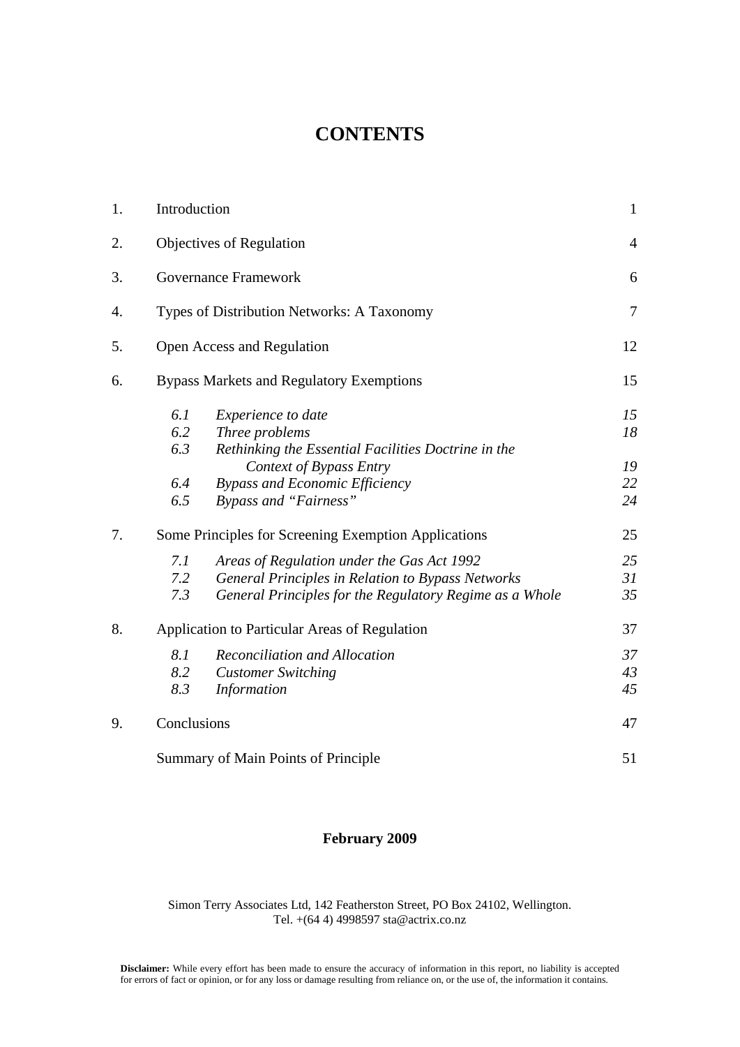# CONTENTS

| | | |
|---|---|---|
| 1. | Introduction | 1 |
| 2. | Objectives of Regulation | 4 |
| 3. | Governance Framework | 6 |
| 4. | Types of Distribution Networks: A Taxonomy | 7 |
| 5. | Open Access and Regulation | 12 |
| 6. | Bypass Markets and Regulatory Exemptions | 15 |
| | *6.1 Experience to date* | *15* |
| | *6.2 Three problems* | *18* |
| | *6.3 Rethinking the Essential Facilities Doctrine in the Context of Bypass Entry* | *19* |
| | *6.4 Bypass and Economic Efficiency* | *22* |
| | *6.5 Bypass and "Fairness"* | *24* |
| 7. | Some Principles for Screening Exemption Applications | 25 |
| | *7.1 Areas of Regulation under the Gas Act 1992* | *25* |
| | *7.2 General Principles in Relation to Bypass Networks* | *31* |
| | *7.3 General Principles for the Regulatory Regime as a Whole* | *35* |
| 8. | Application to Particular Areas of Regulation | 37 |
| | *8.1 Reconciliation and Allocation* | *37* |
| | *8.2 Customer Switching* | *43* |
| | *8.3 Information* | *45* |
| 9. | Conclusions | 47 |
| | Summary of Main Points of Principle | 51 |

**February 2009**

Simon Terry Associates Ltd, 142 Featherston Street, PO Box 24102, Wellington.
Tel. +(64 4) 4998597 sta@actrix.co.nz

**Disclaimer:** While every effort has been made to ensure the accuracy of information in this report, no liability is accepted for errors of fact or opinion, or for any loss or damage resulting from reliance on, or the use of, the information it contains.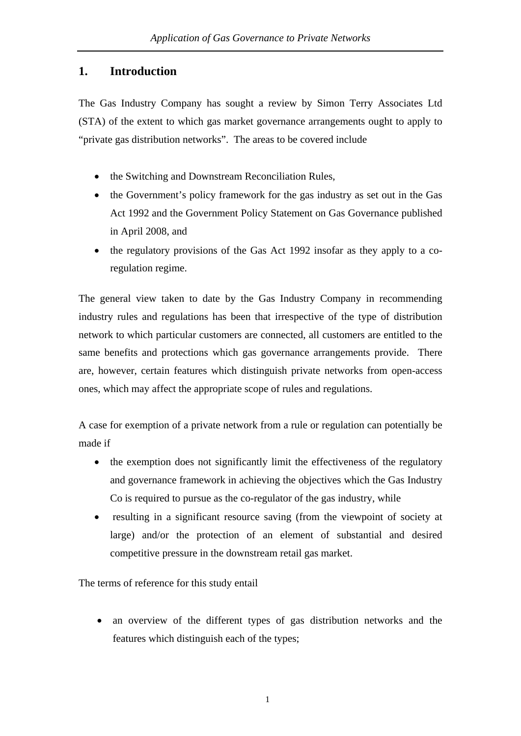## 1. Introduction

The Gas Industry Company has sought a review by Simon Terry Associates Ltd (STA) of the extent to which gas market governance arrangements ought to apply to "private gas distribution networks". The areas to be covered include

- the Switching and Downstream Reconciliation Rules,
- the Government's policy framework for the gas industry as set out in the Gas Act 1992 and the Government Policy Statement on Gas Governance published in April 2008, and
- the regulatory provisions of the Gas Act 1992 insofar as they apply to a co-regulation regime.

The general view taken to date by the Gas Industry Company in recommending industry rules and regulations has been that irrespective of the type of distribution network to which particular customers are connected, all customers are entitled to the same benefits and protections which gas governance arrangements provide. There are, however, certain features which distinguish private networks from open-access ones, which may affect the appropriate scope of rules and regulations.

A case for exemption of a private network from a rule or regulation can potentially be made if

- the exemption does not significantly limit the effectiveness of the regulatory and governance framework in achieving the objectives which the Gas Industry Co is required to pursue as the co-regulator of the gas industry, while
- resulting in a significant resource saving (from the viewpoint of society at large) and/or the protection of an element of substantial and desired competitive pressure in the downstream retail gas market.

The terms of reference for this study entail

- an overview of the different types of gas distribution networks and the features which distinguish each of the types;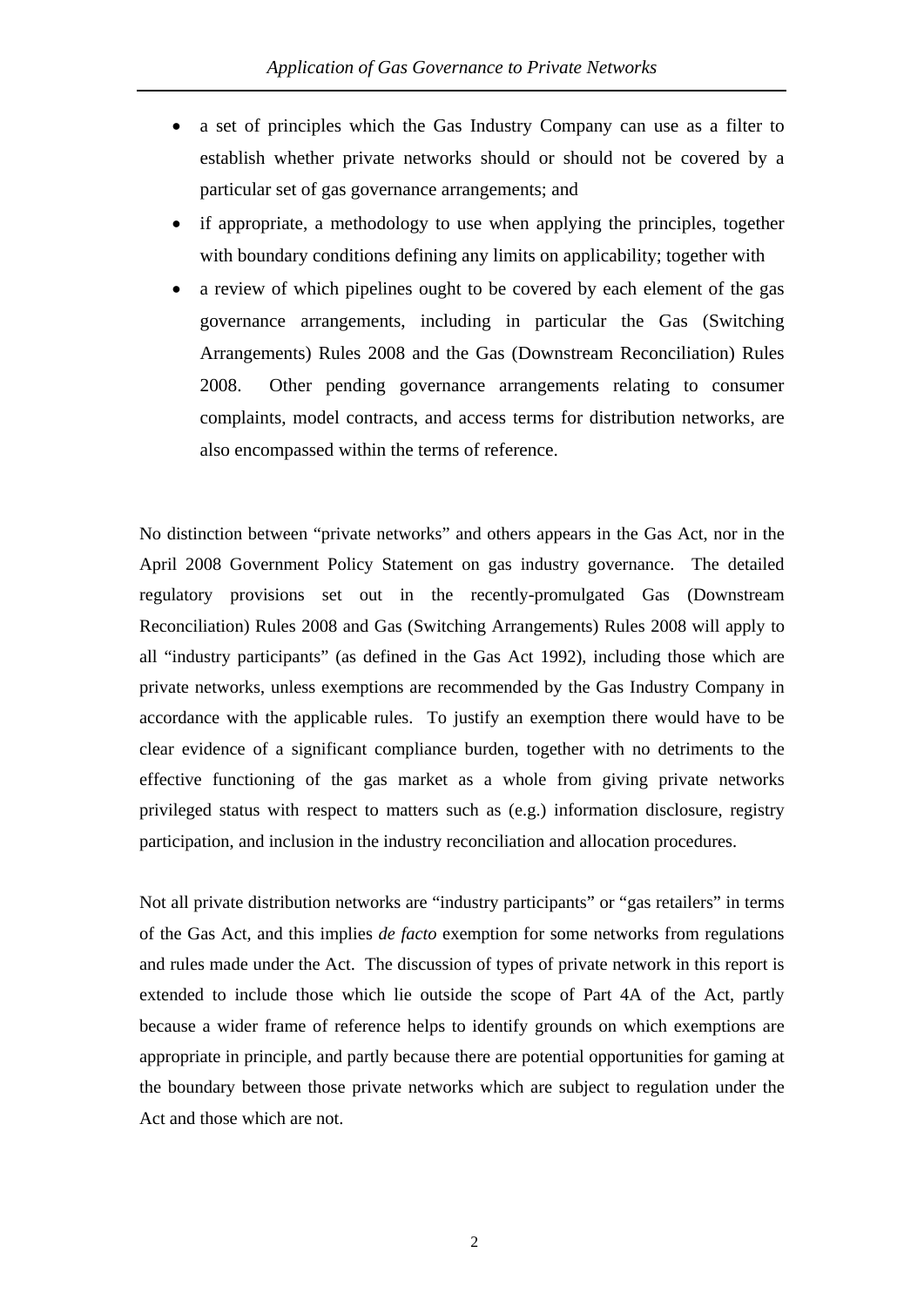- a set of principles which the Gas Industry Company can use as a filter to establish whether private networks should or should not be covered by a particular set of gas governance arrangements; and
- if appropriate, a methodology to use when applying the principles, together with boundary conditions defining any limits on applicability; together with
- a review of which pipelines ought to be covered by each element of the gas governance arrangements, including in particular the Gas (Switching Arrangements) Rules 2008 and the Gas (Downstream Reconciliation) Rules 2008. Other pending governance arrangements relating to consumer complaints, model contracts, and access terms for distribution networks, are also encompassed within the terms of reference.

No distinction between "private networks" and others appears in the Gas Act, nor in the April 2008 Government Policy Statement on gas industry governance. The detailed regulatory provisions set out in the recently-promulgated Gas (Downstream Reconciliation) Rules 2008 and Gas (Switching Arrangements) Rules 2008 will apply to all "industry participants" (as defined in the Gas Act 1992), including those which are private networks, unless exemptions are recommended by the Gas Industry Company in accordance with the applicable rules. To justify an exemption there would have to be clear evidence of a significant compliance burden, together with no detriments to the effective functioning of the gas market as a whole from giving private networks privileged status with respect to matters such as (e.g.) information disclosure, registry participation, and inclusion in the industry reconciliation and allocation procedures.

Not all private distribution networks are "industry participants" or "gas retailers" in terms of the Gas Act, and this implies *de facto* exemption for some networks from regulations and rules made under the Act. The discussion of types of private network in this report is extended to include those which lie outside the scope of Part 4A of the Act, partly because a wider frame of reference helps to identify grounds on which exemptions are appropriate in principle, and partly because there are potential opportunities for gaming at the boundary between those private networks which are subject to regulation under the Act and those which are not.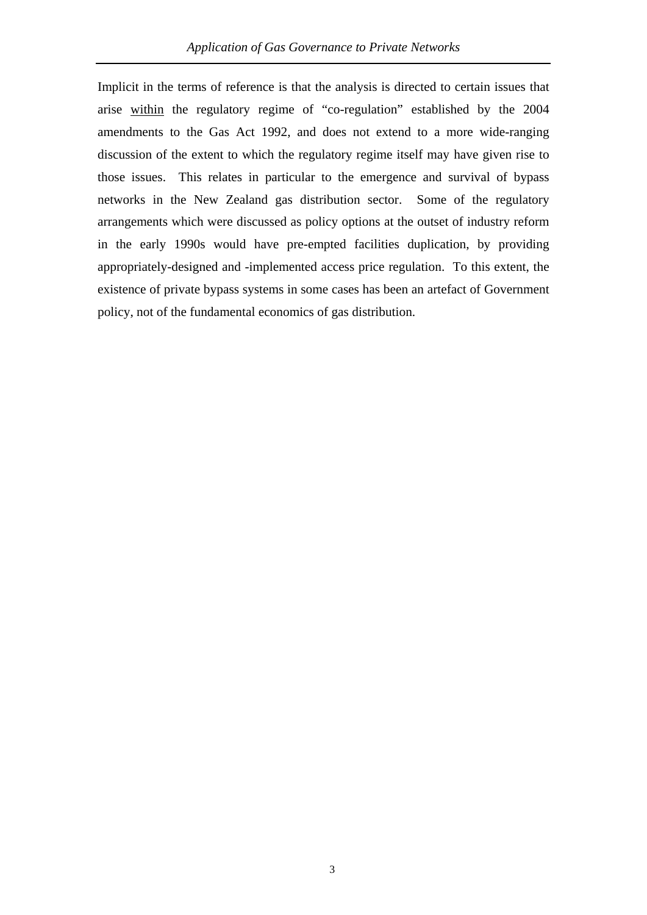Implicit in the terms of reference is that the analysis is directed to certain issues that arise <u>within</u> the regulatory regime of "co-regulation" established by the 2004 amendments to the Gas Act 1992, and does not extend to a more wide-ranging discussion of the extent to which the regulatory regime itself may have given rise to those issues. This relates in particular to the emergence and survival of bypass networks in the New Zealand gas distribution sector. Some of the regulatory arrangements which were discussed as policy options at the outset of industry reform in the early 1990s would have pre-empted facilities duplication, by providing appropriately-designed and -implemented access price regulation. To this extent, the existence of private bypass systems in some cases has been an artefact of Government policy, not of the fundamental economics of gas distribution.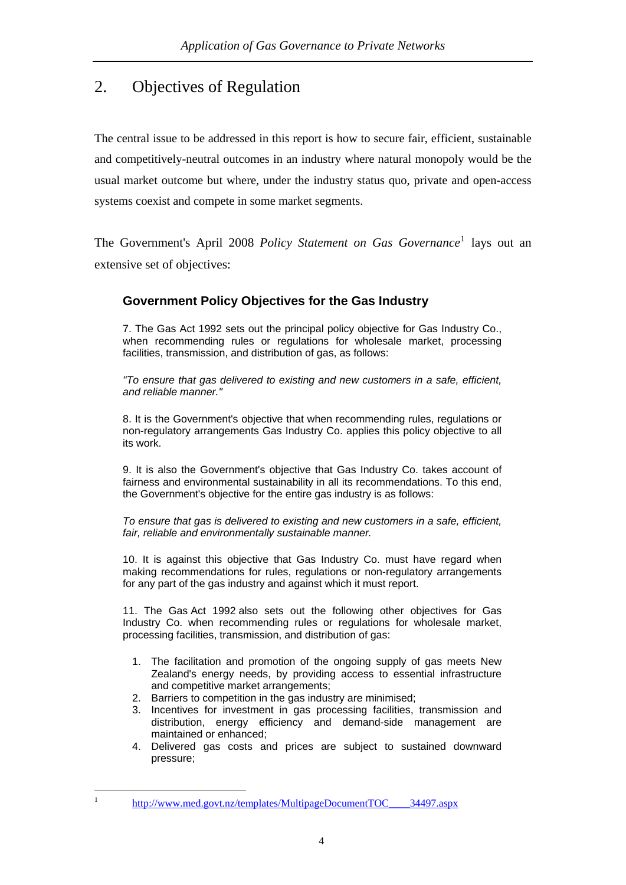## 2. Objectives of Regulation

The central issue to be addressed in this report is how to secure fair, efficient, sustainable and competitively-neutral outcomes in an industry where natural monopoly would be the usual market outcome but where, under the industry status quo, private and open-access systems coexist and compete in some market segments.

The Government's April 2008 *Policy Statement on Gas Governance*[1] lays out an extensive set of objectives:

### Government Policy Objectives for the Gas Industry

7. The Gas Act 1992 sets out the principal policy objective for Gas Industry Co., when recommending rules or regulations for wholesale market, processing facilities, transmission, and distribution of gas, as follows:

*"To ensure that gas delivered to existing and new customers in a safe, efficient, and reliable manner."*

8. It is the Government's objective that when recommending rules, regulations or non-regulatory arrangements Gas Industry Co. applies this policy objective to all its work.

9. It is also the Government's objective that Gas Industry Co. takes account of fairness and environmental sustainability in all its recommendations. To this end, the Government's objective for the entire gas industry is as follows:

*To ensure that gas is delivered to existing and new customers in a safe, efficient, fair, reliable and environmentally sustainable manner.*

10. It is against this objective that Gas Industry Co. must have regard when making recommendations for rules, regulations or non-regulatory arrangements for any part of the gas industry and against which it must report.

11. The Gas Act 1992 also sets out the following other objectives for Gas Industry Co. when recommending rules or regulations for wholesale market, processing facilities, transmission, and distribution of gas:

1. The facilitation and promotion of the ongoing supply of gas meets New Zealand's energy needs, by providing access to essential infrastructure and competitive market arrangements;
2. Barriers to competition in the gas industry are minimised;
3. Incentives for investment in gas processing facilities, transmission and distribution, energy efficiency and demand-side management are maintained or enhanced;
4. Delivered gas costs and prices are subject to sustained downward pressure;

[1] http://www.med.govt.nz/templates/MultipageDocumentTOC____34497.aspx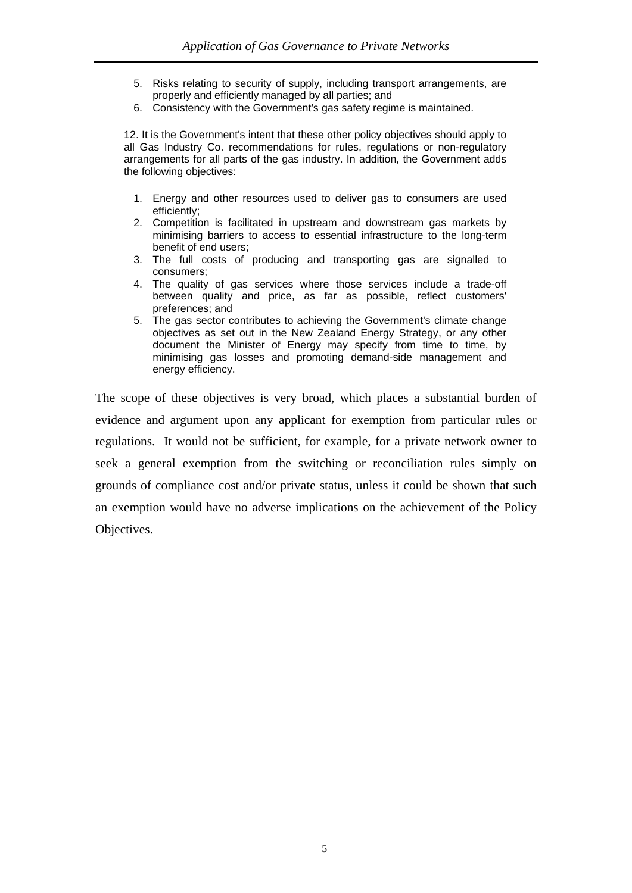5. Risks relating to security of supply, including transport arrangements, are properly and efficiently managed by all parties; and
6. Consistency with the Government's gas safety regime is maintained.

> 12. It is the Government's intent that these other policy objectives should apply to all Gas Industry Co. recommendations for rules, regulations or non-regulatory arrangements for all parts of the gas industry. In addition, the Government adds the following objectives:

1. Energy and other resources used to deliver gas to consumers are used efficiently;
2. Competition is facilitated in upstream and downstream gas markets by minimising barriers to access to essential infrastructure to the long-term benefit of end users;
3. The full costs of producing and transporting gas are signalled to consumers;
4. The quality of gas services where those services include a trade-off between quality and price, as far as possible, reflect customers' preferences; and
5. The gas sector contributes to achieving the Government's climate change objectives as set out in the New Zealand Energy Strategy, or any other document the Minister of Energy may specify from time to time, by minimising gas losses and promoting demand-side management and energy efficiency.

The scope of these objectives is very broad, which places a substantial burden of evidence and argument upon any applicant for exemption from particular rules or regulations. It would not be sufficient, for example, for a private network owner to seek a general exemption from the switching or reconciliation rules simply on grounds of compliance cost and/or private status, unless it could be shown that such an exemption would have no adverse implications on the achievement of the Policy Objectives.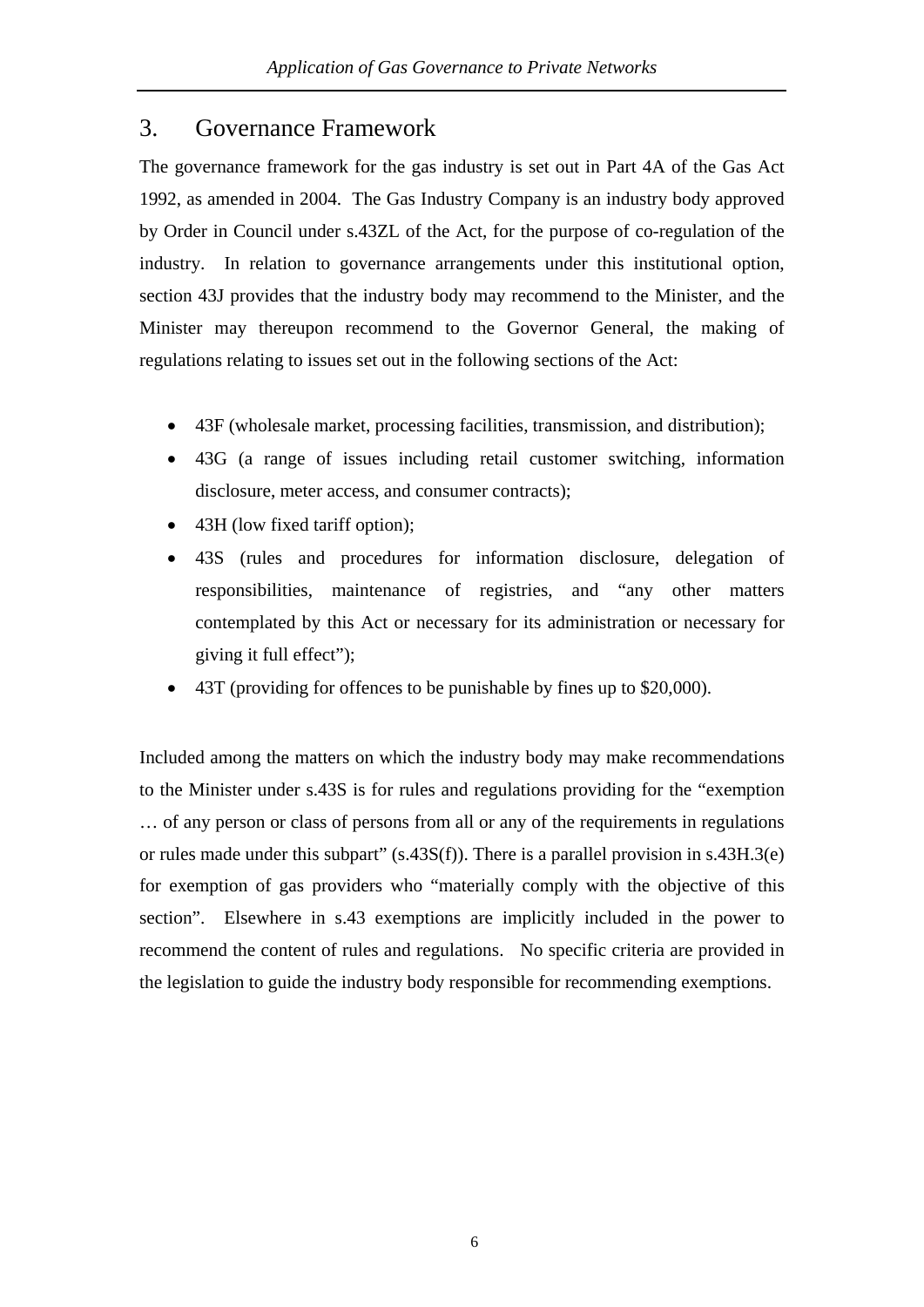## 3. Governance Framework

The governance framework for the gas industry is set out in Part 4A of the Gas Act 1992, as amended in 2004. The Gas Industry Company is an industry body approved by Order in Council under s.43ZL of the Act, for the purpose of co-regulation of the industry. In relation to governance arrangements under this institutional option, section 43J provides that the industry body may recommend to the Minister, and the Minister may thereupon recommend to the Governor General, the making of regulations relating to issues set out in the following sections of the Act:

- 43F (wholesale market, processing facilities, transmission, and distribution);
- 43G (a range of issues including retail customer switching, information disclosure, meter access, and consumer contracts);
- 43H (low fixed tariff option);
- 43S (rules and procedures for information disclosure, delegation of responsibilities, maintenance of registries, and "any other matters contemplated by this Act or necessary for its administration or necessary for giving it full effect");
- 43T (providing for offences to be punishable by fines up to $20,000).

Included among the matters on which the industry body may make recommendations to the Minister under s.43S is for rules and regulations providing for the "exemption … of any person or class of persons from all or any of the requirements in regulations or rules made under this subpart" (s.43S(f)). There is a parallel provision in s.43H.3(e) for exemption of gas providers who "materially comply with the objective of this section". Elsewhere in s.43 exemptions are implicitly included in the power to recommend the content of rules and regulations. No specific criteria are provided in the legislation to guide the industry body responsible for recommending exemptions.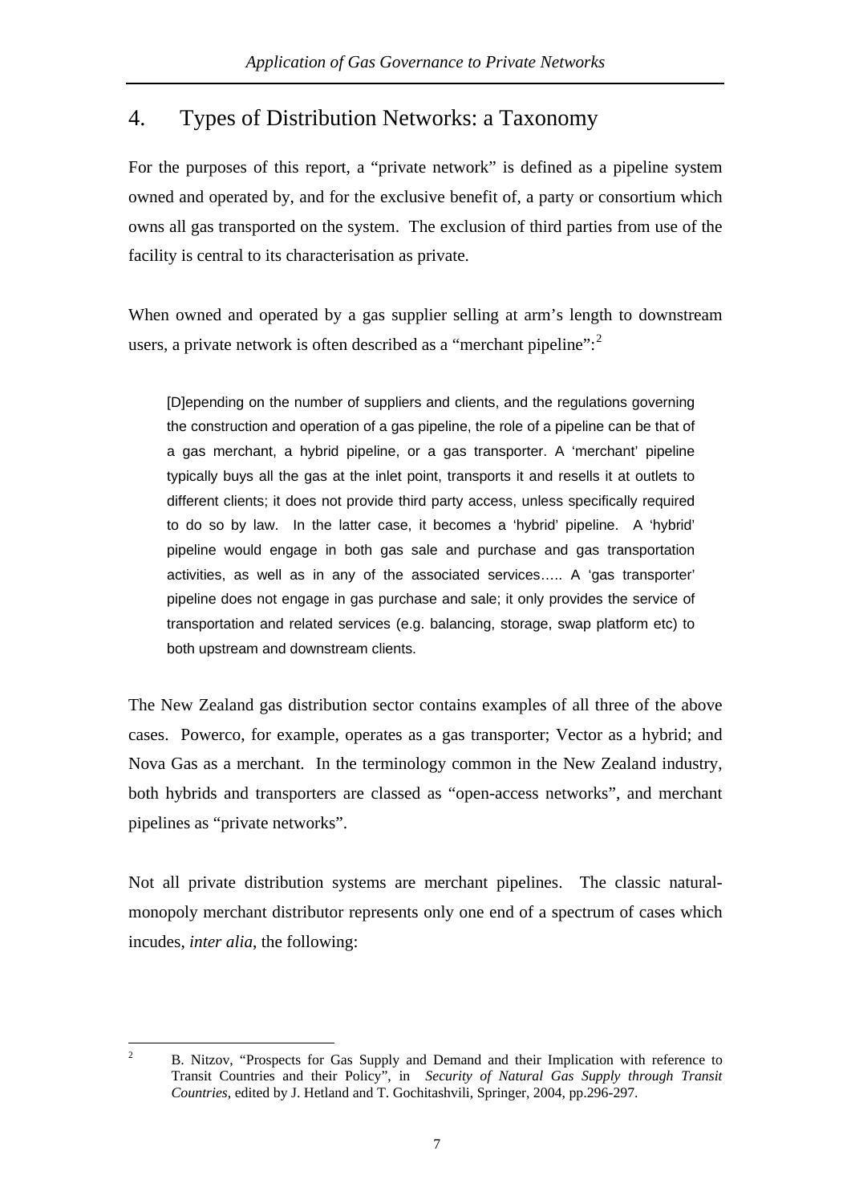# 4. Types of Distribution Networks: a Taxonomy

For the purposes of this report, a "private network" is defined as a pipeline system owned and operated by, and for the exclusive benefit of, a party or consortium which owns all gas transported on the system. The exclusion of third parties from use of the facility is central to its characterisation as private.

When owned and operated by a gas supplier selling at arm's length to downstream users, a private network is often described as a "merchant pipeline":[2]

> [D]epending on the number of suppliers and clients, and the regulations governing the construction and operation of a gas pipeline, the role of a pipeline can be that of a gas merchant, a hybrid pipeline, or a gas transporter. A 'merchant' pipeline typically buys all the gas at the inlet point, transports it and resells it at outlets to different clients; it does not provide third party access, unless specifically required to do so by law. In the latter case, it becomes a 'hybrid' pipeline. A 'hybrid' pipeline would engage in both gas sale and purchase and gas transportation activities, as well as in any of the associated services….. A 'gas transporter' pipeline does not engage in gas purchase and sale; it only provides the service of transportation and related services (e.g. balancing, storage, swap platform etc) to both upstream and downstream clients.

The New Zealand gas distribution sector contains examples of all three of the above cases. Powerco, for example, operates as a gas transporter; Vector as a hybrid; and Nova Gas as a merchant. In the terminology common in the New Zealand industry, both hybrids and transporters are classed as "open-access networks", and merchant pipelines as "private networks".

Not all private distribution systems are merchant pipelines. The classic natural-monopoly merchant distributor represents only one end of a spectrum of cases which incudes, *inter alia*, the following:

---

[2] B. Nitzov, "Prospects for Gas Supply and Demand and their Implication with reference to Transit Countries and their Policy", in *Security of Natural Gas Supply through Transit Countries*, edited by J. Hetland and T. Gochitashvili, Springer, 2004, pp.296-297.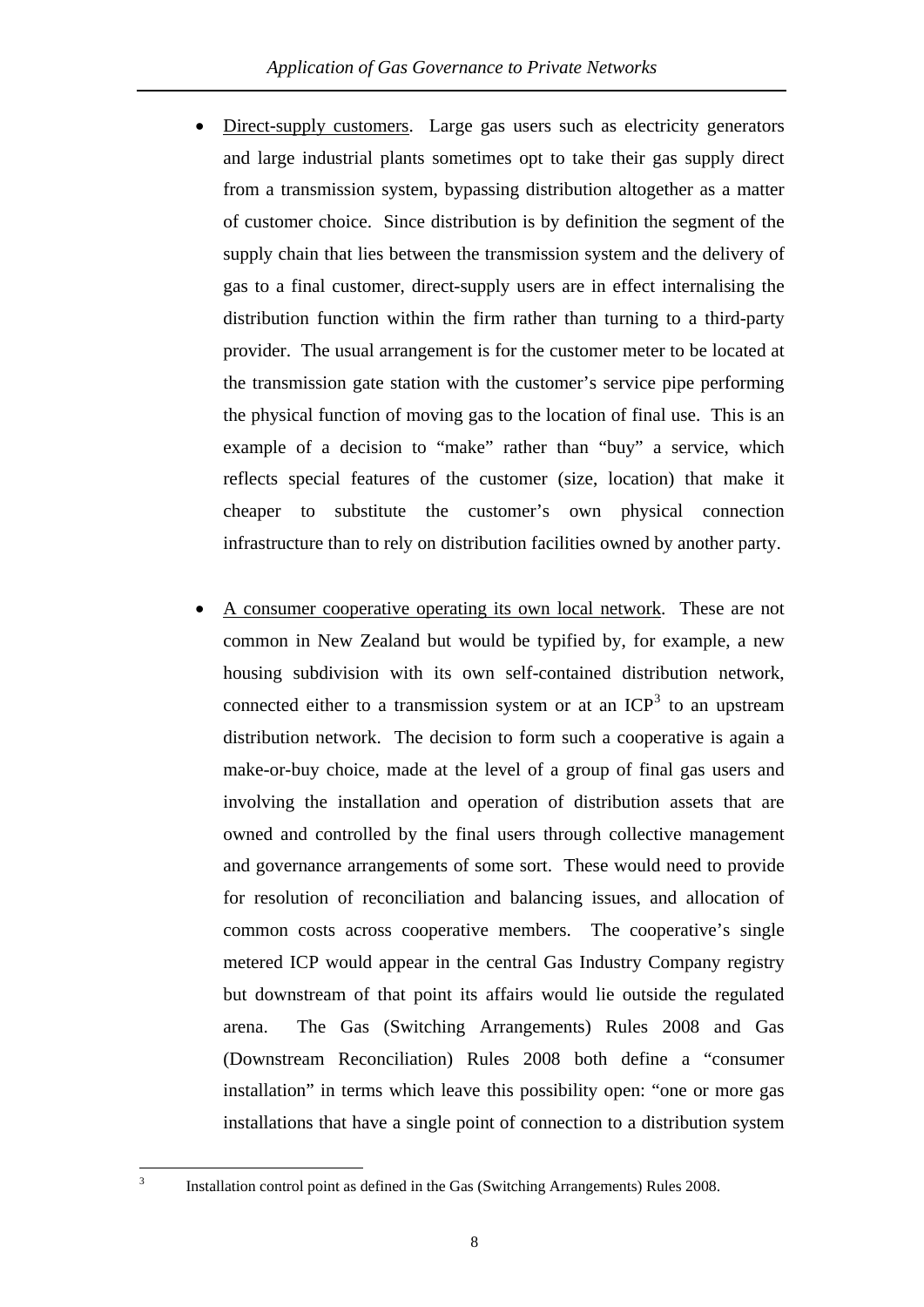- Direct-supply customers. Large gas users such as electricity generators and large industrial plants sometimes opt to take their gas supply direct from a transmission system, bypassing distribution altogether as a matter of customer choice. Since distribution is by definition the segment of the supply chain that lies between the transmission system and the delivery of gas to a final customer, direct-supply users are in effect internalising the distribution function within the firm rather than turning to a third-party provider. The usual arrangement is for the customer meter to be located at the transmission gate station with the customer's service pipe performing the physical function of moving gas to the location of final use. This is an example of a decision to "make" rather than "buy" a service, which reflects special features of the customer (size, location) that make it cheaper to substitute the customer's own physical connection infrastructure than to rely on distribution facilities owned by another party.

- A consumer cooperative operating its own local network. These are not common in New Zealand but would be typified by, for example, a new housing subdivision with its own self-contained distribution network, connected either to a transmission system or at an ICP[3] to an upstream distribution network. The decision to form such a cooperative is again a make-or-buy choice, made at the level of a group of final gas users and involving the installation and operation of distribution assets that are owned and controlled by the final users through collective management and governance arrangements of some sort. These would need to provide for resolution of reconciliation and balancing issues, and allocation of common costs across cooperative members. The cooperative's single metered ICP would appear in the central Gas Industry Company registry but downstream of that point its affairs would lie outside the regulated arena. The Gas (Switching Arrangements) Rules 2008 and Gas (Downstream Reconciliation) Rules 2008 both define a "consumer installation" in terms which leave this possibility open: "one or more gas installations that have a single point of connection to a distribution system

[3] Installation control point as defined in the Gas (Switching Arrangements) Rules 2008.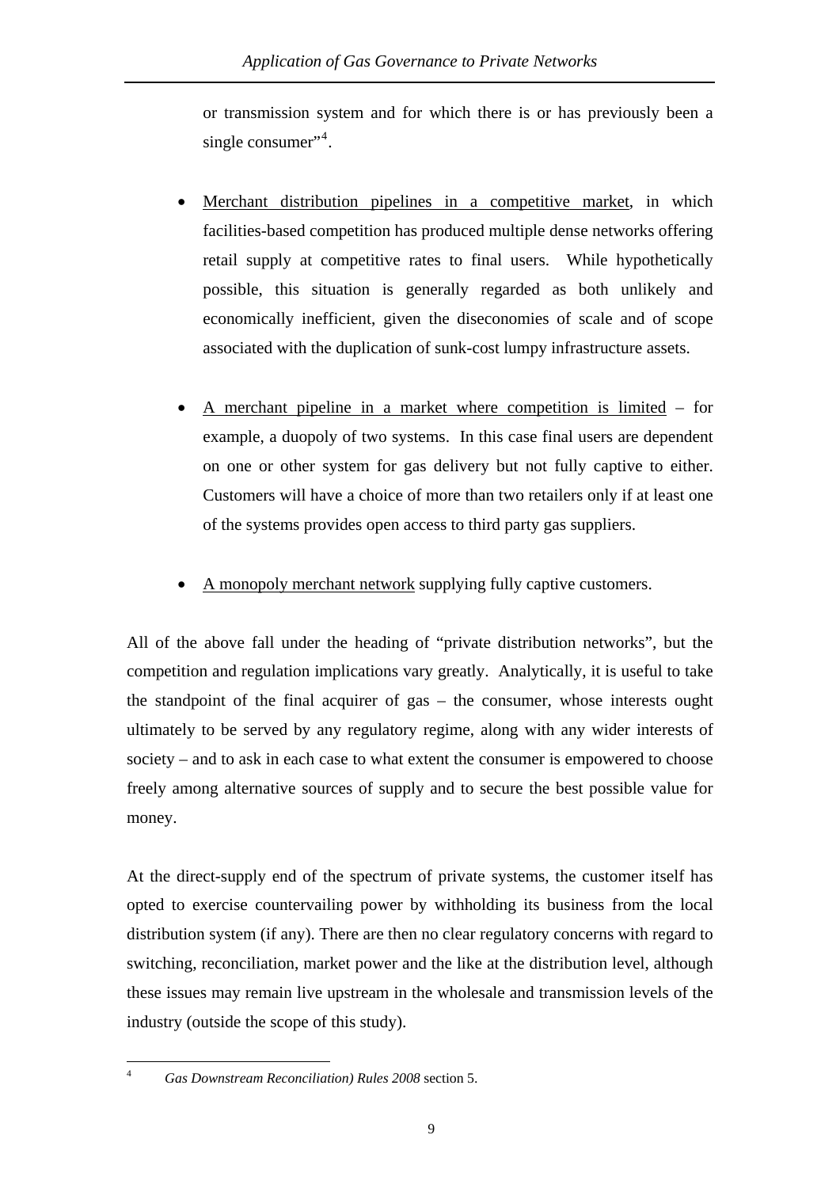or transmission system and for which there is or has previously been a single consumer"[4].

- Merchant distribution pipelines in a competitive market, in which facilities-based competition has produced multiple dense networks offering retail supply at competitive rates to final users. While hypothetically possible, this situation is generally regarded as both unlikely and economically inefficient, given the diseconomies of scale and of scope associated with the duplication of sunk-cost lumpy infrastructure assets.

- A merchant pipeline in a market where competition is limited – for example, a duopoly of two systems. In this case final users are dependent on one or other system for gas delivery but not fully captive to either. Customers will have a choice of more than two retailers only if at least one of the systems provides open access to third party gas suppliers.

- A monopoly merchant network supplying fully captive customers.

All of the above fall under the heading of "private distribution networks", but the competition and regulation implications vary greatly. Analytically, it is useful to take the standpoint of the final acquirer of gas – the consumer, whose interests ought ultimately to be served by any regulatory regime, along with any wider interests of society – and to ask in each case to what extent the consumer is empowered to choose freely among alternative sources of supply and to secure the best possible value for money.

At the direct-supply end of the spectrum of private systems, the customer itself has opted to exercise countervailing power by withholding its business from the local distribution system (if any). There are then no clear regulatory concerns with regard to switching, reconciliation, market power and the like at the distribution level, although these issues may remain live upstream in the wholesale and transmission levels of the industry (outside the scope of this study).

---

[4] *Gas Downstream Reconciliation) Rules 2008* section 5.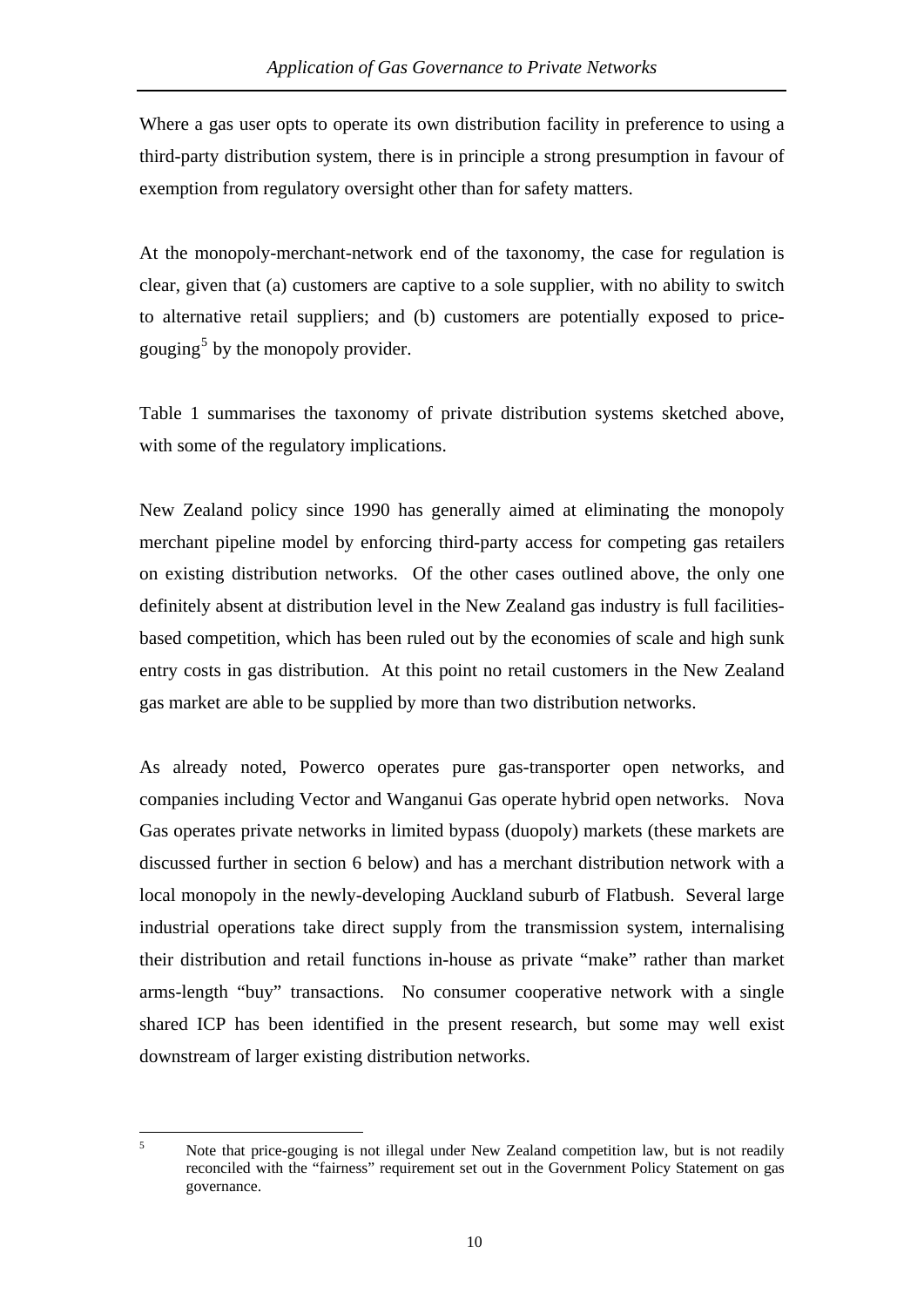Where a gas user opts to operate its own distribution facility in preference to using a third-party distribution system, there is in principle a strong presumption in favour of exemption from regulatory oversight other than for safety matters.

At the monopoly-merchant-network end of the taxonomy, the case for regulation is clear, given that (a) customers are captive to a sole supplier, with no ability to switch to alternative retail suppliers; and (b) customers are potentially exposed to price-gouging[5] by the monopoly provider.

Table 1 summarises the taxonomy of private distribution systems sketched above, with some of the regulatory implications.

New Zealand policy since 1990 has generally aimed at eliminating the monopoly merchant pipeline model by enforcing third-party access for competing gas retailers on existing distribution networks. Of the other cases outlined above, the only one definitely absent at distribution level in the New Zealand gas industry is full facilities-based competition, which has been ruled out by the economies of scale and high sunk entry costs in gas distribution. At this point no retail customers in the New Zealand gas market are able to be supplied by more than two distribution networks.

As already noted, Powerco operates pure gas-transporter open networks, and companies including Vector and Wanganui Gas operate hybrid open networks. Nova Gas operates private networks in limited bypass (duopoly) markets (these markets are discussed further in section 6 below) and has a merchant distribution network with a local monopoly in the newly-developing Auckland suburb of Flatbush. Several large industrial operations take direct supply from the transmission system, internalising their distribution and retail functions in-house as private "make" rather than market arms-length "buy" transactions. No consumer cooperative network with a single shared ICP has been identified in the present research, but some may well exist downstream of larger existing distribution networks.

[5] Note that price-gouging is not illegal under New Zealand competition law, but is not readily reconciled with the "fairness" requirement set out in the Government Policy Statement on gas governance.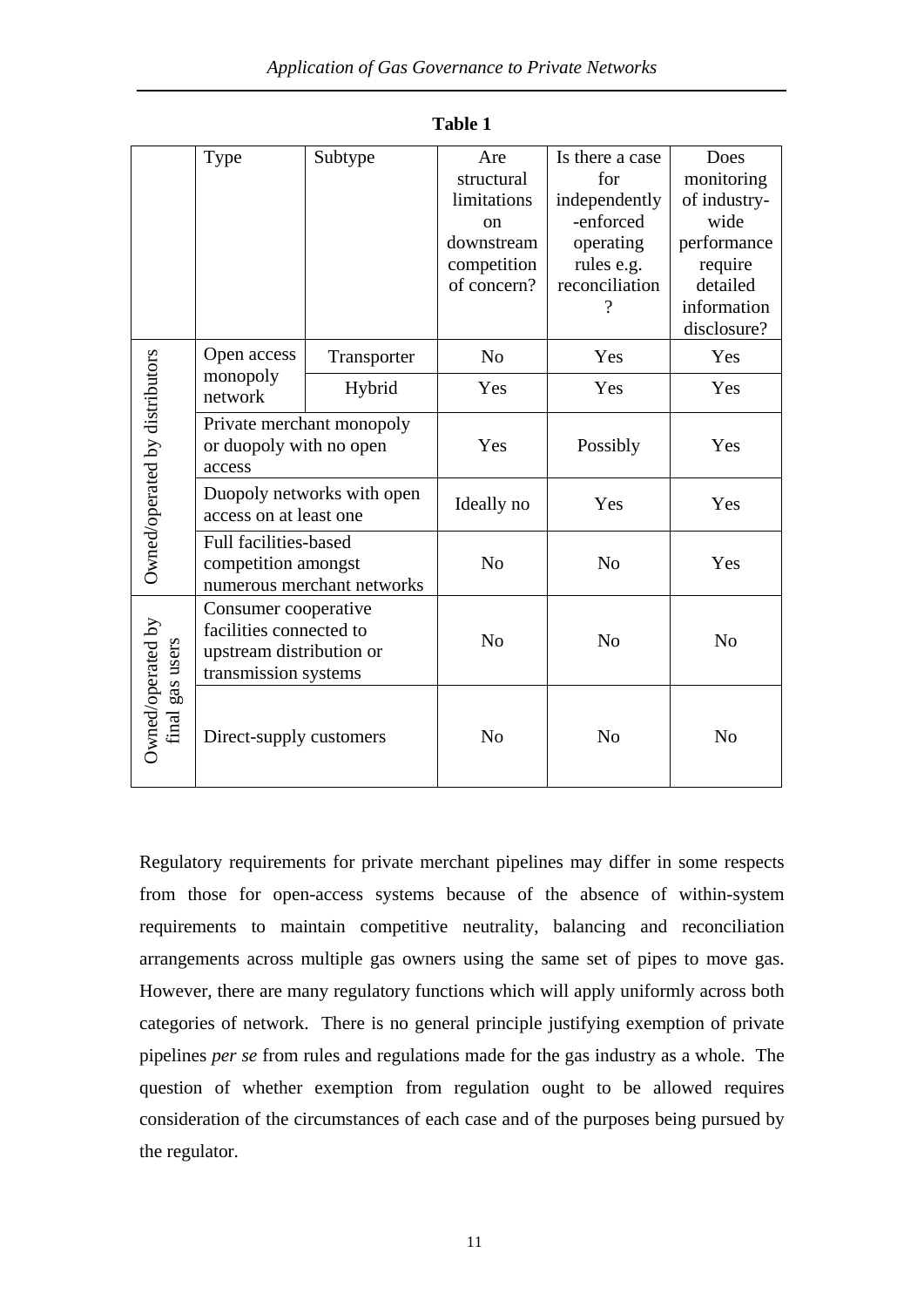**Table 1**

| | Type | Subtype | Are structural limitations on downstream competition of concern? | Is there a case for independently-enforced operating rules e.g. reconciliation? | Does monitoring of industry-wide performance require detailed information disclosure? |
|---|---|---|---|---|---|
| Owned/operated by distributors | Open access monopoly network | Transporter | No | Yes | Yes |
| | | Hybrid | Yes | Yes | Yes |
| | Private merchant monopoly or duopoly with no open access | | Yes | Possibly | Yes |
| | Duopoly networks with open access on at least one | | Ideally no | Yes | Yes |
| | Full facilities-based competition amongst numerous merchant networks | | No | No | Yes |
| Owned/operated by final gas users | Consumer cooperative facilities connected to upstream distribution or transmission systems | | No | No | No |
| | Direct-supply customers | | No | No | No |

Regulatory requirements for private merchant pipelines may differ in some respects from those for open-access systems because of the absence of within-system requirements to maintain competitive neutrality, balancing and reconciliation arrangements across multiple gas owners using the same set of pipes to move gas. However, there are many regulatory functions which will apply uniformly across both categories of network. There is no general principle justifying exemption of private pipelines *per se* from rules and regulations made for the gas industry as a whole. The question of whether exemption from regulation ought to be allowed requires consideration of the circumstances of each case and of the purposes being pursued by the regulator.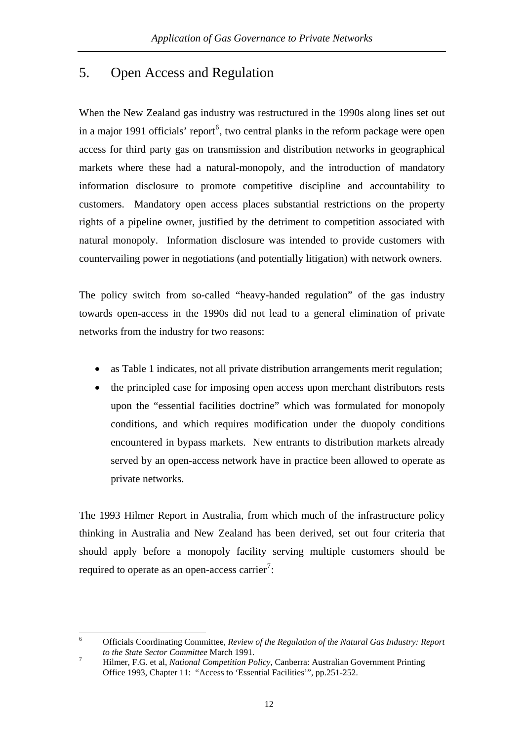## 5. Open Access and Regulation

When the New Zealand gas industry was restructured in the 1990s along lines set out in a major 1991 officials' report[6], two central planks in the reform package were open access for third party gas on transmission and distribution networks in geographical markets where these had a natural-monopoly, and the introduction of mandatory information disclosure to promote competitive discipline and accountability to customers. Mandatory open access places substantial restrictions on the property rights of a pipeline owner, justified by the detriment to competition associated with natural monopoly. Information disclosure was intended to provide customers with countervailing power in negotiations (and potentially litigation) with network owners.

The policy switch from so-called "heavy-handed regulation" of the gas industry towards open-access in the 1990s did not lead to a general elimination of private networks from the industry for two reasons:

- as Table 1 indicates, not all private distribution arrangements merit regulation;
- the principled case for imposing open access upon merchant distributors rests upon the "essential facilities doctrine" which was formulated for monopoly conditions, and which requires modification under the duopoly conditions encountered in bypass markets. New entrants to distribution markets already served by an open-access network have in practice been allowed to operate as private networks.

The 1993 Hilmer Report in Australia, from which much of the infrastructure policy thinking in Australia and New Zealand has been derived, set out four criteria that should apply before a monopoly facility serving multiple customers should be required to operate as an open-access carrier[7]:

---

[6] Officials Coordinating Committee, *Review of the Regulation of the Natural Gas Industry: Report to the State Sector Committee* March 1991.

[7] Hilmer, F.G. et al, *National Competition Policy*, Canberra: Australian Government Printing Office 1993, Chapter 11: "Access to 'Essential Facilities'", pp.251-252.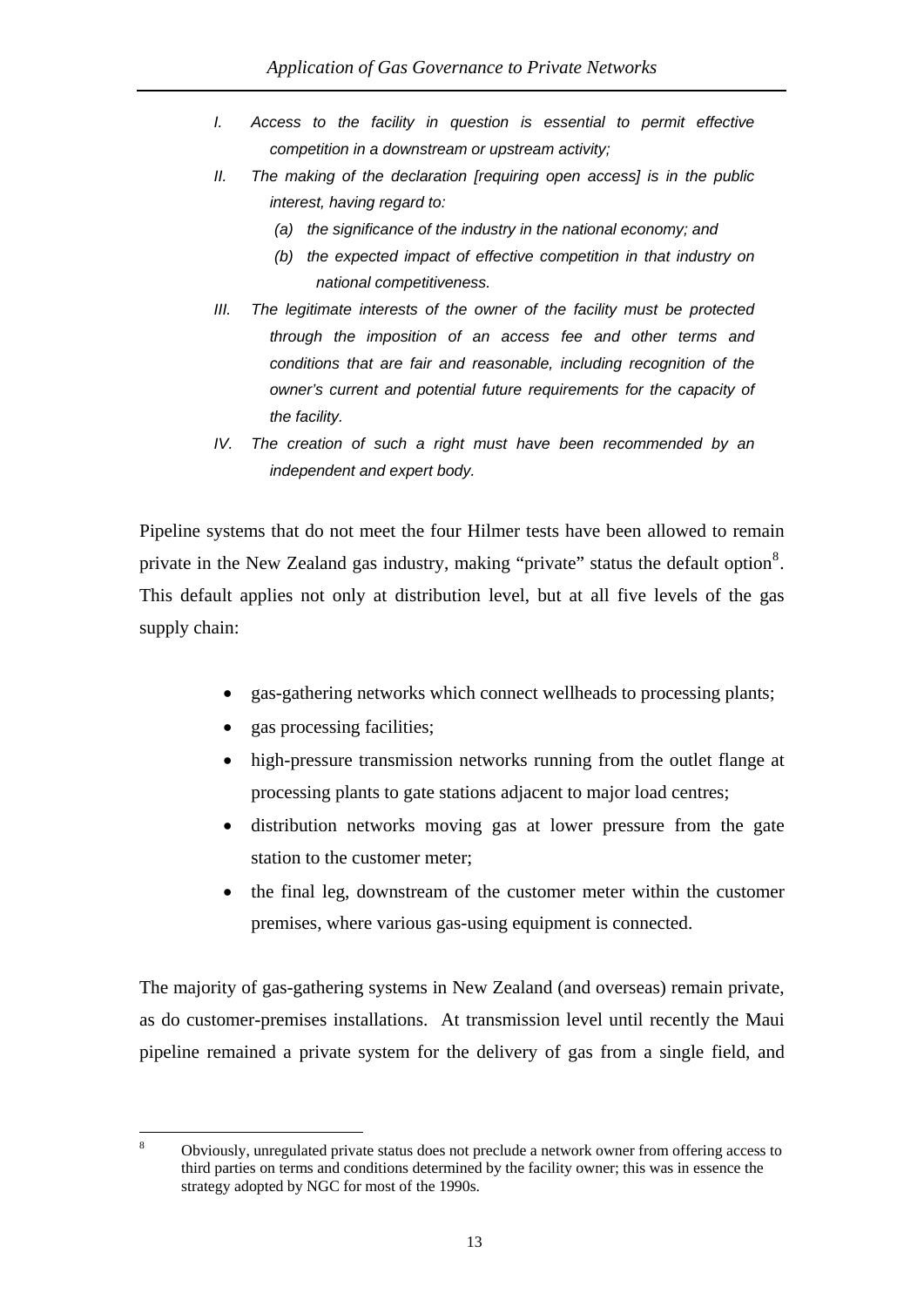*I. Access to the facility in question is essential to permit effective competition in a downstream or upstream activity;*

*II. The making of the declaration [requiring open access] is in the public interest, having regard to:*

*(a) the significance of the industry in the national economy; and*

*(b) the expected impact of effective competition in that industry on national competitiveness.*

*III. The legitimate interests of the owner of the facility must be protected through the imposition of an access fee and other terms and conditions that are fair and reasonable, including recognition of the owner's current and potential future requirements for the capacity of the facility.*

*IV. The creation of such a right must have been recommended by an independent and expert body.*

Pipeline systems that do not meet the four Hilmer tests have been allowed to remain private in the New Zealand gas industry, making "private" status the default option[8]. This default applies not only at distribution level, but at all five levels of the gas supply chain:

- gas-gathering networks which connect wellheads to processing plants;
- gas processing facilities;
- high-pressure transmission networks running from the outlet flange at processing plants to gate stations adjacent to major load centres;
- distribution networks moving gas at lower pressure from the gate station to the customer meter;
- the final leg, downstream of the customer meter within the customer premises, where various gas-using equipment is connected.

The majority of gas-gathering systems in New Zealand (and overseas) remain private, as do customer-premises installations. At transmission level until recently the Maui pipeline remained a private system for the delivery of gas from a single field, and

[8] Obviously, unregulated private status does not preclude a network owner from offering access to third parties on terms and conditions determined by the facility owner; this was in essence the strategy adopted by NGC for most of the 1990s.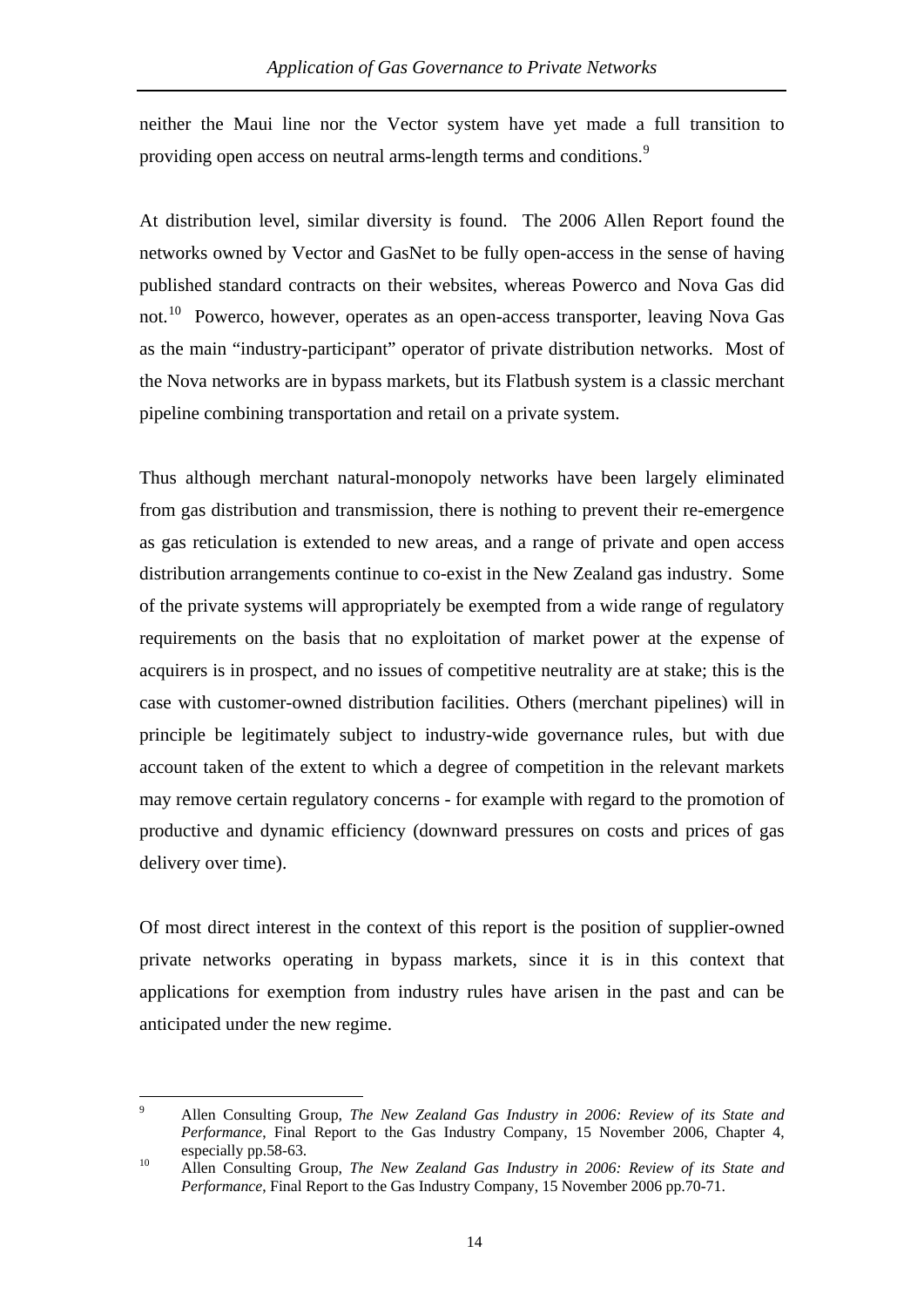neither the Maui line nor the Vector system have yet made a full transition to providing open access on neutral arms-length terms and conditions.[9]

At distribution level, similar diversity is found. The 2006 Allen Report found the networks owned by Vector and GasNet to be fully open-access in the sense of having published standard contracts on their websites, whereas Powerco and Nova Gas did not.[10] Powerco, however, operates as an open-access transporter, leaving Nova Gas as the main "industry-participant" operator of private distribution networks. Most of the Nova networks are in bypass markets, but its Flatbush system is a classic merchant pipeline combining transportation and retail on a private system.

Thus although merchant natural-monopoly networks have been largely eliminated from gas distribution and transmission, there is nothing to prevent their re-emergence as gas reticulation is extended to new areas, and a range of private and open access distribution arrangements continue to co-exist in the New Zealand gas industry. Some of the private systems will appropriately be exempted from a wide range of regulatory requirements on the basis that no exploitation of market power at the expense of acquirers is in prospect, and no issues of competitive neutrality are at stake; this is the case with customer-owned distribution facilities. Others (merchant pipelines) will in principle be legitimately subject to industry-wide governance rules, but with due account taken of the extent to which a degree of competition in the relevant markets may remove certain regulatory concerns - for example with regard to the promotion of productive and dynamic efficiency (downward pressures on costs and prices of gas delivery over time).

Of most direct interest in the context of this report is the position of supplier-owned private networks operating in bypass markets, since it is in this context that applications for exemption from industry rules have arisen in the past and can be anticipated under the new regime.

---

[9] Allen Consulting Group, *The New Zealand Gas Industry in 2006: Review of its State and Performance*, Final Report to the Gas Industry Company, 15 November 2006, Chapter 4, especially pp.58-63.

[10] Allen Consulting Group, *The New Zealand Gas Industry in 2006: Review of its State and Performance*, Final Report to the Gas Industry Company, 15 November 2006 pp.70-71.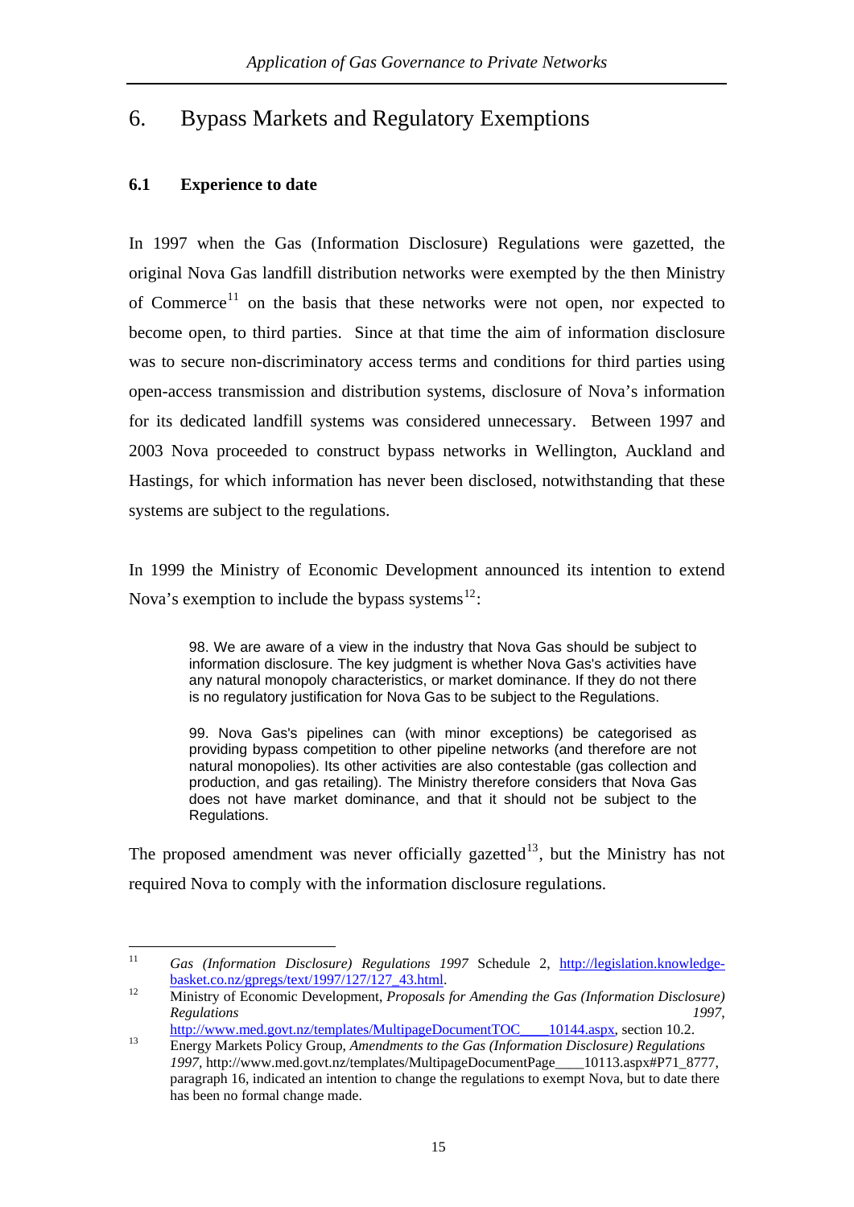# 6. Bypass Markets and Regulatory Exemptions

## 6.1 Experience to date

In 1997 when the Gas (Information Disclosure) Regulations were gazetted, the original Nova Gas landfill distribution networks were exempted by the then Ministry of Commerce[11] on the basis that these networks were not open, nor expected to become open, to third parties. Since at that time the aim of information disclosure was to secure non-discriminatory access terms and conditions for third parties using open-access transmission and distribution systems, disclosure of Nova's information for its dedicated landfill systems was considered unnecessary. Between 1997 and 2003 Nova proceeded to construct bypass networks in Wellington, Auckland and Hastings, for which information has never been disclosed, notwithstanding that these systems are subject to the regulations.

In 1999 the Ministry of Economic Development announced its intention to extend Nova's exemption to include the bypass systems[12]:

> 98. We are aware of a view in the industry that Nova Gas should be subject to information disclosure. The key judgment is whether Nova Gas's activities have any natural monopoly characteristics, or market dominance. If they do not there is no regulatory justification for Nova Gas to be subject to the Regulations.
>
> 99. Nova Gas's pipelines can (with minor exceptions) be categorised as providing bypass competition to other pipeline networks (and therefore are not natural monopolies). Its other activities are also contestable (gas collection and production, and gas retailing). The Ministry therefore considers that Nova Gas does not have market dominance, and that it should not be subject to the Regulations.

The proposed amendment was never officially gazetted[13], but the Ministry has not required Nova to comply with the information disclosure regulations.

---

[11] *Gas (Information Disclosure) Regulations 1997* Schedule 2, http://legislation.knowledge-basket.co.nz/gpregs/text/1997/127/127_43.html.

[12] Ministry of Economic Development, *Proposals for Amending the Gas (Information Disclosure) Regulations 1997*, http://www.med.govt.nz/templates/MultipageDocumentTOC____10144.aspx, section 10.2.

[13] Energy Markets Policy Group, *Amendments to the Gas (Information Disclosure) Regulations 1997*, http://www.med.govt.nz/templates/MultipageDocumentPage____10113.aspx#P71_8777, paragraph 16, indicated an intention to change the regulations to exempt Nova, but to date there has been no formal change made.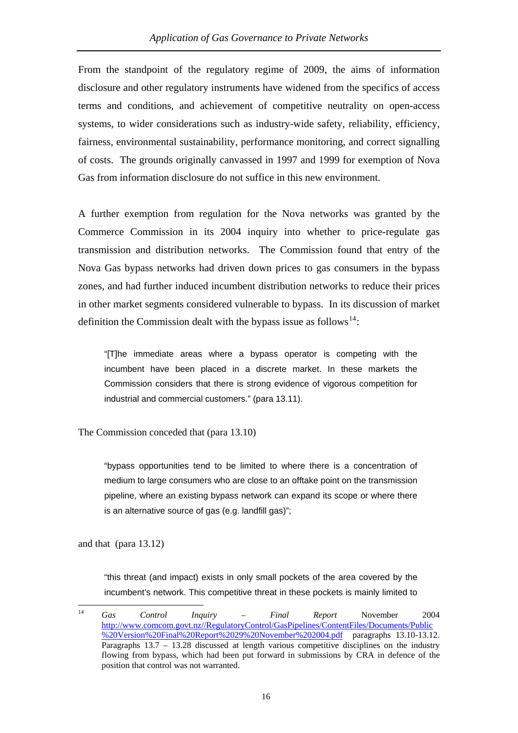From the standpoint of the regulatory regime of 2009, the aims of information disclosure and other regulatory instruments have widened from the specifics of access terms and conditions, and achievement of competitive neutrality on open-access systems, to wider considerations such as industry-wide safety, reliability, efficiency, fairness, environmental sustainability, performance monitoring, and correct signalling of costs. The grounds originally canvassed in 1997 and 1999 for exemption of Nova Gas from information disclosure do not suffice in this new environment.

A further exemption from regulation for the Nova networks was granted by the Commerce Commission in its 2004 inquiry into whether to price-regulate gas transmission and distribution networks. The Commission found that entry of the Nova Gas bypass networks had driven down prices to gas consumers in the bypass zones, and had further induced incumbent distribution networks to reduce their prices in other market segments considered vulnerable to bypass. In its discussion of market definition the Commission dealt with the bypass issue as follows[14]:

> "[T]he immediate areas where a bypass operator is competing with the incumbent have been placed in a discrete market. In these markets the Commission considers that there is strong evidence of vigorous competition for industrial and commercial customers." (para 13.11).

The Commission conceded that (para 13.10)

> "bypass opportunities tend to be limited to where there is a concentration of medium to large consumers who are close to an offtake point on the transmission pipeline, where an existing bypass network can expand its scope or where there is an alternative source of gas (e.g. landfill gas)";

and that (para 13.12)

> "this threat (and impact) exists in only small pockets of the area covered by the incumbent's network. This competitive threat in these pockets is mainly limited to

---

[14] *Gas Control Inquiry – Final Report* November 2004 http://www.comcom.govt.nz//RegulatoryControl/GasPipelines/ContentFiles/Documents/Public%20Version%20Final%20Report%2029%20November%202004.pdf paragraphs 13.10-13.12. Paragraphs 13.7 – 13.28 discussed at length various competitive disciplines on the industry flowing from bypass, which had been put forward in submissions by CRA in defence of the position that control was not warranted.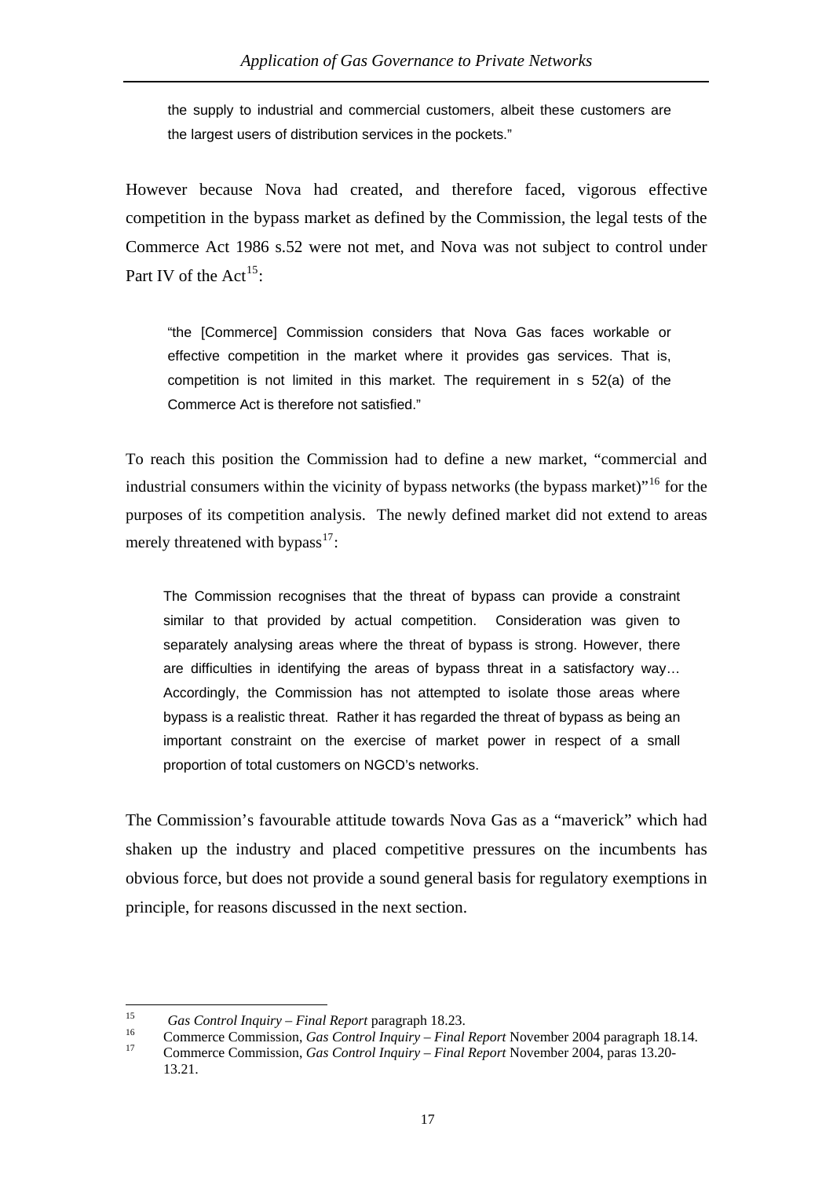> the supply to industrial and commercial customers, albeit these customers are the largest users of distribution services in the pockets."

However because Nova had created, and therefore faced, vigorous effective competition in the bypass market as defined by the Commission, the legal tests of the Commerce Act 1986 s.52 were not met, and Nova was not subject to control under Part IV of the Act[15]:

> "the [Commerce] Commission considers that Nova Gas faces workable or effective competition in the market where it provides gas services. That is, competition is not limited in this market. The requirement in s 52(a) of the Commerce Act is therefore not satisfied."

To reach this position the Commission had to define a new market, "commercial and industrial consumers within the vicinity of bypass networks (the bypass market)"[16] for the purposes of its competition analysis. The newly defined market did not extend to areas merely threatened with bypass[17]:

> The Commission recognises that the threat of bypass can provide a constraint similar to that provided by actual competition. Consideration was given to separately analysing areas where the threat of bypass is strong. However, there are difficulties in identifying the areas of bypass threat in a satisfactory way… Accordingly, the Commission has not attempted to isolate those areas where bypass is a realistic threat. Rather it has regarded the threat of bypass as being an important constraint on the exercise of market power in respect of a small proportion of total customers on NGCD's networks.

The Commission's favourable attitude towards Nova Gas as a "maverick" which had shaken up the industry and placed competitive pressures on the incumbents has obvious force, but does not provide a sound general basis for regulatory exemptions in principle, for reasons discussed in the next section.

---

[15] *Gas Control Inquiry – Final Report* paragraph 18.23.

[16] Commerce Commission, *Gas Control Inquiry – Final Report* November 2004 paragraph 18.14.

[17] Commerce Commission, *Gas Control Inquiry – Final Report* November 2004, paras 13.20-13.21.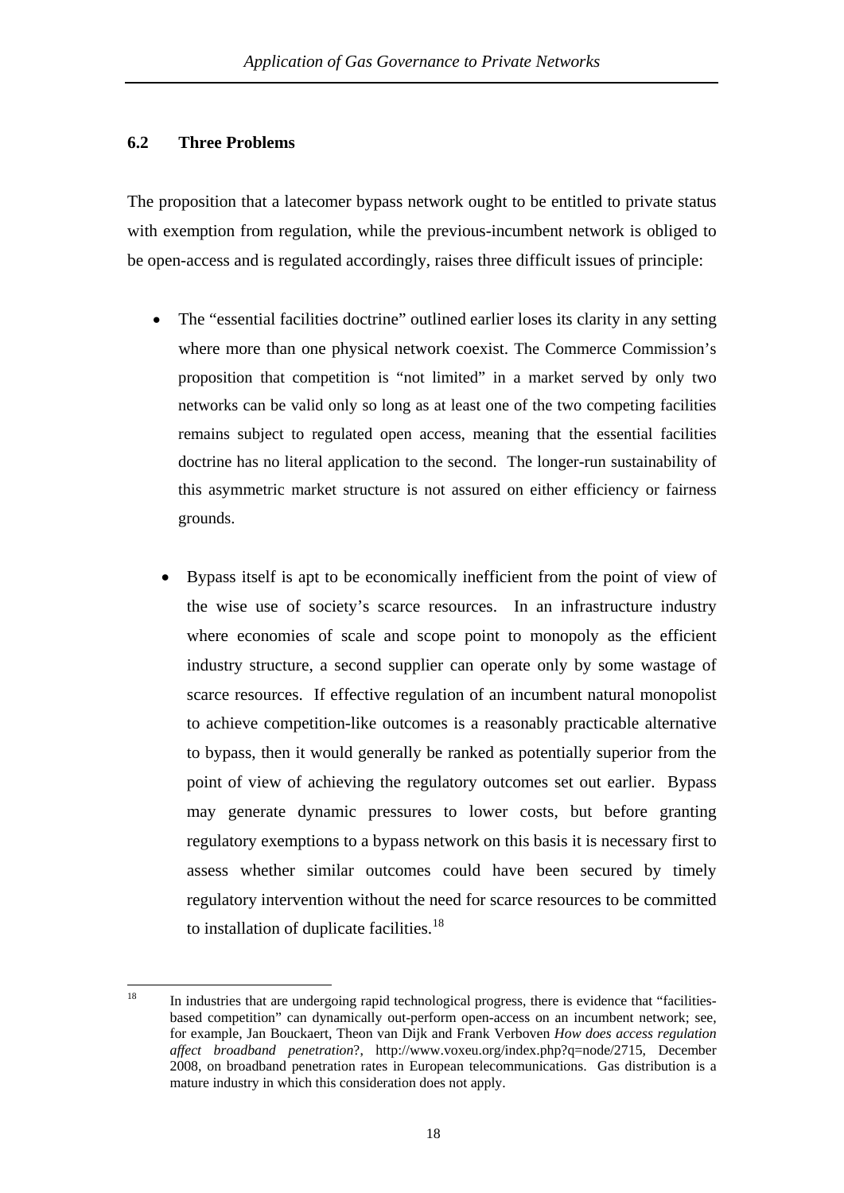## 6.2 Three Problems

The proposition that a latecomer bypass network ought to be entitled to private status with exemption from regulation, while the previous-incumbent network is obliged to be open-access and is regulated accordingly, raises three difficult issues of principle:

- The "essential facilities doctrine" outlined earlier loses its clarity in any setting where more than one physical network coexist. The Commerce Commission's proposition that competition is "not limited" in a market served by only two networks can be valid only so long as at least one of the two competing facilities remains subject to regulated open access, meaning that the essential facilities doctrine has no literal application to the second. The longer-run sustainability of this asymmetric market structure is not assured on either efficiency or fairness grounds.

- Bypass itself is apt to be economically inefficient from the point of view of the wise use of society's scarce resources. In an infrastructure industry where economies of scale and scope point to monopoly as the efficient industry structure, a second supplier can operate only by some wastage of scarce resources. If effective regulation of an incumbent natural monopolist to achieve competition-like outcomes is a reasonably practicable alternative to bypass, then it would generally be ranked as potentially superior from the point of view of achieving the regulatory outcomes set out earlier. Bypass may generate dynamic pressures to lower costs, but before granting regulatory exemptions to a bypass network on this basis it is necessary first to assess whether similar outcomes could have been secured by timely regulatory intervention without the need for scarce resources to be committed to installation of duplicate facilities.[18]

---

[18] In industries that are undergoing rapid technological progress, there is evidence that "facilities-based competition" can dynamically out-perform open-access on an incumbent network; see, for example, Jan Bouckaert, Theon van Dijk and Frank Verboven *How does access regulation affect broadband penetration*?, http://www.voxeu.org/index.php?q=node/2715, December 2008, on broadband penetration rates in European telecommunications. Gas distribution is a mature industry in which this consideration does not apply.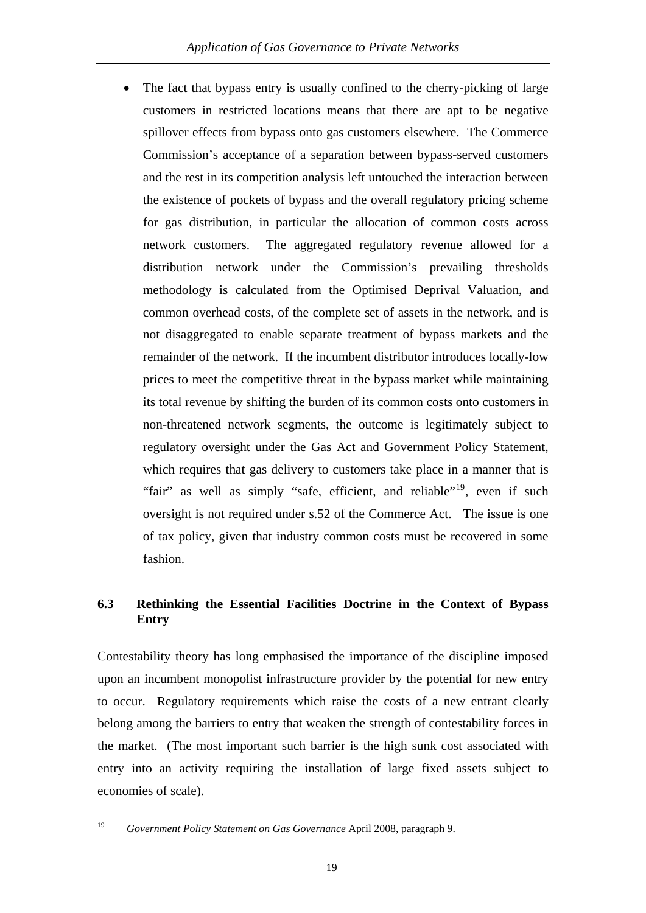- The fact that bypass entry is usually confined to the cherry-picking of large customers in restricted locations means that there are apt to be negative spillover effects from bypass onto gas customers elsewhere. The Commerce Commission's acceptance of a separation between bypass-served customers and the rest in its competition analysis left untouched the interaction between the existence of pockets of bypass and the overall regulatory pricing scheme for gas distribution, in particular the allocation of common costs across network customers. The aggregated regulatory revenue allowed for a distribution network under the Commission's prevailing thresholds methodology is calculated from the Optimised Deprival Valuation, and common overhead costs, of the complete set of assets in the network, and is not disaggregated to enable separate treatment of bypass markets and the remainder of the network. If the incumbent distributor introduces locally-low prices to meet the competitive threat in the bypass market while maintaining its total revenue by shifting the burden of its common costs onto customers in non-threatened network segments, the outcome is legitimately subject to regulatory oversight under the Gas Act and Government Policy Statement, which requires that gas delivery to customers take place in a manner that is "fair" as well as simply "safe, efficient, and reliable"[19], even if such oversight is not required under s.52 of the Commerce Act. The issue is one of tax policy, given that industry common costs must be recovered in some fashion.

### 6.3 Rethinking the Essential Facilities Doctrine in the Context of Bypass Entry

Contestability theory has long emphasised the importance of the discipline imposed upon an incumbent monopolist infrastructure provider by the potential for new entry to occur. Regulatory requirements which raise the costs of a new entrant clearly belong among the barriers to entry that weaken the strength of contestability forces in the market. (The most important such barrier is the high sunk cost associated with entry into an activity requiring the installation of large fixed assets subject to economies of scale).

---

[19] *Government Policy Statement on Gas Governance* April 2008, paragraph 9.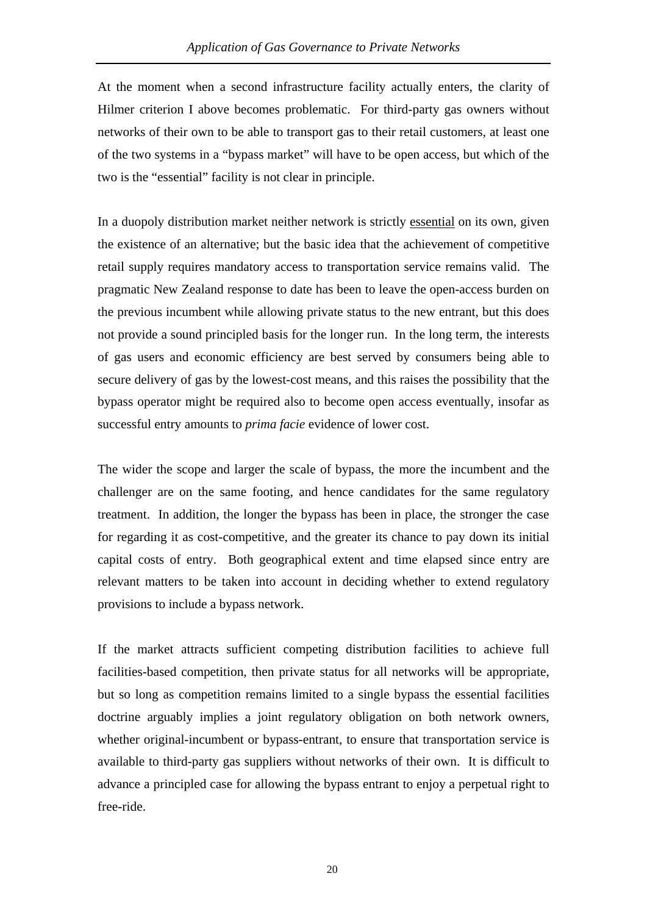At the moment when a second infrastructure facility actually enters, the clarity of Hilmer criterion I above becomes problematic. For third-party gas owners without networks of their own to be able to transport gas to their retail customers, at least one of the two systems in a "bypass market" will have to be open access, but which of the two is the "essential" facility is not clear in principle.

In a duopoly distribution market neither network is strictly <u>essential</u> on its own, given the existence of an alternative; but the basic idea that the achievement of competitive retail supply requires mandatory access to transportation service remains valid. The pragmatic New Zealand response to date has been to leave the open-access burden on the previous incumbent while allowing private status to the new entrant, but this does not provide a sound principled basis for the longer run. In the long term, the interests of gas users and economic efficiency are best served by consumers being able to secure delivery of gas by the lowest-cost means, and this raises the possibility that the bypass operator might be required also to become open access eventually, insofar as successful entry amounts to *prima facie* evidence of lower cost.

The wider the scope and larger the scale of bypass, the more the incumbent and the challenger are on the same footing, and hence candidates for the same regulatory treatment. In addition, the longer the bypass has been in place, the stronger the case for regarding it as cost-competitive, and the greater its chance to pay down its initial capital costs of entry. Both geographical extent and time elapsed since entry are relevant matters to be taken into account in deciding whether to extend regulatory provisions to include a bypass network.

If the market attracts sufficient competing distribution facilities to achieve full facilities-based competition, then private status for all networks will be appropriate, but so long as competition remains limited to a single bypass the essential facilities doctrine arguably implies a joint regulatory obligation on both network owners, whether original-incumbent or bypass-entrant, to ensure that transportation service is available to third-party gas suppliers without networks of their own. It is difficult to advance a principled case for allowing the bypass entrant to enjoy a perpetual right to free-ride.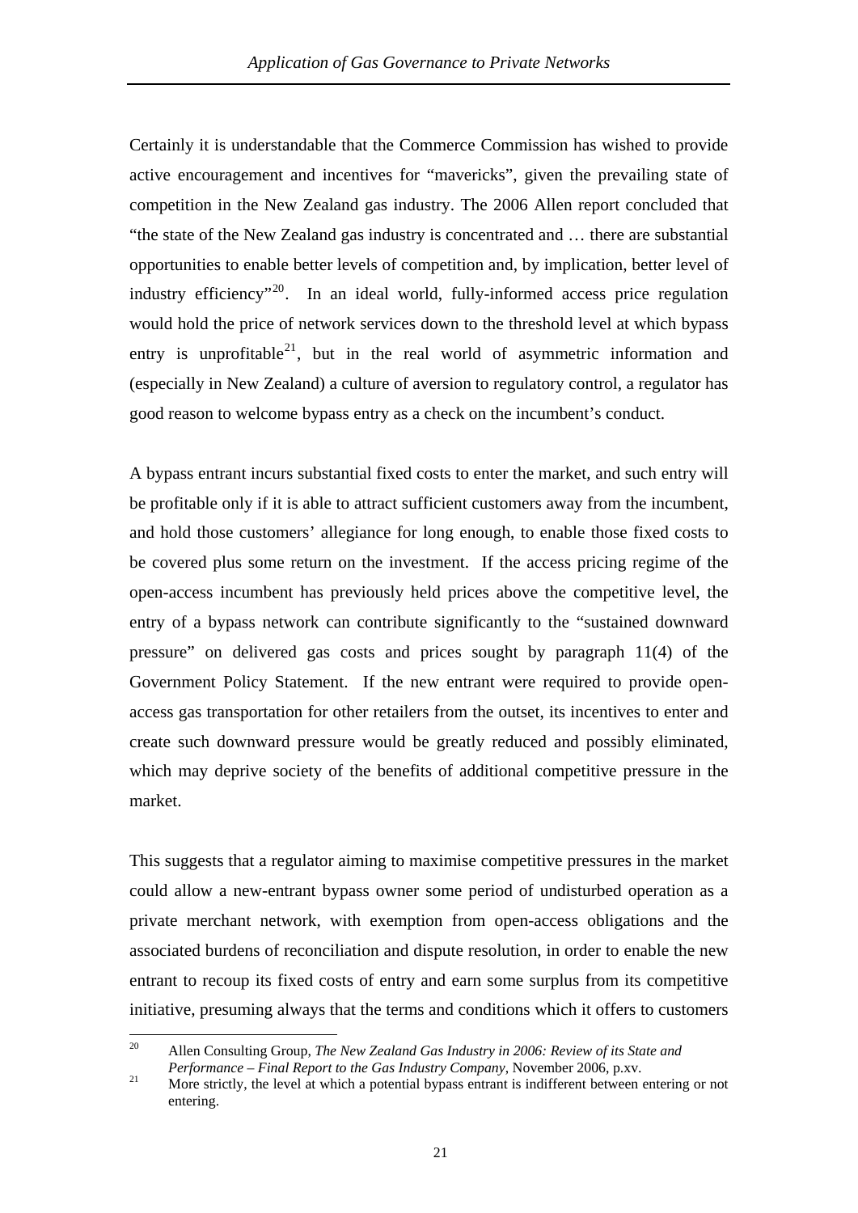Certainly it is understandable that the Commerce Commission has wished to provide active encouragement and incentives for "mavericks", given the prevailing state of competition in the New Zealand gas industry. The 2006 Allen report concluded that "the state of the New Zealand gas industry is concentrated and … there are substantial opportunities to enable better levels of competition and, by implication, better level of industry efficiency"[20]. In an ideal world, fully-informed access price regulation would hold the price of network services down to the threshold level at which bypass entry is unprofitable[21], but in the real world of asymmetric information and (especially in New Zealand) a culture of aversion to regulatory control, a regulator has good reason to welcome bypass entry as a check on the incumbent's conduct.

A bypass entrant incurs substantial fixed costs to enter the market, and such entry will be profitable only if it is able to attract sufficient customers away from the incumbent, and hold those customers' allegiance for long enough, to enable those fixed costs to be covered plus some return on the investment. If the access pricing regime of the open-access incumbent has previously held prices above the competitive level, the entry of a bypass network can contribute significantly to the "sustained downward pressure" on delivered gas costs and prices sought by paragraph 11(4) of the Government Policy Statement. If the new entrant were required to provide open-access gas transportation for other retailers from the outset, its incentives to enter and create such downward pressure would be greatly reduced and possibly eliminated, which may deprive society of the benefits of additional competitive pressure in the market.

This suggests that a regulator aiming to maximise competitive pressures in the market could allow a new-entrant bypass owner some period of undisturbed operation as a private merchant network, with exemption from open-access obligations and the associated burdens of reconciliation and dispute resolution, in order to enable the new entrant to recoup its fixed costs of entry and earn some surplus from its competitive initiative, presuming always that the terms and conditions which it offers to customers

---

[20] Allen Consulting Group, *The New Zealand Gas Industry in 2006: Review of its State and Performance – Final Report to the Gas Industry Company*, November 2006, p.xv.

[21] More strictly, the level at which a potential bypass entrant is indifferent between entering or not entering.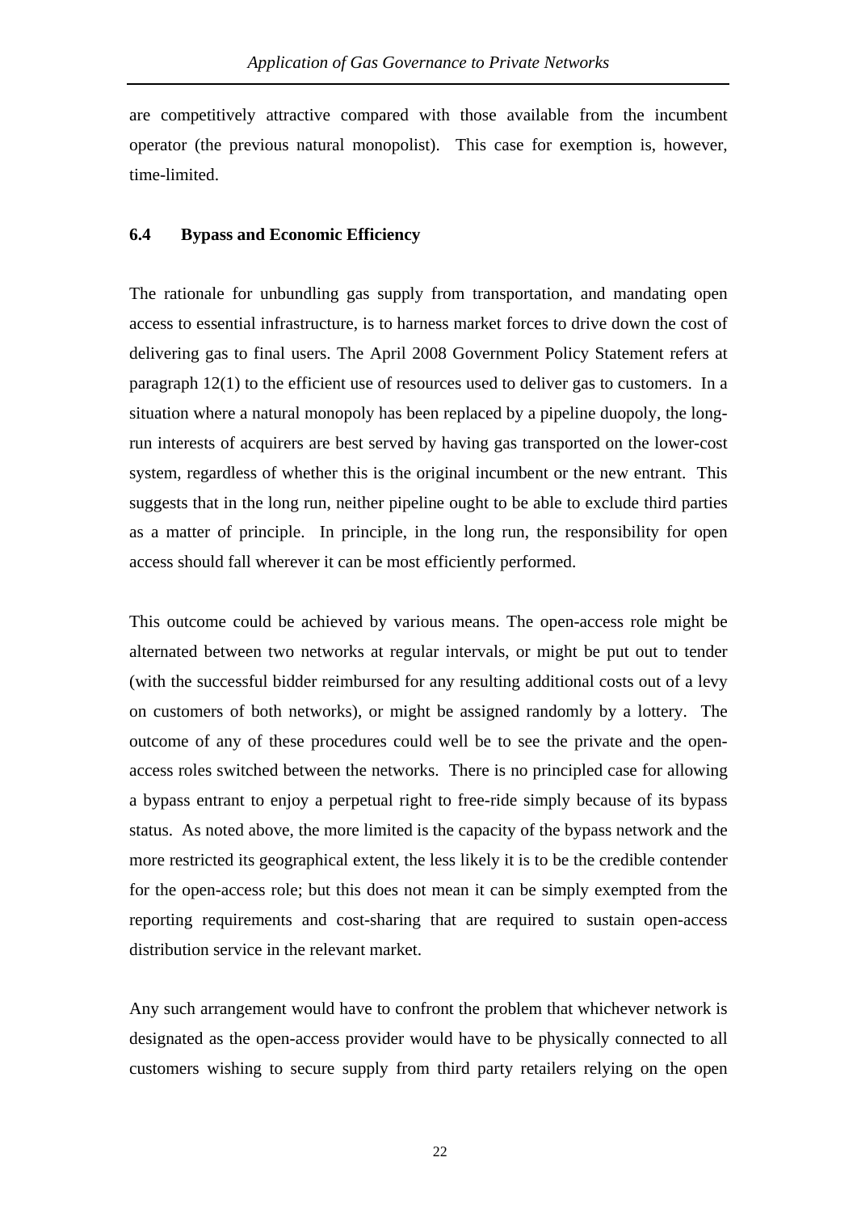are competitively attractive compared with those available from the incumbent operator (the previous natural monopolist). This case for exemption is, however, time-limited.

### 6.4 Bypass and Economic Efficiency

The rationale for unbundling gas supply from transportation, and mandating open access to essential infrastructure, is to harness market forces to drive down the cost of delivering gas to final users. The April 2008 Government Policy Statement refers at paragraph 12(1) to the efficient use of resources used to deliver gas to customers. In a situation where a natural monopoly has been replaced by a pipeline duopoly, the long-run interests of acquirers are best served by having gas transported on the lower-cost system, regardless of whether this is the original incumbent or the new entrant. This suggests that in the long run, neither pipeline ought to be able to exclude third parties as a matter of principle. In principle, in the long run, the responsibility for open access should fall wherever it can be most efficiently performed.

This outcome could be achieved by various means. The open-access role might be alternated between two networks at regular intervals, or might be put out to tender (with the successful bidder reimbursed for any resulting additional costs out of a levy on customers of both networks), or might be assigned randomly by a lottery. The outcome of any of these procedures could well be to see the private and the open-access roles switched between the networks. There is no principled case for allowing a bypass entrant to enjoy a perpetual right to free-ride simply because of its bypass status. As noted above, the more limited is the capacity of the bypass network and the more restricted its geographical extent, the less likely it is to be the credible contender for the open-access role; but this does not mean it can be simply exempted from the reporting requirements and cost-sharing that are required to sustain open-access distribution service in the relevant market.

Any such arrangement would have to confront the problem that whichever network is designated as the open-access provider would have to be physically connected to all customers wishing to secure supply from third party retailers relying on the open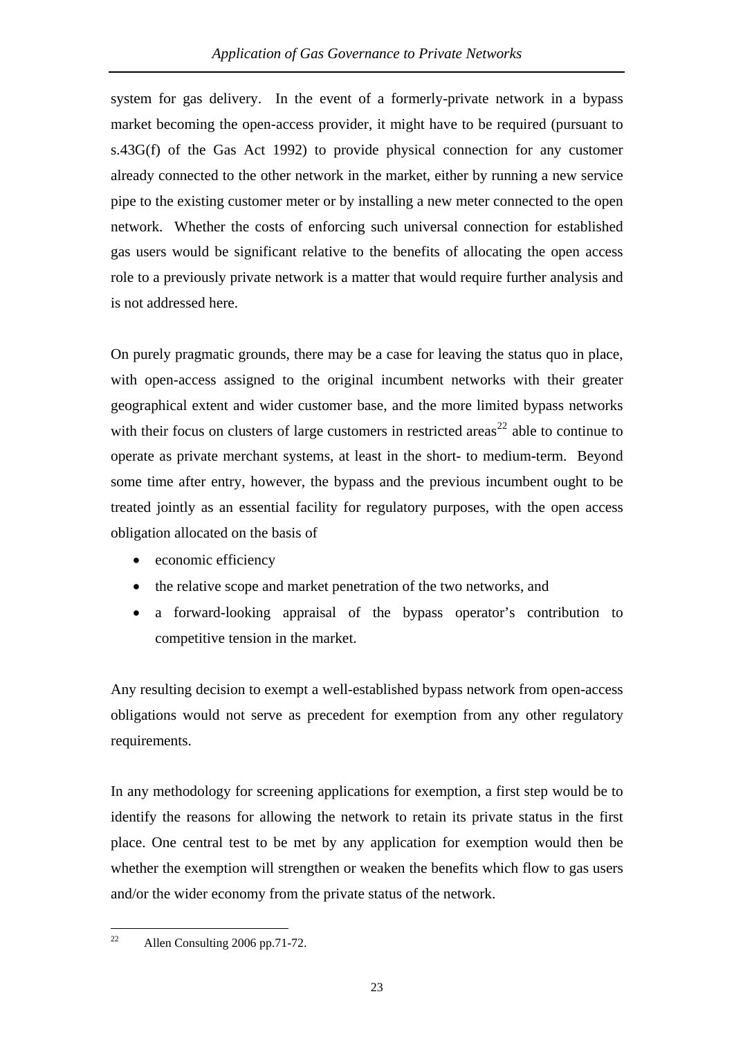system for gas delivery. In the event of a formerly-private network in a bypass market becoming the open-access provider, it might have to be required (pursuant to s.43G(f) of the Gas Act 1992) to provide physical connection for any customer already connected to the other network in the market, either by running a new service pipe to the existing customer meter or by installing a new meter connected to the open network. Whether the costs of enforcing such universal connection for established gas users would be significant relative to the benefits of allocating the open access role to a previously private network is a matter that would require further analysis and is not addressed here.

On purely pragmatic grounds, there may be a case for leaving the status quo in place, with open-access assigned to the original incumbent networks with their greater geographical extent and wider customer base, and the more limited bypass networks with their focus on clusters of large customers in restricted areas[22] able to continue to operate as private merchant systems, at least in the short- to medium-term. Beyond some time after entry, however, the bypass and the previous incumbent ought to be treated jointly as an essential facility for regulatory purposes, with the open access obligation allocated on the basis of

- economic efficiency
- the relative scope and market penetration of the two networks, and
- a forward-looking appraisal of the bypass operator's contribution to competitive tension in the market.

Any resulting decision to exempt a well-established bypass network from open-access obligations would not serve as precedent for exemption from any other regulatory requirements.

In any methodology for screening applications for exemption, a first step would be to identify the reasons for allowing the network to retain its private status in the first place. One central test to be met by any application for exemption would then be whether the exemption will strengthen or weaken the benefits which flow to gas users and/or the wider economy from the private status of the network.

---

[22] Allen Consulting 2006 pp.71-72.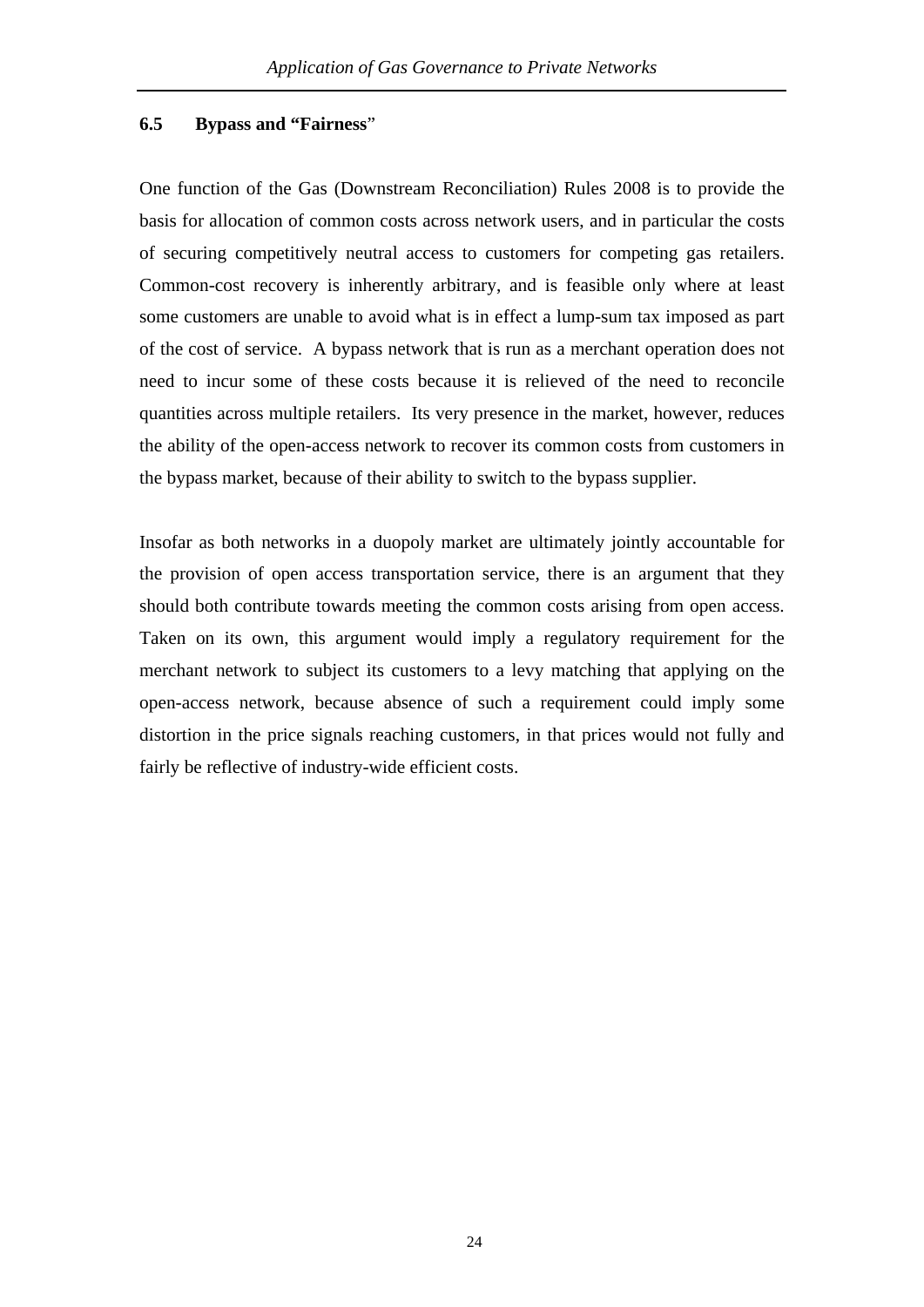## 6.5 Bypass and "Fairness"

One function of the Gas (Downstream Reconciliation) Rules 2008 is to provide the basis for allocation of common costs across network users, and in particular the costs of securing competitively neutral access to customers for competing gas retailers. Common-cost recovery is inherently arbitrary, and is feasible only where at least some customers are unable to avoid what is in effect a lump-sum tax imposed as part of the cost of service. A bypass network that is run as a merchant operation does not need to incur some of these costs because it is relieved of the need to reconcile quantities across multiple retailers. Its very presence in the market, however, reduces the ability of the open-access network to recover its common costs from customers in the bypass market, because of their ability to switch to the bypass supplier.

Insofar as both networks in a duopoly market are ultimately jointly accountable for the provision of open access transportation service, there is an argument that they should both contribute towards meeting the common costs arising from open access. Taken on its own, this argument would imply a regulatory requirement for the merchant network to subject its customers to a levy matching that applying on the open-access network, because absence of such a requirement could imply some distortion in the price signals reaching customers, in that prices would not fully and fairly be reflective of industry-wide efficient costs.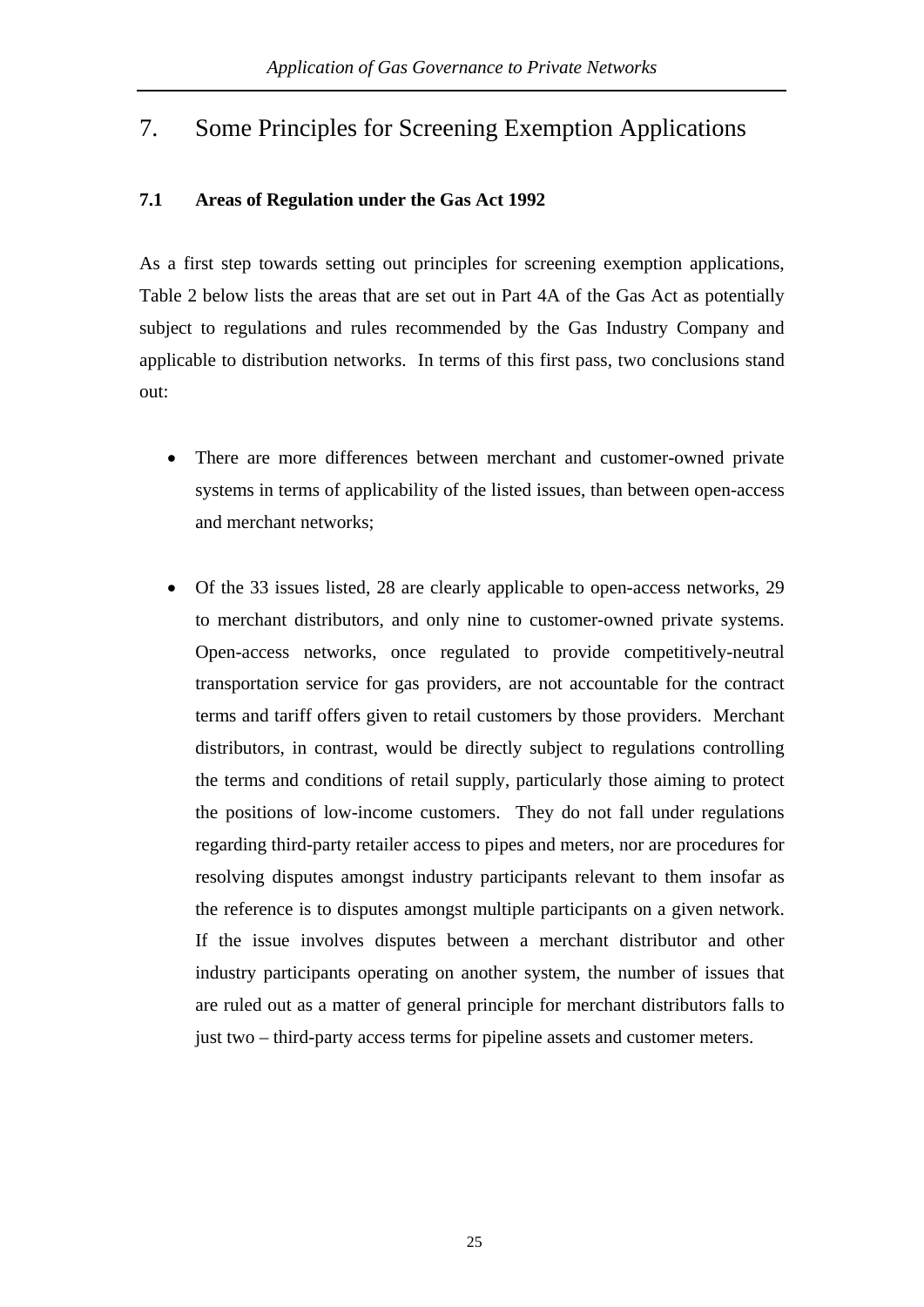# 7. Some Principles for Screening Exemption Applications

## 7.1 Areas of Regulation under the Gas Act 1992

As a first step towards setting out principles for screening exemption applications, Table 2 below lists the areas that are set out in Part 4A of the Gas Act as potentially subject to regulations and rules recommended by the Gas Industry Company and applicable to distribution networks. In terms of this first pass, two conclusions stand out:

- There are more differences between merchant and customer-owned private systems in terms of applicability of the listed issues, than between open-access and merchant networks;

- Of the 33 issues listed, 28 are clearly applicable to open-access networks, 29 to merchant distributors, and only nine to customer-owned private systems. Open-access networks, once regulated to provide competitively-neutral transportation service for gas providers, are not accountable for the contract terms and tariff offers given to retail customers by those providers. Merchant distributors, in contrast, would be directly subject to regulations controlling the terms and conditions of retail supply, particularly those aiming to protect the positions of low-income customers. They do not fall under regulations regarding third-party retailer access to pipes and meters, nor are procedures for resolving disputes amongst industry participants relevant to them insofar as the reference is to disputes amongst multiple participants on a given network. If the issue involves disputes between a merchant distributor and other industry participants operating on another system, the number of issues that are ruled out as a matter of general principle for merchant distributors falls to just two – third-party access terms for pipeline assets and customer meters.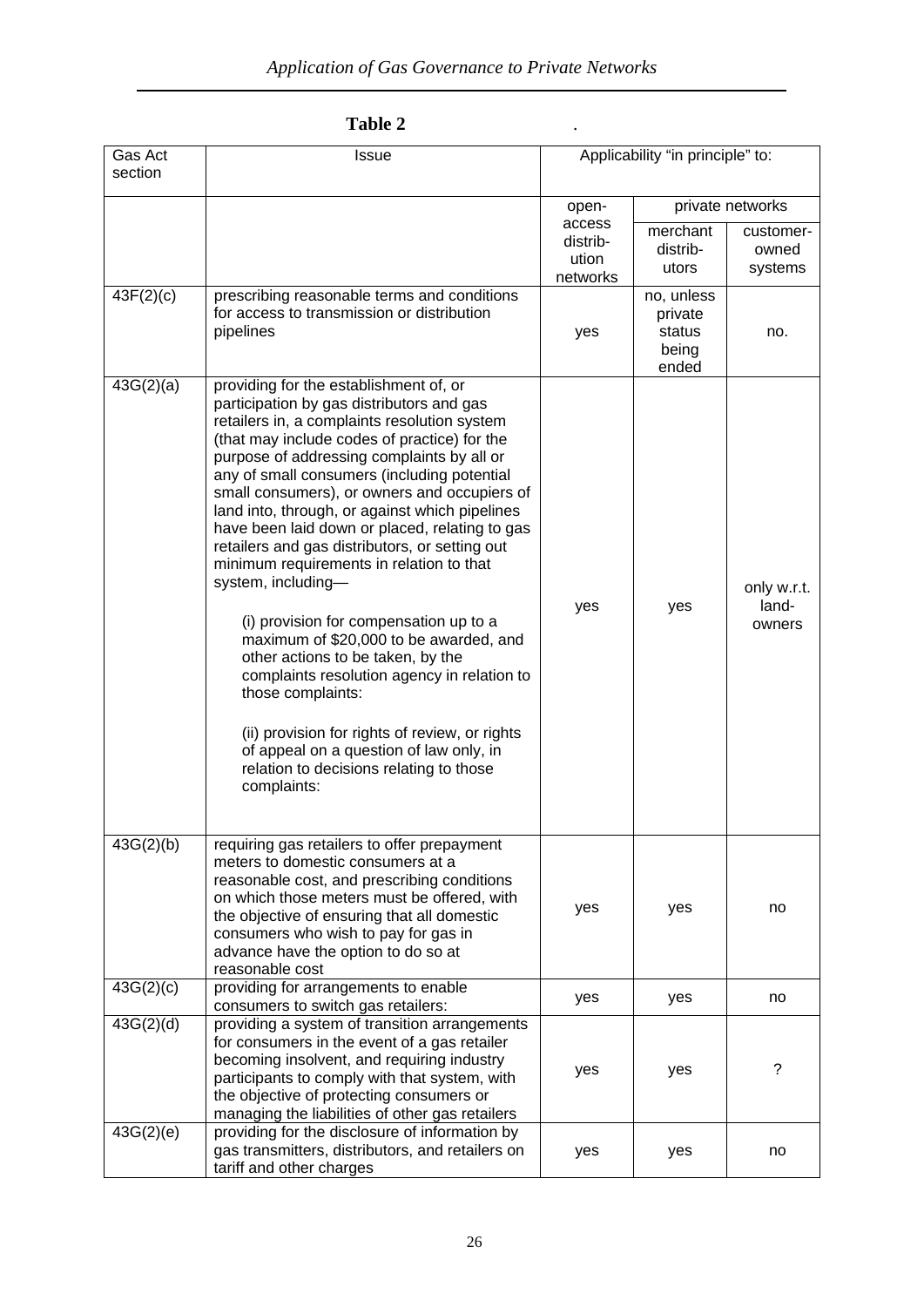**Table 2**

| Gas Act section | Issue | Applicability "in principle" to: | | |
|---|---|---|---|---|
| | | open-access distribution networks | private networks | |
| | | | merchant distributors | customer-owned systems |
| 43F(2)(c) | prescribing reasonable terms and conditions for access to transmission or distribution pipelines | yes | no, unless private status being ended | no. |
| 43G(2)(a) | providing for the establishment of, or participation by gas distributors and gas retailers in, a complaints resolution system (that may include codes of practice) for the purpose of addressing complaints by all or any of small consumers (including potential small consumers), or owners and occupiers of land into, through, or against which pipelines have been laid down or placed, relating to gas retailers and gas distributors, or setting out minimum requirements in relation to that system, including— (i) provision for compensation up to a maximum of $20,000 to be awarded, and other actions to be taken, by the complaints resolution agency in relation to those complaints: (ii) provision for rights of review, or rights of appeal on a question of law only, in relation to decisions relating to those complaints: | yes | yes | only w.r.t. land-owners |
| 43G(2)(b) | requiring gas retailers to offer prepayment meters to domestic consumers at a reasonable cost, and prescribing conditions on which those meters must be offered, with the objective of ensuring that all domestic consumers who wish to pay for gas in advance have the option to do so at reasonable cost | yes | yes | no |
| 43G(2)(c) | providing for arrangements to enable consumers to switch gas retailers: | yes | yes | no |
| 43G(2)(d) | providing a system of transition arrangements for consumers in the event of a gas retailer becoming insolvent, and requiring industry participants to comply with that system, with the objective of protecting consumers or managing the liabilities of other gas retailers | yes | yes | ? |
| 43G(2)(e) | providing for the disclosure of information by gas transmitters, distributors, and retailers on tariff and other charges | yes | yes | no |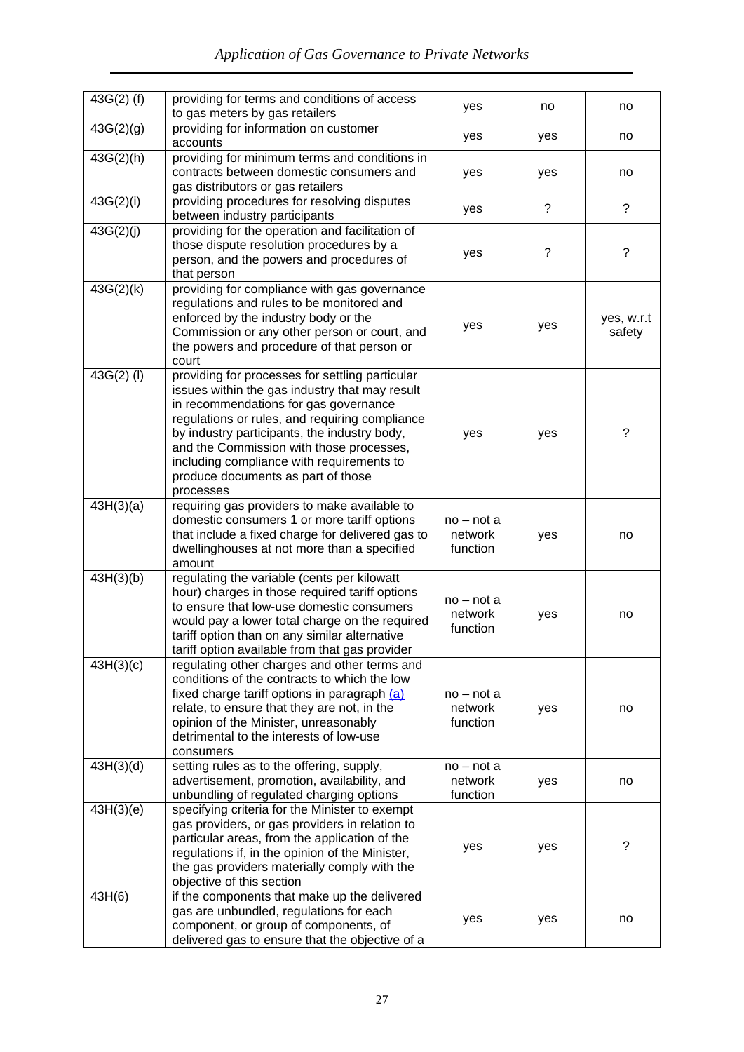| 43G(2) (f) | providing for terms and conditions of access to gas meters by gas retailers | yes | no | no |
|---|---|---|---|---|
| 43G(2)(g) | providing for information on customer accounts | yes | yes | no |
| 43G(2)(h) | providing for minimum terms and conditions in contracts between domestic consumers and gas distributors or gas retailers | yes | yes | no |
| 43G(2)(i) | providing procedures for resolving disputes between industry participants | yes | ? | ? |
| 43G(2)(j) | providing for the operation and facilitation of those dispute resolution procedures by a person, and the powers and procedures of that person | yes | ? | ? |
| 43G(2)(k) | providing for compliance with gas governance regulations and rules to be monitored and enforced by the industry body or the Commission or any other person or court, and the powers and procedure of that person or court | yes | yes | yes, w.r.t safety |
| 43G(2) (l) | providing for processes for settling particular issues within the gas industry that may result in recommendations for gas governance regulations or rules, and requiring compliance by industry participants, the industry body, and the Commission with those processes, including compliance with requirements to produce documents as part of those processes | yes | yes | ? |
| 43H(3)(a) | requiring gas providers to make available to domestic consumers 1 or more tariff options that include a fixed charge for delivered gas to dwellinghouses at not more than a specified amount | no – not a network function | yes | no |
| 43H(3)(b) | regulating the variable (cents per kilowatt hour) charges in those required tariff options to ensure that low-use domestic consumers would pay a lower total charge on the required tariff option than on any similar alternative tariff option available from that gas provider | no – not a network function | yes | no |
| 43H(3)(c) | regulating other charges and other terms and conditions of the contracts to which the low fixed charge tariff options in paragraph (a) relate, to ensure that they are not, in the opinion of the Minister, unreasonably detrimental to the interests of low-use consumers | no – not a network function | yes | no |
| 43H(3)(d) | setting rules as to the offering, supply, advertisement, promotion, availability, and unbundling of regulated charging options | no – not a network function | yes | no |
| 43H(3)(e) | specifying criteria for the Minister to exempt gas providers, or gas providers in relation to particular areas, from the application of the regulations if, in the opinion of the Minister, the gas providers materially comply with the objective of this section | yes | yes | ? |
| 43H(6) | if the components that make up the delivered gas are unbundled, regulations for each component, or group of components, of delivered gas to ensure that the objective of a | yes | yes | no |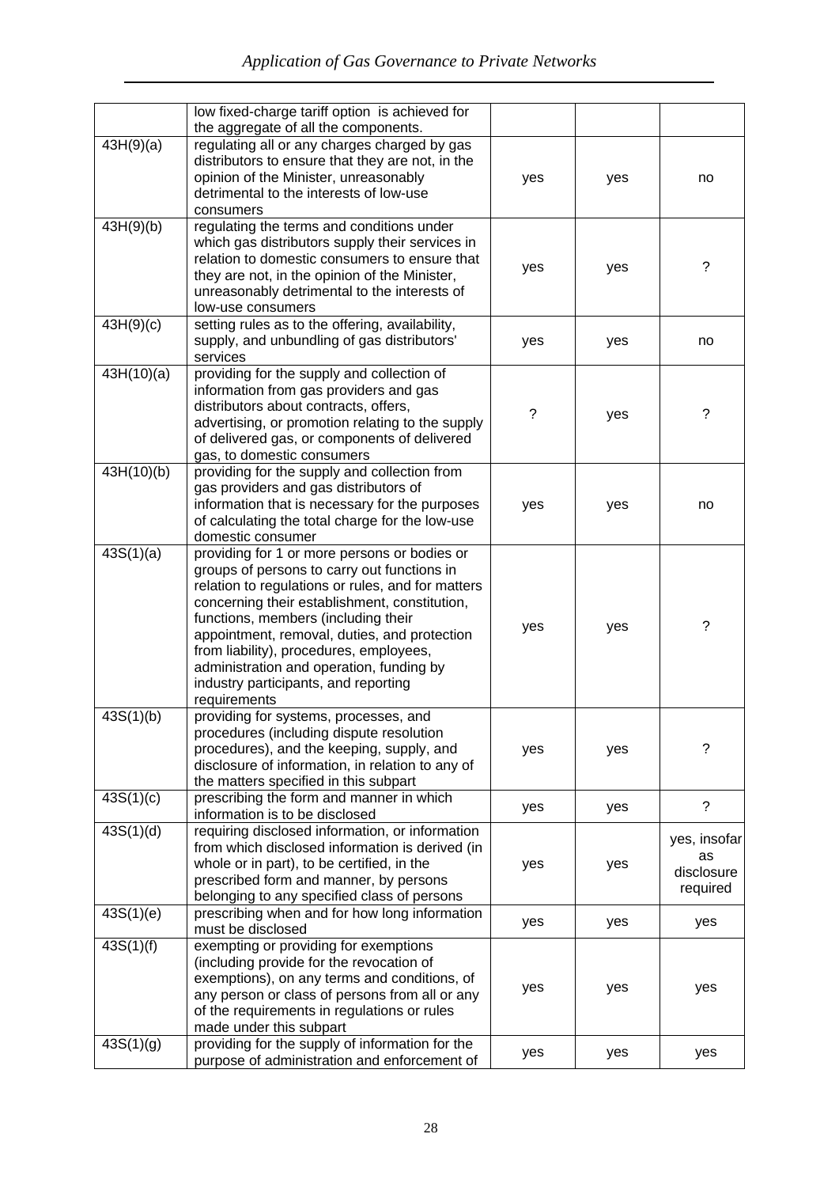| | | | | |
|---|---|---|---|---|
| | low fixed-charge tariff option is achieved for the aggregate of all the components. | | | |
| 43H(9)(a) | regulating all or any charges charged by gas distributors to ensure that they are not, in the opinion of the Minister, unreasonably detrimental to the interests of low-use consumers | yes | yes | no |
| 43H(9)(b) | regulating the terms and conditions under which gas distributors supply their services in relation to domestic consumers to ensure that they are not, in the opinion of the Minister, unreasonably detrimental to the interests of low-use consumers | yes | yes | ? |
| 43H(9)(c) | setting rules as to the offering, availability, supply, and unbundling of gas distributors' services | yes | yes | no |
| 43H(10)(a) | providing for the supply and collection of information from gas providers and gas distributors about contracts, offers, advertising, or promotion relating to the supply of delivered gas, or components of delivered gas, to domestic consumers | ? | yes | ? |
| 43H(10)(b) | providing for the supply and collection from gas providers and gas distributors of information that is necessary for the purposes of calculating the total charge for the low-use domestic consumer | yes | yes | no |
| 43S(1)(a) | providing for 1 or more persons or bodies or groups of persons to carry out functions in relation to regulations or rules, and for matters concerning their establishment, constitution, functions, members (including their appointment, removal, duties, and protection from liability), procedures, employees, administration and operation, funding by industry participants, and reporting requirements | yes | yes | ? |
| 43S(1)(b) | providing for systems, processes, and procedures (including dispute resolution procedures), and the keeping, supply, and disclosure of information, in relation to any of the matters specified in this subpart | yes | yes | ? |
| 43S(1)(c) | prescribing the form and manner in which information is to be disclosed | yes | yes | ? |
| 43S(1)(d) | requiring disclosed information, or information from which disclosed information is derived (in whole or in part), to be certified, in the prescribed form and manner, by persons belonging to any specified class of persons | yes | yes | yes, insofar as disclosure required |
| 43S(1)(e) | prescribing when and for how long information must be disclosed | yes | yes | yes |
| 43S(1)(f) | exempting or providing for exemptions (including provide for the revocation of exemptions), on any terms and conditions, of any person or class of persons from all or any of the requirements in regulations or rules made under this subpart | yes | yes | yes |
| 43S(1)(g) | providing for the supply of information for the purpose of administration and enforcement of | yes | yes | yes |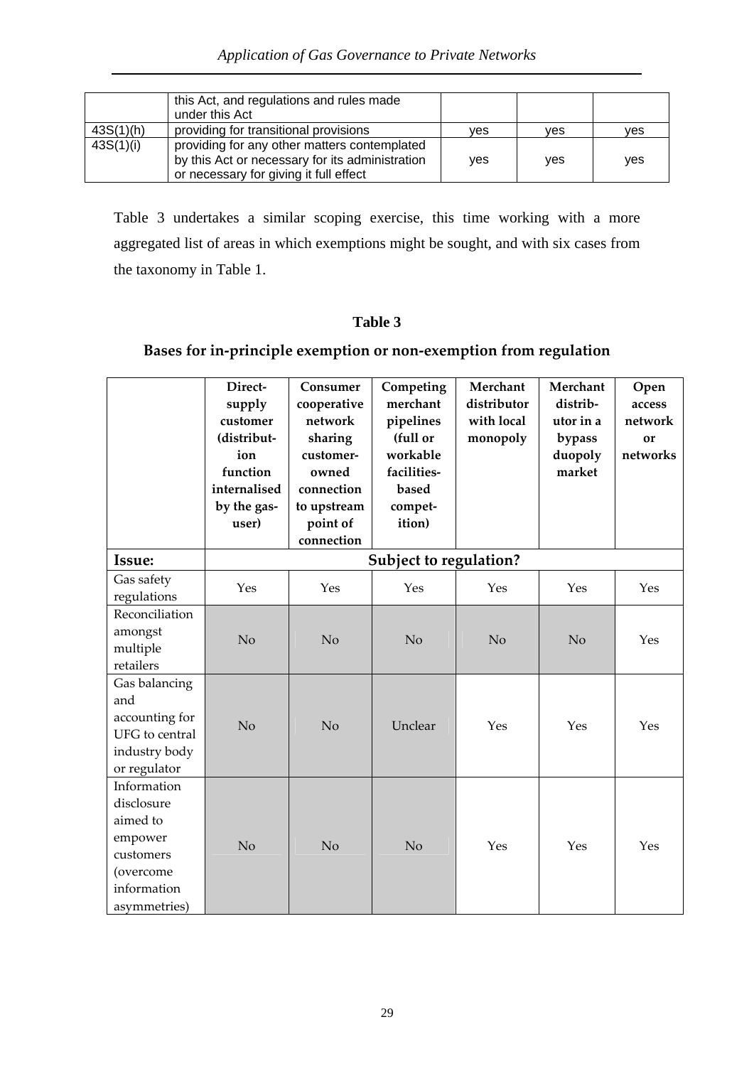| | this Act, and regulations and rules made under this Act | | | |
|---|---|---|---|---|
| 43S(1)(h) | providing for transitional provisions | yes | yes | yes |
| 43S(1)(i) | providing for any other matters contemplated by this Act or necessary for its administration or necessary for giving it full effect | yes | yes | yes |

Table 3 undertakes a similar scoping exercise, this time working with a more aggregated list of areas in which exemptions might be sought, and with six cases from the taxonomy in Table 1.

**Table 3**

**Bases for in-principle exemption or non-exemption from regulation**

| | **Direct-supply customer (distribution function internalised by the gas-user)** | **Consumer cooperative network sharing customer-owned connection to upstream point of connection** | **Competing merchant pipelines (full or workable facilities-based competition)** | **Merchant distributor with local monopoly** | **Merchant distributor in a bypass duopoly market** | **Open access network or networks** |
|---|---|---|---|---|---|---|
| **Issue:** | **Subject to regulation?** | | | | | |
| Gas safety regulations | Yes | Yes | Yes | Yes | Yes | Yes |
| Reconciliation amongst multiple retailers | No | No | No | No | No | Yes |
| Gas balancing and accounting for UFG to central industry body or regulator | No | No | Unclear | Yes | Yes | Yes |
| Information disclosure aimed to empower customers (overcome information asymmetries) | No | No | No | Yes | Yes | Yes |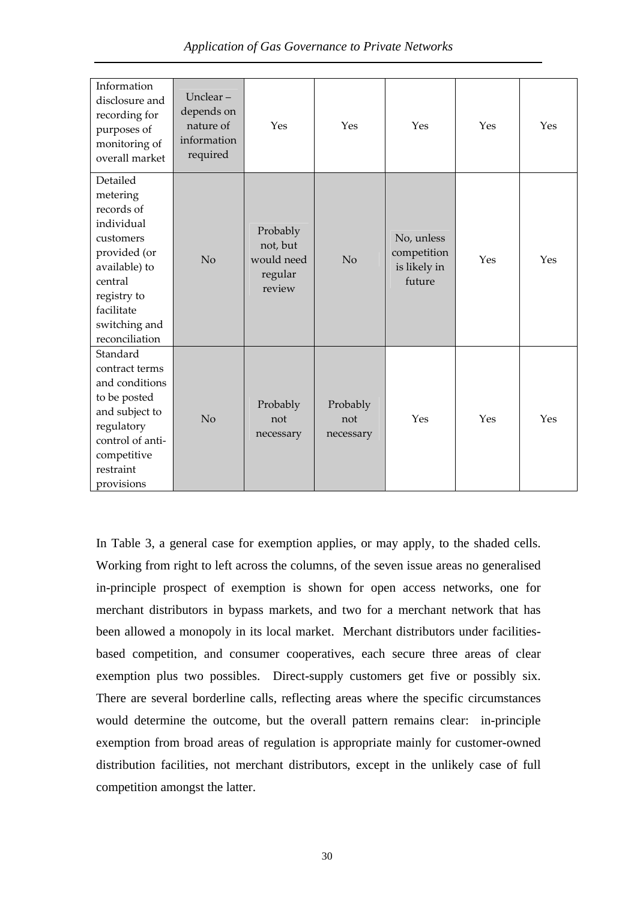| | | | | | | |
|---|---|---|---|---|---|---|
| Information disclosure and recording for purposes of monitoring of overall market | Unclear – depends on nature of information required | Yes | Yes | Yes | Yes | Yes |
| Detailed metering records of individual customers provided (or available) to central registry to facilitate switching and reconciliation | No | Probably not, but would need regular review | No | No, unless competition is likely in future | Yes | Yes |
| Standard contract terms and conditions to be posted and subject to regulatory control of anti-competitive restraint provisions | No | Probably not necessary | Probably not necessary | Yes | Yes | Yes |

In Table 3, a general case for exemption applies, or may apply, to the shaded cells. Working from right to left across the columns, of the seven issue areas no generalised in-principle prospect of exemption is shown for open access networks, one for merchant distributors in bypass markets, and two for a merchant network that has been allowed a monopoly in its local market. Merchant distributors under facilities-based competition, and consumer cooperatives, each secure three areas of clear exemption plus two possibles. Direct-supply customers get five or possibly six. There are several borderline calls, reflecting areas where the specific circumstances would determine the outcome, but the overall pattern remains clear: in-principle exemption from broad areas of regulation is appropriate mainly for customer-owned distribution facilities, not merchant distributors, except in the unlikely case of full competition amongst the latter.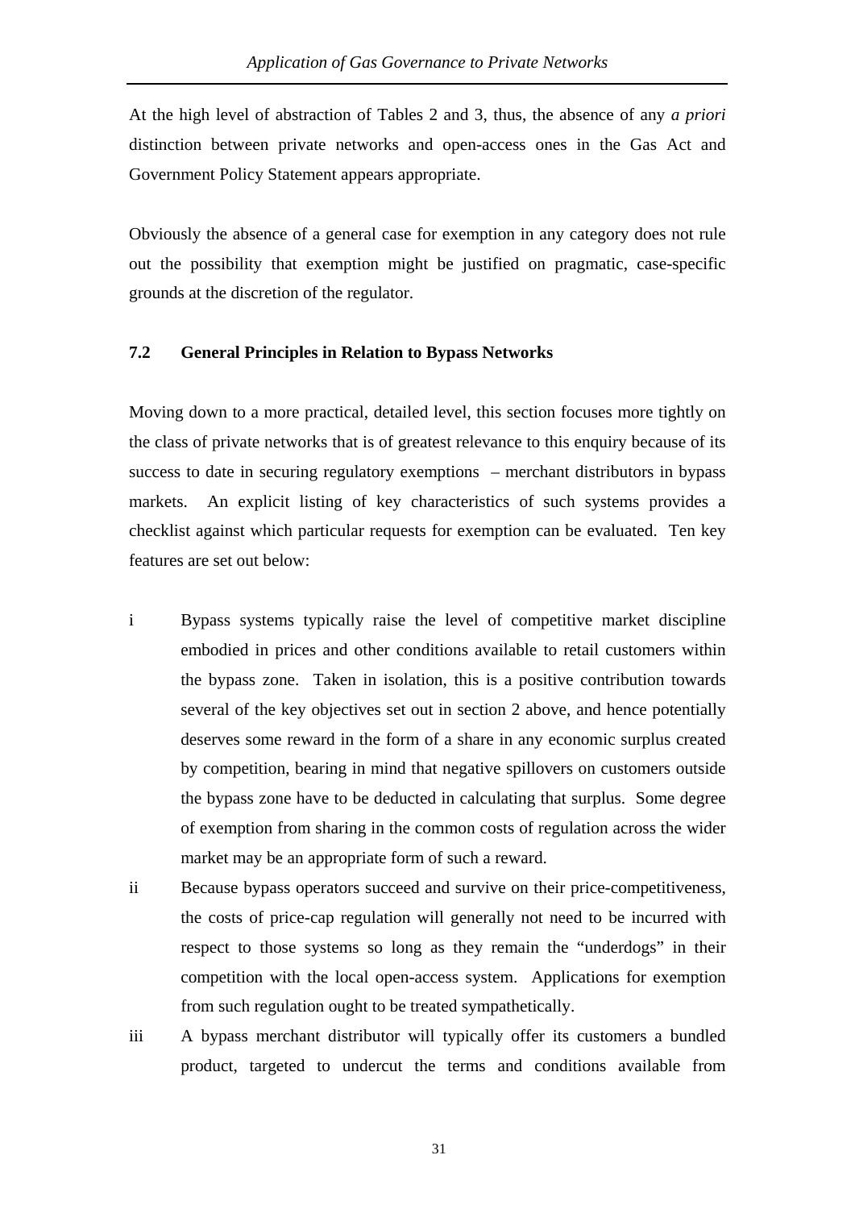At the high level of abstraction of Tables 2 and 3, thus, the absence of any *a priori* distinction between private networks and open-access ones in the Gas Act and Government Policy Statement appears appropriate.

Obviously the absence of a general case for exemption in any category does not rule out the possibility that exemption might be justified on pragmatic, case-specific grounds at the discretion of the regulator.

### 7.2 General Principles in Relation to Bypass Networks

Moving down to a more practical, detailed level, this section focuses more tightly on the class of private networks that is of greatest relevance to this enquiry because of its success to date in securing regulatory exemptions – merchant distributors in bypass markets. An explicit listing of key characteristics of such systems provides a checklist against which particular requests for exemption can be evaluated. Ten key features are set out below:

i Bypass systems typically raise the level of competitive market discipline embodied in prices and other conditions available to retail customers within the bypass zone. Taken in isolation, this is a positive contribution towards several of the key objectives set out in section 2 above, and hence potentially deserves some reward in the form of a share in any economic surplus created by competition, bearing in mind that negative spillovers on customers outside the bypass zone have to be deducted in calculating that surplus. Some degree of exemption from sharing in the common costs of regulation across the wider market may be an appropriate form of such a reward.

ii Because bypass operators succeed and survive on their price-competitiveness, the costs of price-cap regulation will generally not need to be incurred with respect to those systems so long as they remain the "underdogs" in their competition with the local open-access system. Applications for exemption from such regulation ought to be treated sympathetically.

iii A bypass merchant distributor will typically offer its customers a bundled product, targeted to undercut the terms and conditions available from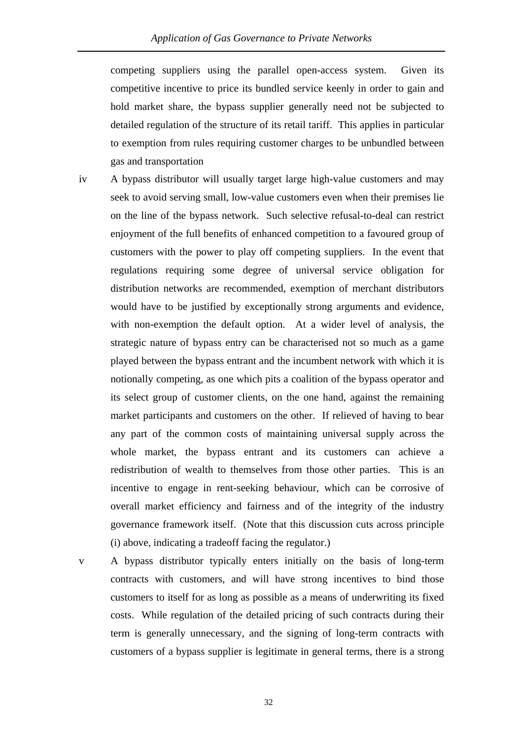competing suppliers using the parallel open-access system. Given its competitive incentive to price its bundled service keenly in order to gain and hold market share, the bypass supplier generally need not be subjected to detailed regulation of the structure of its retail tariff. This applies in particular to exemption from rules requiring customer charges to be unbundled between gas and transportation

iv A bypass distributor will usually target large high-value customers and may seek to avoid serving small, low-value customers even when their premises lie on the line of the bypass network. Such selective refusal-to-deal can restrict enjoyment of the full benefits of enhanced competition to a favoured group of customers with the power to play off competing suppliers. In the event that regulations requiring some degree of universal service obligation for distribution networks are recommended, exemption of merchant distributors would have to be justified by exceptionally strong arguments and evidence, with non-exemption the default option. At a wider level of analysis, the strategic nature of bypass entry can be characterised not so much as a game played between the bypass entrant and the incumbent network with which it is notionally competing, as one which pits a coalition of the bypass operator and its select group of customer clients, on the one hand, against the remaining market participants and customers on the other. If relieved of having to bear any part of the common costs of maintaining universal supply across the whole market, the bypass entrant and its customers can achieve a redistribution of wealth to themselves from those other parties. This is an incentive to engage in rent-seeking behaviour, which can be corrosive of overall market efficiency and fairness and of the integrity of the industry governance framework itself. (Note that this discussion cuts across principle (i) above, indicating a tradeoff facing the regulator.)

v A bypass distributor typically enters initially on the basis of long-term contracts with customers, and will have strong incentives to bind those customers to itself for as long as possible as a means of underwriting its fixed costs. While regulation of the detailed pricing of such contracts during their term is generally unnecessary, and the signing of long-term contracts with customers of a bypass supplier is legitimate in general terms, there is a strong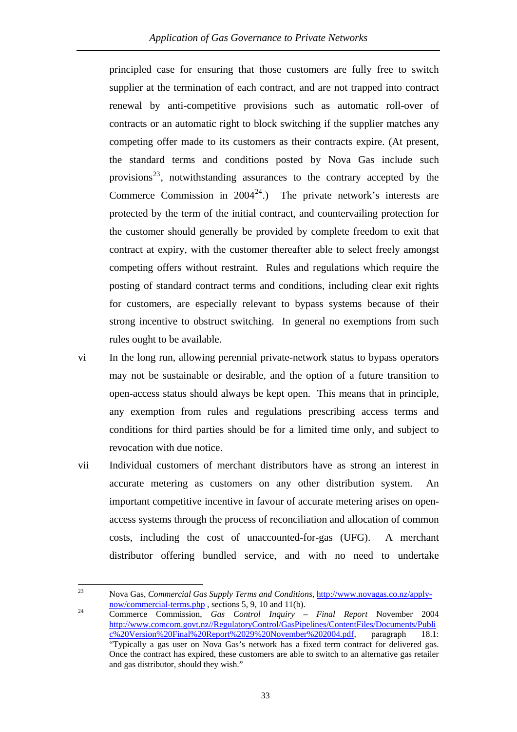principled case for ensuring that those customers are fully free to switch supplier at the termination of each contract, and are not trapped into contract renewal by anti-competitive provisions such as automatic roll-over of contracts or an automatic right to block switching if the supplier matches any competing offer made to its customers as their contracts expire. (At present, the standard terms and conditions posted by Nova Gas include such provisions[23], notwithstanding assurances to the contrary accepted by the Commerce Commission in 2004[24].) The private network's interests are protected by the term of the initial contract, and countervailing protection for the customer should generally be provided by complete freedom to exit that contract at expiry, with the customer thereafter able to select freely amongst competing offers without restraint. Rules and regulations which require the posting of standard contract terms and conditions, including clear exit rights for customers, are especially relevant to bypass systems because of their strong incentive to obstruct switching. In general no exemptions from such rules ought to be available.

vi In the long run, allowing perennial private-network status to bypass operators may not be sustainable or desirable, and the option of a future transition to open-access status should always be kept open. This means that in principle, any exemption from rules and regulations prescribing access terms and conditions for third parties should be for a limited time only, and subject to revocation with due notice.

vii Individual customers of merchant distributors have as strong an interest in accurate metering as customers on any other distribution system. An important competitive incentive in favour of accurate metering arises on open-access systems through the process of reconciliation and allocation of common costs, including the cost of unaccounted-for-gas (UFG). A merchant distributor offering bundled service, and with no need to undertake

---

[23] Nova Gas, *Commercial Gas Supply Terms and Conditions*, http://www.novagas.co.nz/apply-now/commercial-terms.php , sections 5, 9, 10 and 11(b).

[24] Commerce Commission, *Gas Control Inquiry – Final Report* November 2004 http://www.comcom.govt.nz//RegulatoryControl/GasPipelines/ContentFiles/Documents/Public%20Version%20Final%20Report%2029%20November%202004.pdf, paragraph 18.1: "Typically a gas user on Nova Gas's network has a fixed term contract for delivered gas. Once the contract has expired, these customers are able to switch to an alternative gas retailer and gas distributor, should they wish."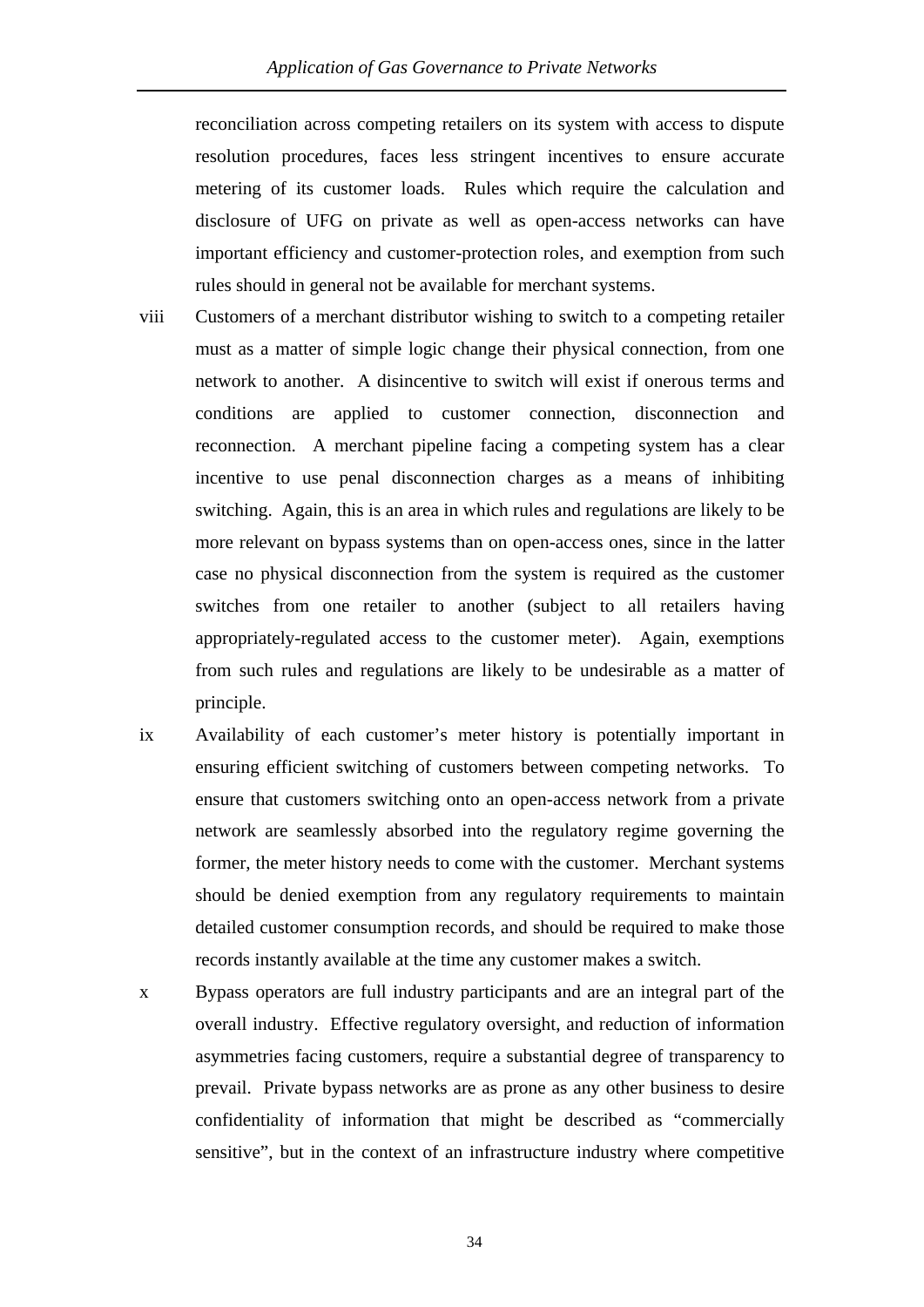reconciliation across competing retailers on its system with access to dispute resolution procedures, faces less stringent incentives to ensure accurate metering of its customer loads. Rules which require the calculation and disclosure of UFG on private as well as open-access networks can have important efficiency and customer-protection roles, and exemption from such rules should in general not be available for merchant systems.

viii Customers of a merchant distributor wishing to switch to a competing retailer must as a matter of simple logic change their physical connection, from one network to another. A disincentive to switch will exist if onerous terms and conditions are applied to customer connection, disconnection and reconnection. A merchant pipeline facing a competing system has a clear incentive to use penal disconnection charges as a means of inhibiting switching. Again, this is an area in which rules and regulations are likely to be more relevant on bypass systems than on open-access ones, since in the latter case no physical disconnection from the system is required as the customer switches from one retailer to another (subject to all retailers having appropriately-regulated access to the customer meter). Again, exemptions from such rules and regulations are likely to be undesirable as a matter of principle.

ix Availability of each customer's meter history is potentially important in ensuring efficient switching of customers between competing networks. To ensure that customers switching onto an open-access network from a private network are seamlessly absorbed into the regulatory regime governing the former, the meter history needs to come with the customer. Merchant systems should be denied exemption from any regulatory requirements to maintain detailed customer consumption records, and should be required to make those records instantly available at the time any customer makes a switch.

x Bypass operators are full industry participants and are an integral part of the overall industry. Effective regulatory oversight, and reduction of information asymmetries facing customers, require a substantial degree of transparency to prevail. Private bypass networks are as prone as any other business to desire confidentiality of information that might be described as "commercially sensitive", but in the context of an infrastructure industry where competitive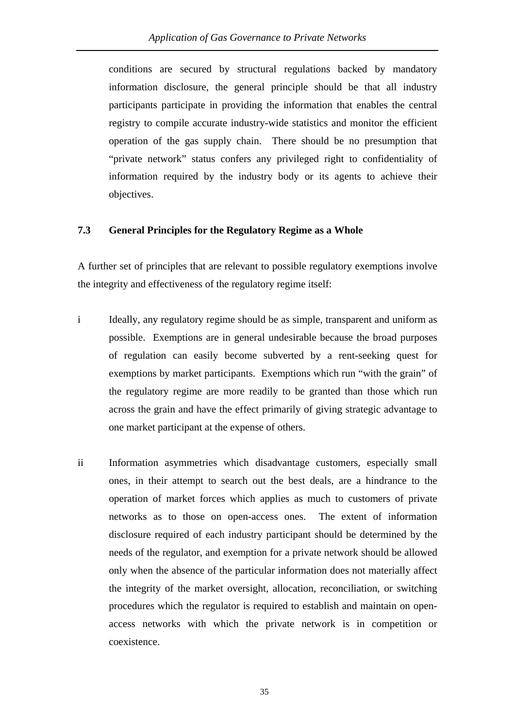conditions are secured by structural regulations backed by mandatory information disclosure, the general principle should be that all industry participants participate in providing the information that enables the central registry to compile accurate industry-wide statistics and monitor the efficient operation of the gas supply chain. There should be no presumption that "private network" status confers any privileged right to confidentiality of information required by the industry body or its agents to achieve their objectives.

### 7.3 General Principles for the Regulatory Regime as a Whole

A further set of principles that are relevant to possible regulatory exemptions involve the integrity and effectiveness of the regulatory regime itself:

i Ideally, any regulatory regime should be as simple, transparent and uniform as possible. Exemptions are in general undesirable because the broad purposes of regulation can easily become subverted by a rent-seeking quest for exemptions by market participants. Exemptions which run "with the grain" of the regulatory regime are more readily to be granted than those which run across the grain and have the effect primarily of giving strategic advantage to one market participant at the expense of others.

ii Information asymmetries which disadvantage customers, especially small ones, in their attempt to search out the best deals, are a hindrance to the operation of market forces which applies as much to customers of private networks as to those on open-access ones. The extent of information disclosure required of each industry participant should be determined by the needs of the regulator, and exemption for a private network should be allowed only when the absence of the particular information does not materially affect the integrity of the market oversight, allocation, reconciliation, or switching procedures which the regulator is required to establish and maintain on open-access networks with which the private network is in competition or coexistence.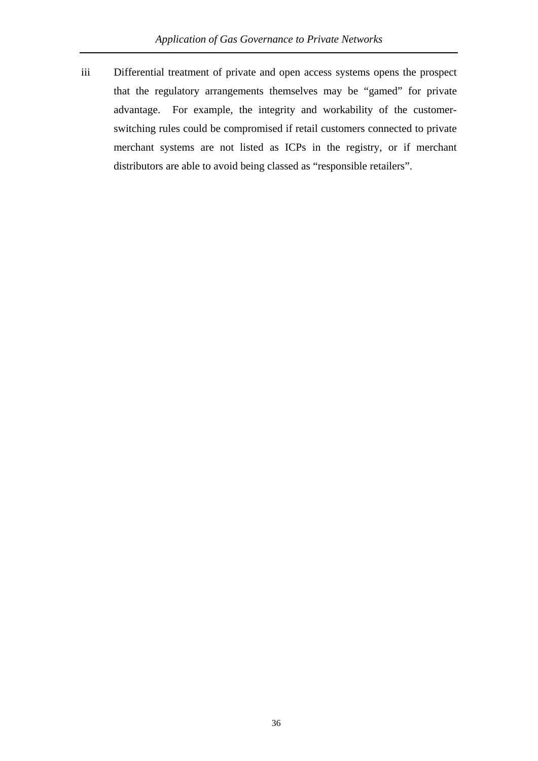iii Differential treatment of private and open access systems opens the prospect that the regulatory arrangements themselves may be "gamed" for private advantage. For example, the integrity and workability of the customer-switching rules could be compromised if retail customers connected to private merchant systems are not listed as ICPs in the registry, or if merchant distributors are able to avoid being classed as "responsible retailers".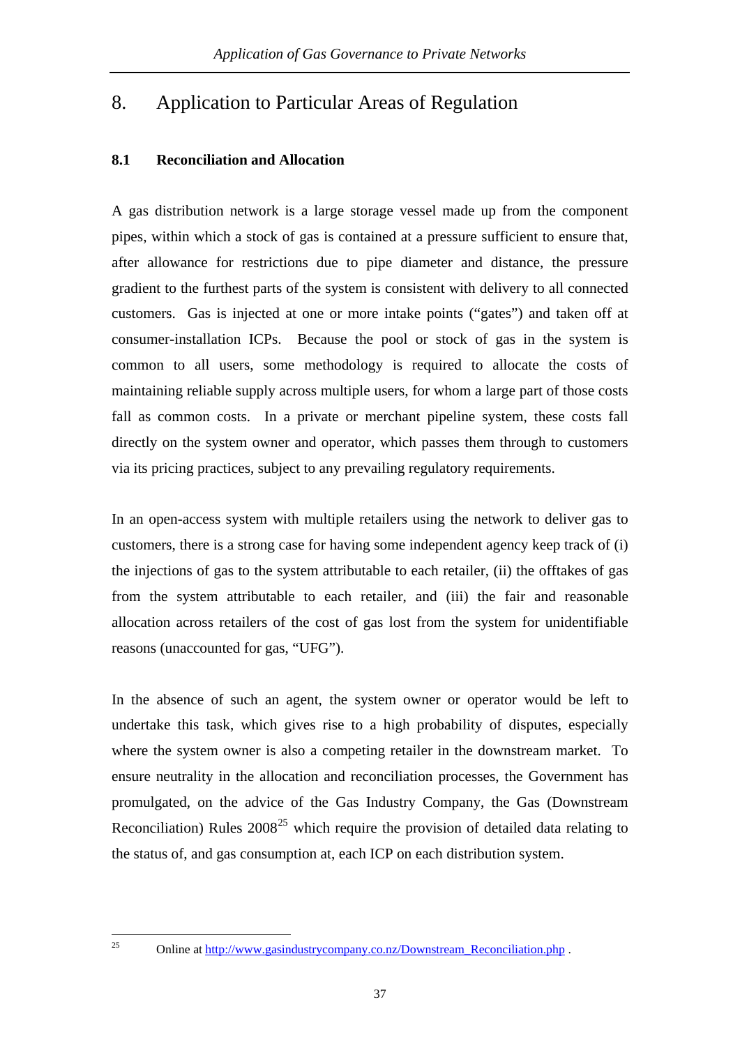# 8. Application to Particular Areas of Regulation

## 8.1 Reconciliation and Allocation

A gas distribution network is a large storage vessel made up from the component pipes, within which a stock of gas is contained at a pressure sufficient to ensure that, after allowance for restrictions due to pipe diameter and distance, the pressure gradient to the furthest parts of the system is consistent with delivery to all connected customers. Gas is injected at one or more intake points ("gates") and taken off at consumer-installation ICPs. Because the pool or stock of gas in the system is common to all users, some methodology is required to allocate the costs of maintaining reliable supply across multiple users, for whom a large part of those costs fall as common costs. In a private or merchant pipeline system, these costs fall directly on the system owner and operator, which passes them through to customers via its pricing practices, subject to any prevailing regulatory requirements.

In an open-access system with multiple retailers using the network to deliver gas to customers, there is a strong case for having some independent agency keep track of (i) the injections of gas to the system attributable to each retailer, (ii) the offtakes of gas from the system attributable to each retailer, and (iii) the fair and reasonable allocation across retailers of the cost of gas lost from the system for unidentifiable reasons (unaccounted for gas, "UFG").

In the absence of such an agent, the system owner or operator would be left to undertake this task, which gives rise to a high probability of disputes, especially where the system owner is also a competing retailer in the downstream market. To ensure neutrality in the allocation and reconciliation processes, the Government has promulgated, on the advice of the Gas Industry Company, the Gas (Downstream Reconciliation) Rules 2008[25] which require the provision of detailed data relating to the status of, and gas consumption at, each ICP on each distribution system.

---

[25] Online at http://www.gasindustrycompany.co.nz/Downstream_Reconciliation.php .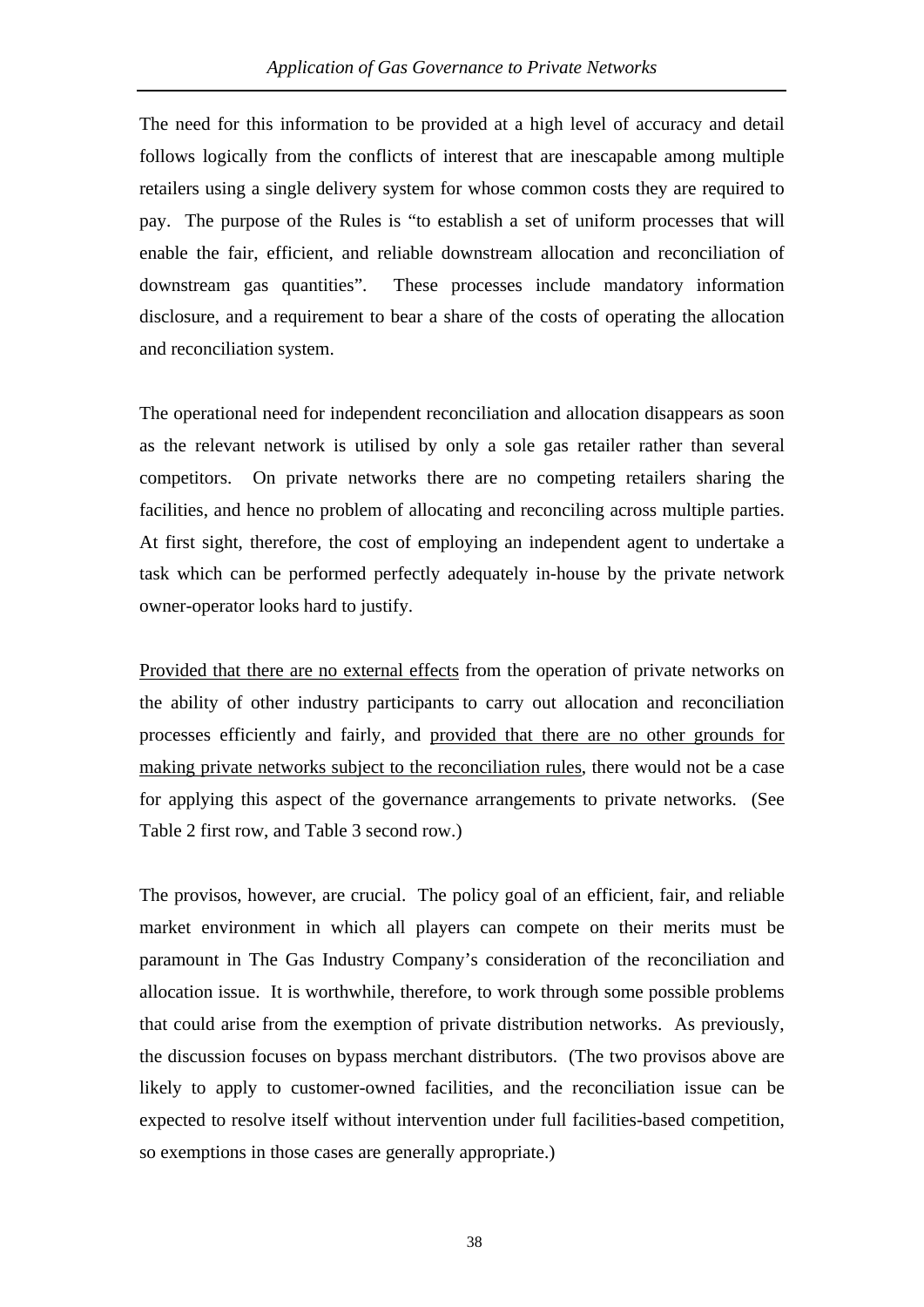The need for this information to be provided at a high level of accuracy and detail follows logically from the conflicts of interest that are inescapable among multiple retailers using a single delivery system for whose common costs they are required to pay. The purpose of the Rules is "to establish a set of uniform processes that will enable the fair, efficient, and reliable downstream allocation and reconciliation of downstream gas quantities". These processes include mandatory information disclosure, and a requirement to bear a share of the costs of operating the allocation and reconciliation system.

The operational need for independent reconciliation and allocation disappears as soon as the relevant network is utilised by only a sole gas retailer rather than several competitors. On private networks there are no competing retailers sharing the facilities, and hence no problem of allocating and reconciling across multiple parties. At first sight, therefore, the cost of employing an independent agent to undertake a task which can be performed perfectly adequately in-house by the private network owner-operator looks hard to justify.

<u>Provided that there are no external effects</u> from the operation of private networks on the ability of other industry participants to carry out allocation and reconciliation processes efficiently and fairly, and <u>provided that there are no other grounds for making private networks subject to the reconciliation rules</u>, there would not be a case for applying this aspect of the governance arrangements to private networks. (See Table 2 first row, and Table 3 second row.)

The provisos, however, are crucial. The policy goal of an efficient, fair, and reliable market environment in which all players can compete on their merits must be paramount in The Gas Industry Company's consideration of the reconciliation and allocation issue. It is worthwhile, therefore, to work through some possible problems that could arise from the exemption of private distribution networks. As previously, the discussion focuses on bypass merchant distributors. (The two provisos above are likely to apply to customer-owned facilities, and the reconciliation issue can be expected to resolve itself without intervention under full facilities-based competition, so exemptions in those cases are generally appropriate.)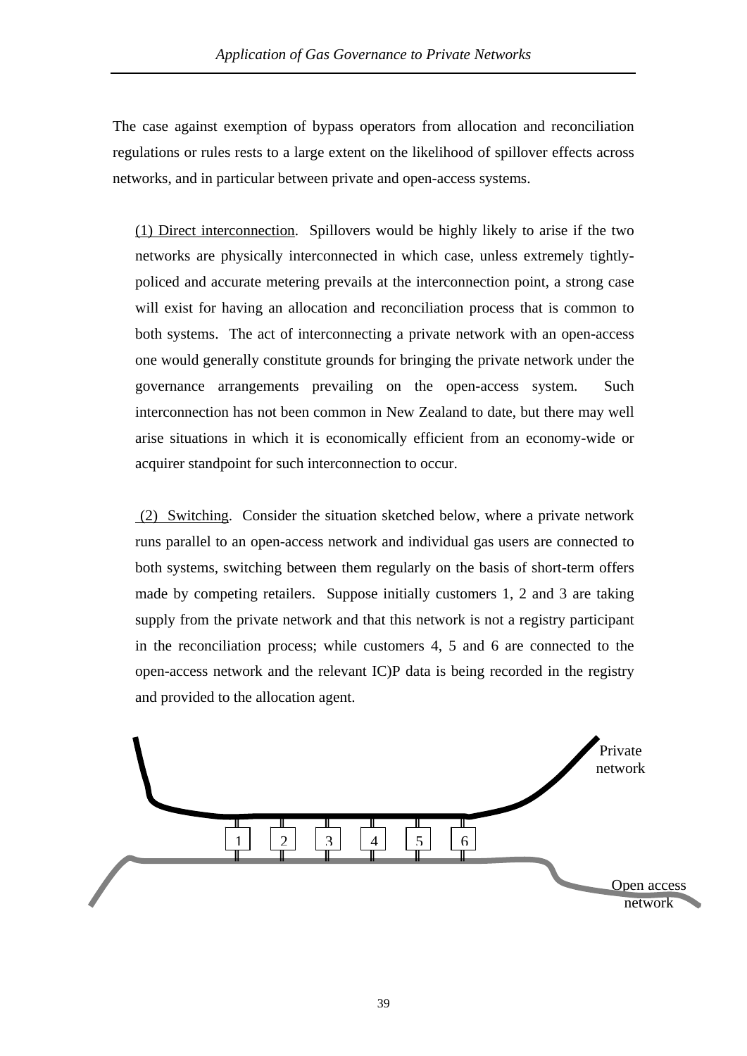The case against exemption of bypass operators from allocation and reconciliation regulations or rules rests to a large extent on the likelihood of spillover effects across networks, and in particular between private and open-access systems.

(1) Direct interconnection. Spillovers would be highly likely to arise if the two networks are physically interconnected in which case, unless extremely tightly-policed and accurate metering prevails at the interconnection point, a strong case will exist for having an allocation and reconciliation process that is common to both systems. The act of interconnecting a private network with an open-access one would generally constitute grounds for bringing the private network under the governance arrangements prevailing on the open-access system. Such interconnection has not been common in New Zealand to date, but there may well arise situations in which it is economically efficient from an economy-wide or acquirer standpoint for such interconnection to occur.

(2) Switching. Consider the situation sketched below, where a private network runs parallel to an open-access network and individual gas users are connected to both systems, switching between them regularly on the basis of short-term offers made by competing retailers. Suppose initially customers 1, 2 and 3 are taking supply from the private network and that this network is not a registry participant in the reconciliation process; while customers 4, 5 and 6 are connected to the open-access network and the relevant IC)P data is being recorded in the registry and provided to the allocation agent.

Private network

1 2 3 4 5 6

Open access network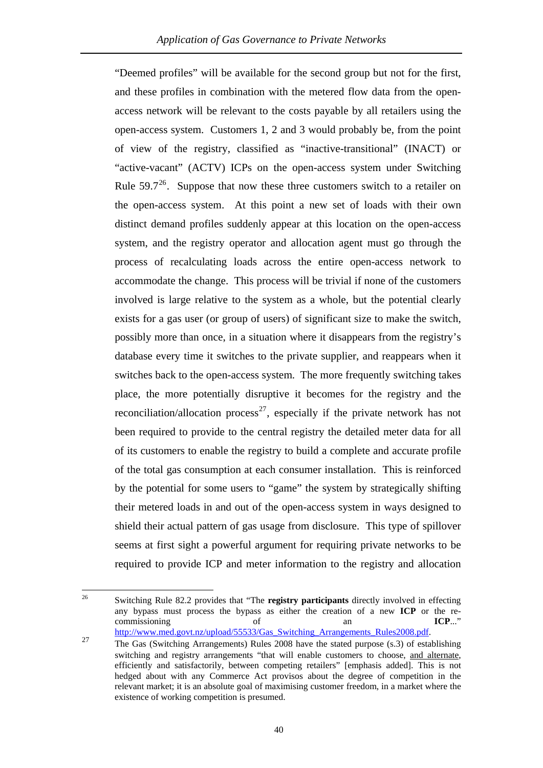"Deemed profiles" will be available for the second group but not for the first, and these profiles in combination with the metered flow data from the open-access network will be relevant to the costs payable by all retailers using the open-access system. Customers 1, 2 and 3 would probably be, from the point of view of the registry, classified as "inactive-transitional" (INACT) or "active-vacant" (ACTV) ICPs on the open-access system under Switching Rule 59.7[26]. Suppose that now these three customers switch to a retailer on the open-access system. At this point a new set of loads with their own distinct demand profiles suddenly appear at this location on the open-access system, and the registry operator and allocation agent must go through the process of recalculating loads across the entire open-access network to accommodate the change. This process will be trivial if none of the customers involved is large relative to the system as a whole, but the potential clearly exists for a gas user (or group of users) of significant size to make the switch, possibly more than once, in a situation where it disappears from the registry's database every time it switches to the private supplier, and reappears when it switches back to the open-access system. The more frequently switching takes place, the more potentially disruptive it becomes for the registry and the reconciliation/allocation process[27], especially if the private network has not been required to provide to the central registry the detailed meter data for all of its customers to enable the registry to build a complete and accurate profile of the total gas consumption at each consumer installation. This is reinforced by the potential for some users to "game" the system by strategically shifting their metered loads in and out of the open-access system in ways designed to shield their actual pattern of gas usage from disclosure. This type of spillover seems at first sight a powerful argument for requiring private networks to be required to provide ICP and meter information to the registry and allocation

---

[26] Switching Rule 82.2 provides that "The **registry participants** directly involved in effecting any bypass must process the bypass as either the creation of a new **ICP** or the re-commissioning of an **ICP**..." http://www.med.govt.nz/upload/55533/Gas_Switching_Arrangements_Rules2008.pdf.

[27] The Gas (Switching Arrangements) Rules 2008 have the stated purpose (s.3) of establishing switching and registry arrangements "that will enable customers to choose, <u>and alternate</u>, efficiently and satisfactorily, between competing retailers" [emphasis added]. This is not hedged about with any Commerce Act provisos about the degree of competition in the relevant market; it is an absolute goal of maximising customer freedom, in a market where the existence of working competition is presumed.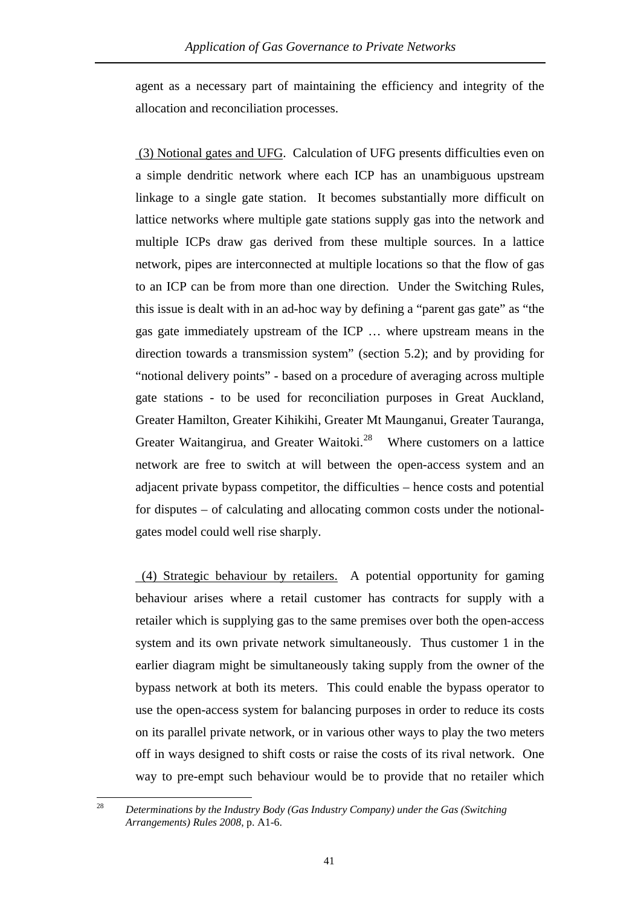agent as a necessary part of maintaining the efficiency and integrity of the allocation and reconciliation processes.

(3) Notional gates and UFG. Calculation of UFG presents difficulties even on a simple dendritic network where each ICP has an unambiguous upstream linkage to a single gate station. It becomes substantially more difficult on lattice networks where multiple gate stations supply gas into the network and multiple ICPs draw gas derived from these multiple sources. In a lattice network, pipes are interconnected at multiple locations so that the flow of gas to an ICP can be from more than one direction. Under the Switching Rules, this issue is dealt with in an ad-hoc way by defining a "parent gas gate" as "the gas gate immediately upstream of the ICP … where upstream means in the direction towards a transmission system" (section 5.2); and by providing for "notional delivery points" - based on a procedure of averaging across multiple gate stations - to be used for reconciliation purposes in Great Auckland, Greater Hamilton, Greater Kihikihi, Greater Mt Maunganui, Greater Tauranga, Greater Waitangirua, and Greater Waitoki.[28] Where customers on a lattice network are free to switch at will between the open-access system and an adjacent private bypass competitor, the difficulties – hence costs and potential for disputes – of calculating and allocating common costs under the notional-gates model could well rise sharply.

(4) Strategic behaviour by retailers. A potential opportunity for gaming behaviour arises where a retail customer has contracts for supply with a retailer which is supplying gas to the same premises over both the open-access system and its own private network simultaneously. Thus customer 1 in the earlier diagram might be simultaneously taking supply from the owner of the bypass network at both its meters. This could enable the bypass operator to use the open-access system for balancing purposes in order to reduce its costs on its parallel private network, or in various other ways to play the two meters off in ways designed to shift costs or raise the costs of its rival network. One way to pre-empt such behaviour would be to provide that no retailer which

[28] *Determinations by the Industry Body (Gas Industry Company) under the Gas (Switching Arrangements) Rules 2008*, p. A1-6.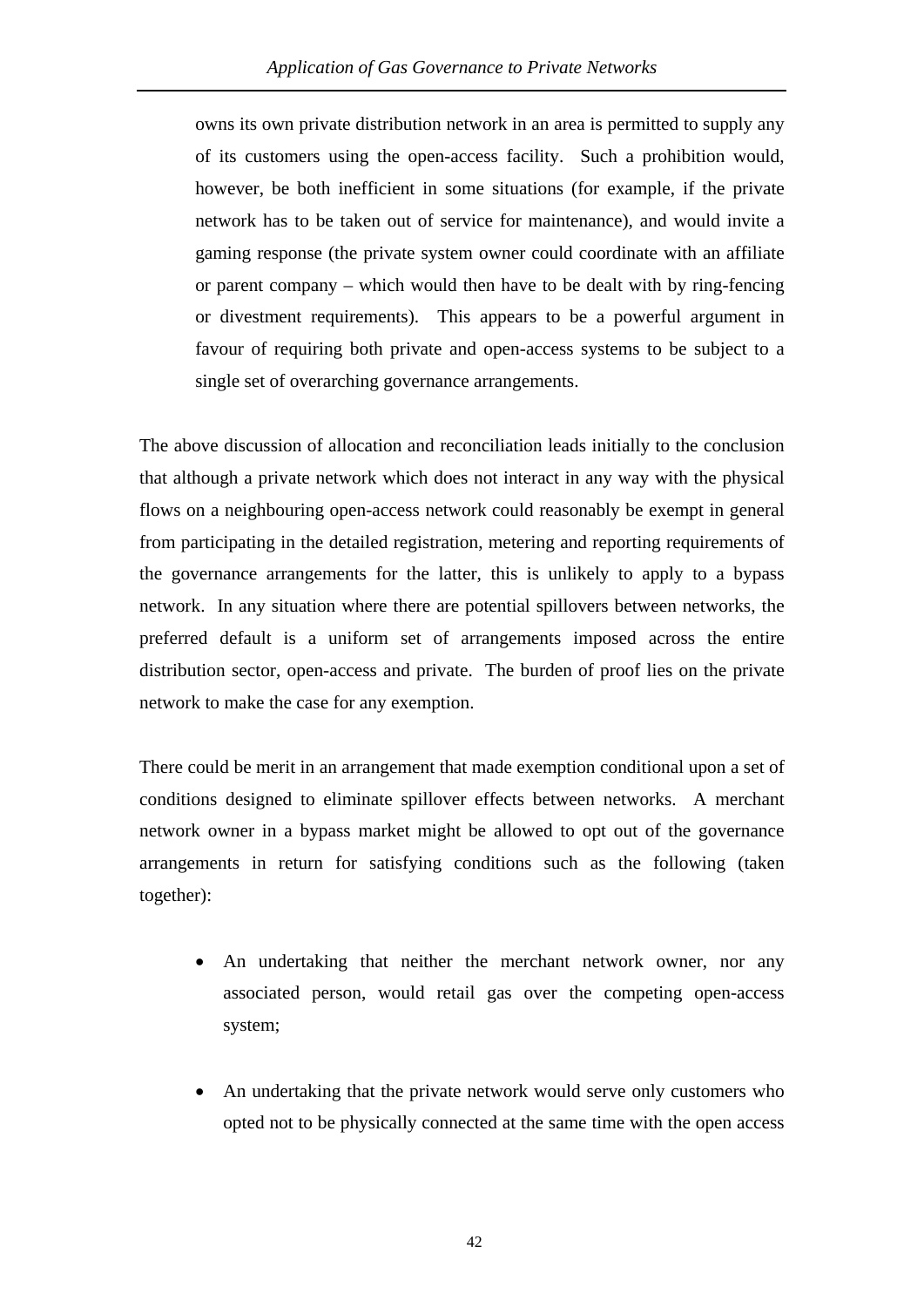owns its own private distribution network in an area is permitted to supply any of its customers using the open-access facility. Such a prohibition would, however, be both inefficient in some situations (for example, if the private network has to be taken out of service for maintenance), and would invite a gaming response (the private system owner could coordinate with an affiliate or parent company – which would then have to be dealt with by ring-fencing or divestment requirements). This appears to be a powerful argument in favour of requiring both private and open-access systems to be subject to a single set of overarching governance arrangements.

The above discussion of allocation and reconciliation leads initially to the conclusion that although a private network which does not interact in any way with the physical flows on a neighbouring open-access network could reasonably be exempt in general from participating in the detailed registration, metering and reporting requirements of the governance arrangements for the latter, this is unlikely to apply to a bypass network. In any situation where there are potential spillovers between networks, the preferred default is a uniform set of arrangements imposed across the entire distribution sector, open-access and private. The burden of proof lies on the private network to make the case for any exemption.

There could be merit in an arrangement that made exemption conditional upon a set of conditions designed to eliminate spillover effects between networks. A merchant network owner in a bypass market might be allowed to opt out of the governance arrangements in return for satisfying conditions such as the following (taken together):

- An undertaking that neither the merchant network owner, nor any associated person, would retail gas over the competing open-access system;

- An undertaking that the private network would serve only customers who opted not to be physically connected at the same time with the open access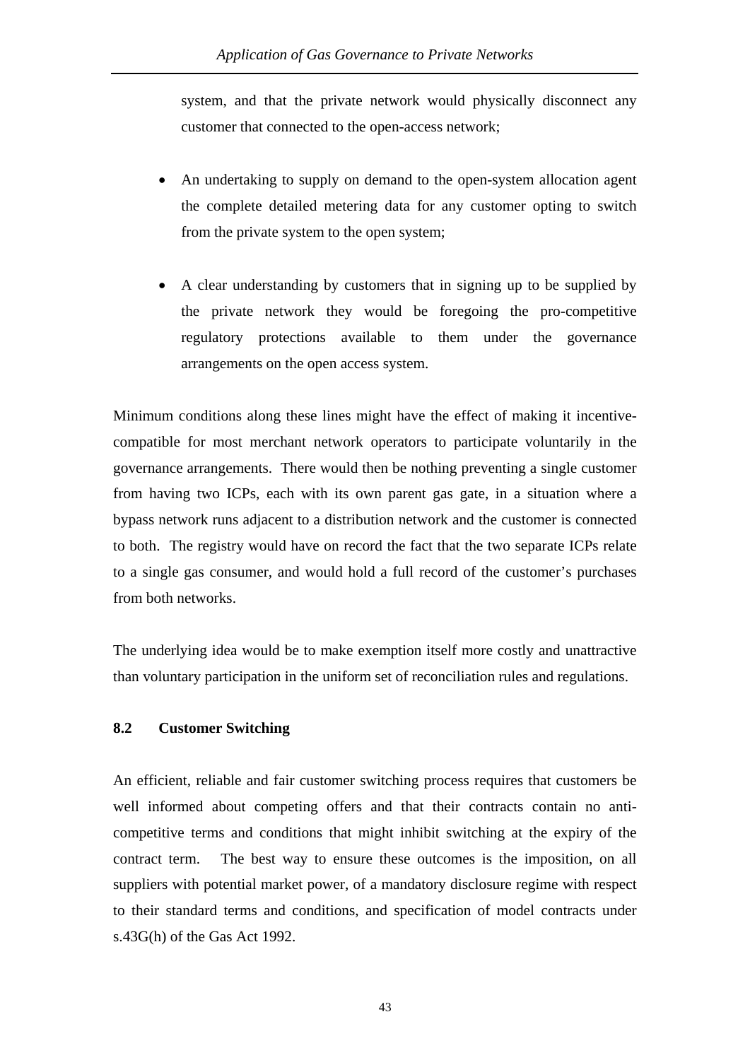system, and that the private network would physically disconnect any customer that connected to the open-access network;

- An undertaking to supply on demand to the open-system allocation agent the complete detailed metering data for any customer opting to switch from the private system to the open system;

- A clear understanding by customers that in signing up to be supplied by the private network they would be foregoing the pro-competitive regulatory protections available to them under the governance arrangements on the open access system.

Minimum conditions along these lines might have the effect of making it incentive-compatible for most merchant network operators to participate voluntarily in the governance arrangements. There would then be nothing preventing a single customer from having two ICPs, each with its own parent gas gate, in a situation where a bypass network runs adjacent to a distribution network and the customer is connected to both. The registry would have on record the fact that the two separate ICPs relate to a single gas consumer, and would hold a full record of the customer's purchases from both networks.

The underlying idea would be to make exemption itself more costly and unattractive than voluntary participation in the uniform set of reconciliation rules and regulations.

### 8.2 Customer Switching

An efficient, reliable and fair customer switching process requires that customers be well informed about competing offers and that their contracts contain no anti-competitive terms and conditions that might inhibit switching at the expiry of the contract term. The best way to ensure these outcomes is the imposition, on all suppliers with potential market power, of a mandatory disclosure regime with respect to their standard terms and conditions, and specification of model contracts under s.43G(h) of the Gas Act 1992.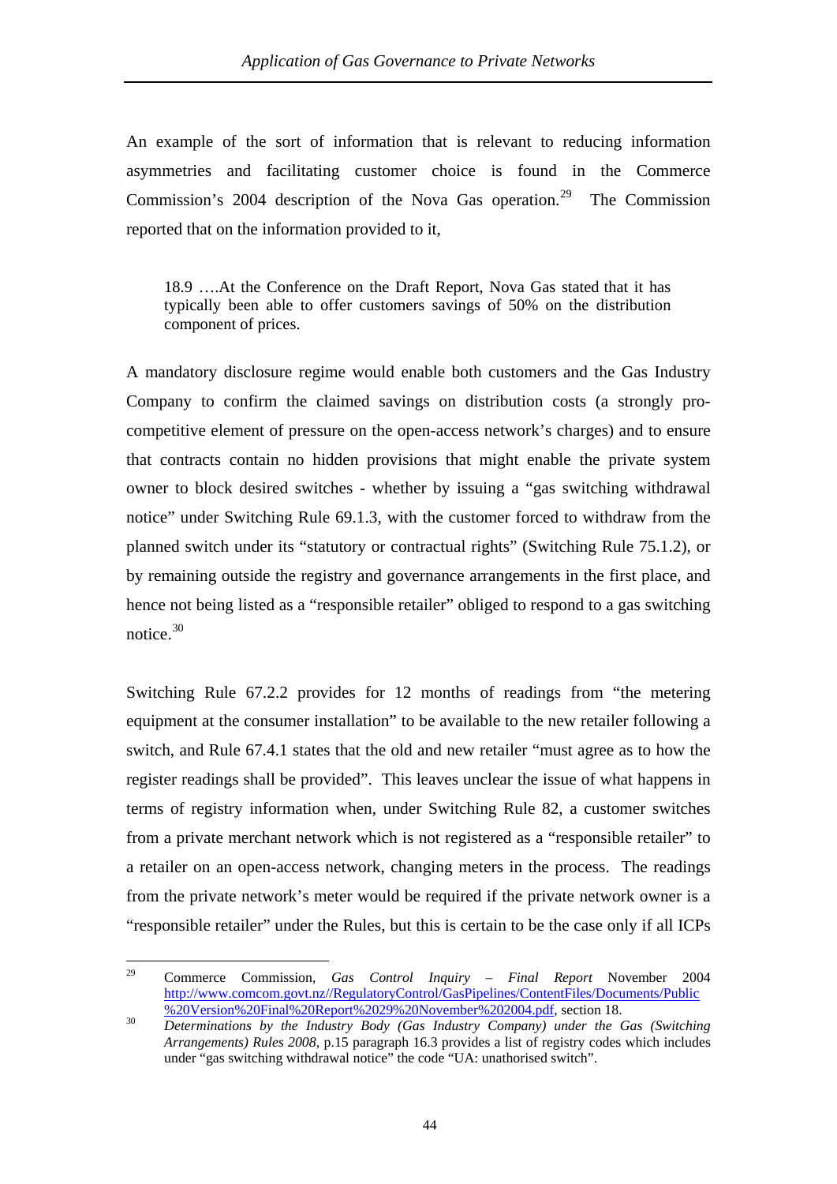An example of the sort of information that is relevant to reducing information asymmetries and facilitating customer choice is found in the Commerce Commission's 2004 description of the Nova Gas operation.[29] The Commission reported that on the information provided to it,

> 18.9 ….At the Conference on the Draft Report, Nova Gas stated that it has typically been able to offer customers savings of 50% on the distribution component of prices.

A mandatory disclosure regime would enable both customers and the Gas Industry Company to confirm the claimed savings on distribution costs (a strongly pro-competitive element of pressure on the open-access network's charges) and to ensure that contracts contain no hidden provisions that might enable the private system owner to block desired switches - whether by issuing a "gas switching withdrawal notice" under Switching Rule 69.1.3, with the customer forced to withdraw from the planned switch under its "statutory or contractual rights" (Switching Rule 75.1.2), or by remaining outside the registry and governance arrangements in the first place, and hence not being listed as a "responsible retailer" obliged to respond to a gas switching notice.[30]

Switching Rule 67.2.2 provides for 12 months of readings from "the metering equipment at the consumer installation" to be available to the new retailer following a switch, and Rule 67.4.1 states that the old and new retailer "must agree as to how the register readings shall be provided". This leaves unclear the issue of what happens in terms of registry information when, under Switching Rule 82, a customer switches from a private merchant network which is not registered as a "responsible retailer" to a retailer on an open-access network, changing meters in the process. The readings from the private network's meter would be required if the private network owner is a "responsible retailer" under the Rules, but this is certain to be the case only if all ICPs

---

[29] Commerce Commission, *Gas Control Inquiry – Final Report* November 2004 http://www.comcom.govt.nz//RegulatoryControl/GasPipelines/ContentFiles/Documents/Public%20Version%20Final%20Report%2029%20November%202004.pdf, section 18.

[30] *Determinations by the Industry Body (Gas Industry Company) under the Gas (Switching Arrangements) Rules 2008*, p.15 paragraph 16.3 provides a list of registry codes which includes under "gas switching withdrawal notice" the code "UA: unathorised switch".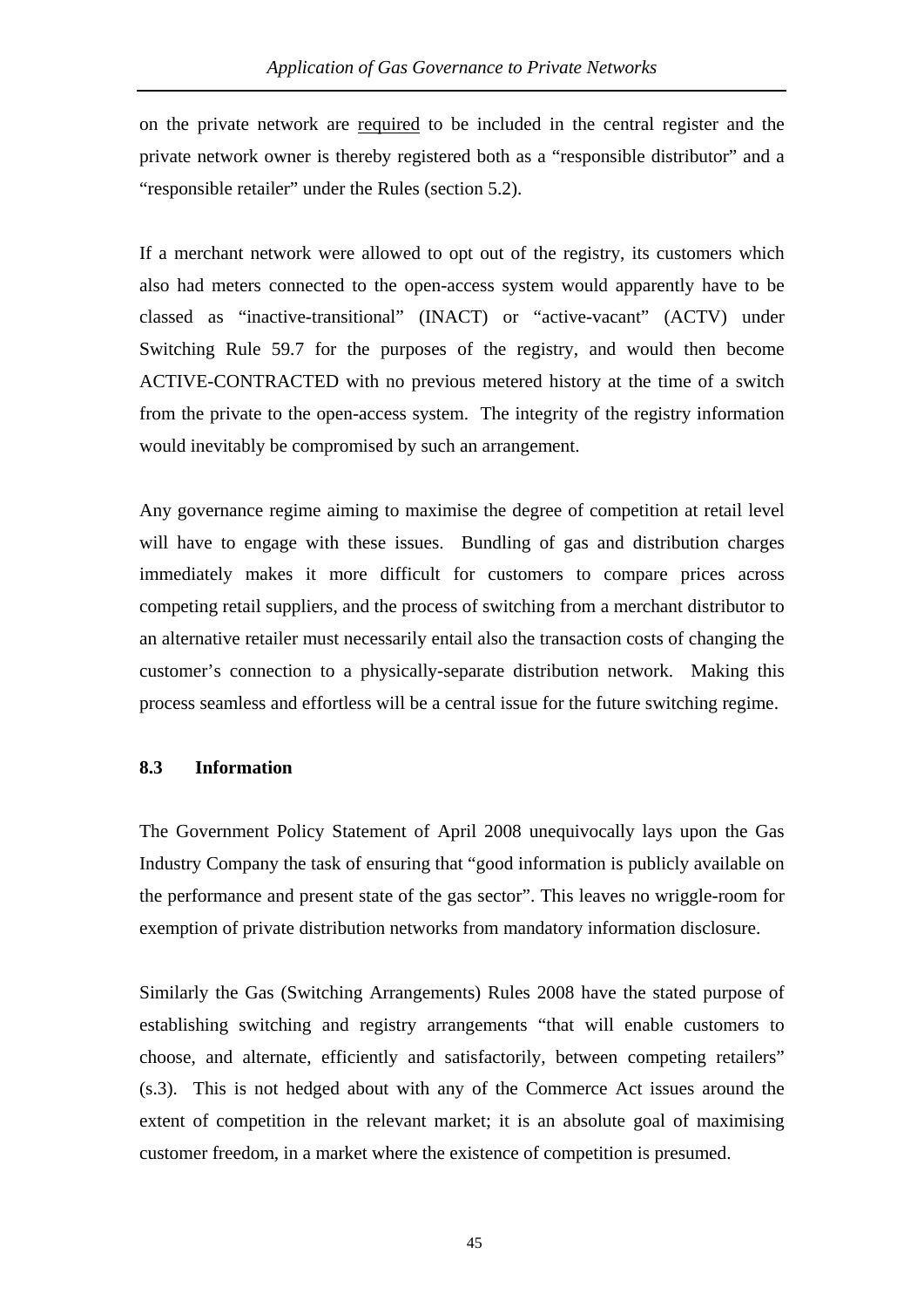on the private network are required to be included in the central register and the private network owner is thereby registered both as a "responsible distributor" and a "responsible retailer" under the Rules (section 5.2).

If a merchant network were allowed to opt out of the registry, its customers which also had meters connected to the open-access system would apparently have to be classed as "inactive-transitional" (INACT) or "active-vacant" (ACTV) under Switching Rule 59.7 for the purposes of the registry, and would then become ACTIVE-CONTRACTED with no previous metered history at the time of a switch from the private to the open-access system. The integrity of the registry information would inevitably be compromised by such an arrangement.

Any governance regime aiming to maximise the degree of competition at retail level will have to engage with these issues. Bundling of gas and distribution charges immediately makes it more difficult for customers to compare prices across competing retail suppliers, and the process of switching from a merchant distributor to an alternative retailer must necessarily entail also the transaction costs of changing the customer's connection to a physically-separate distribution network. Making this process seamless and effortless will be a central issue for the future switching regime.

### 8.3 Information

The Government Policy Statement of April 2008 unequivocally lays upon the Gas Industry Company the task of ensuring that "good information is publicly available on the performance and present state of the gas sector". This leaves no wriggle-room for exemption of private distribution networks from mandatory information disclosure.

Similarly the Gas (Switching Arrangements) Rules 2008 have the stated purpose of establishing switching and registry arrangements "that will enable customers to choose, and alternate, efficiently and satisfactorily, between competing retailers" (s.3). This is not hedged about with any of the Commerce Act issues around the extent of competition in the relevant market; it is an absolute goal of maximising customer freedom, in a market where the existence of competition is presumed.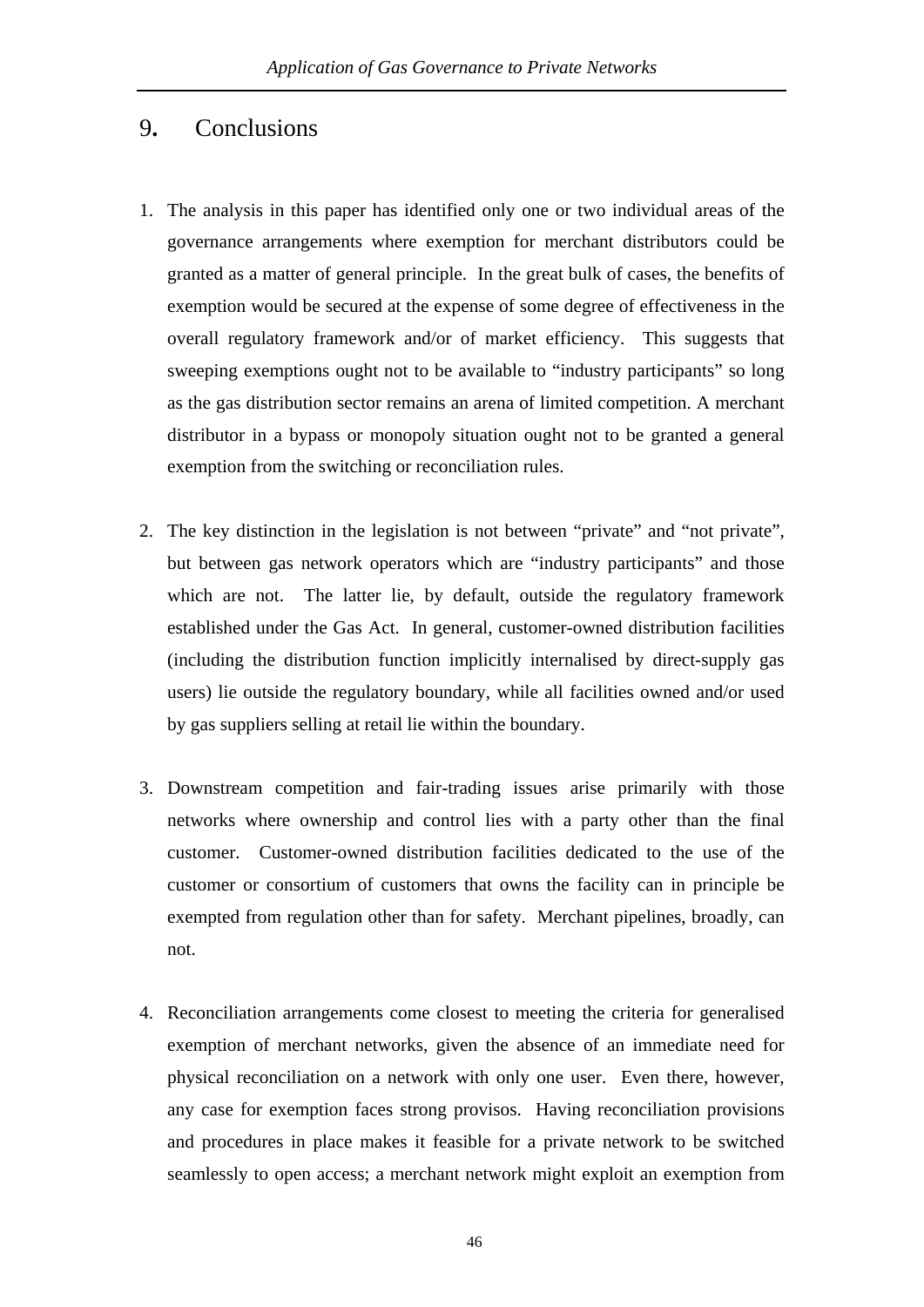# 9. Conclusions

1. The analysis in this paper has identified only one or two individual areas of the governance arrangements where exemption for merchant distributors could be granted as a matter of general principle. In the great bulk of cases, the benefits of exemption would be secured at the expense of some degree of effectiveness in the overall regulatory framework and/or of market efficiency. This suggests that sweeping exemptions ought not to be available to "industry participants" so long as the gas distribution sector remains an arena of limited competition. A merchant distributor in a bypass or monopoly situation ought not to be granted a general exemption from the switching or reconciliation rules.

2. The key distinction in the legislation is not between "private" and "not private", but between gas network operators which are "industry participants" and those which are not. The latter lie, by default, outside the regulatory framework established under the Gas Act. In general, customer-owned distribution facilities (including the distribution function implicitly internalised by direct-supply gas users) lie outside the regulatory boundary, while all facilities owned and/or used by gas suppliers selling at retail lie within the boundary.

3. Downstream competition and fair-trading issues arise primarily with those networks where ownership and control lies with a party other than the final customer. Customer-owned distribution facilities dedicated to the use of the customer or consortium of customers that owns the facility can in principle be exempted from regulation other than for safety. Merchant pipelines, broadly, can not.

4. Reconciliation arrangements come closest to meeting the criteria for generalised exemption of merchant networks, given the absence of an immediate need for physical reconciliation on a network with only one user. Even there, however, any case for exemption faces strong provisos. Having reconciliation provisions and procedures in place makes it feasible for a private network to be switched seamlessly to open access; a merchant network might exploit an exemption from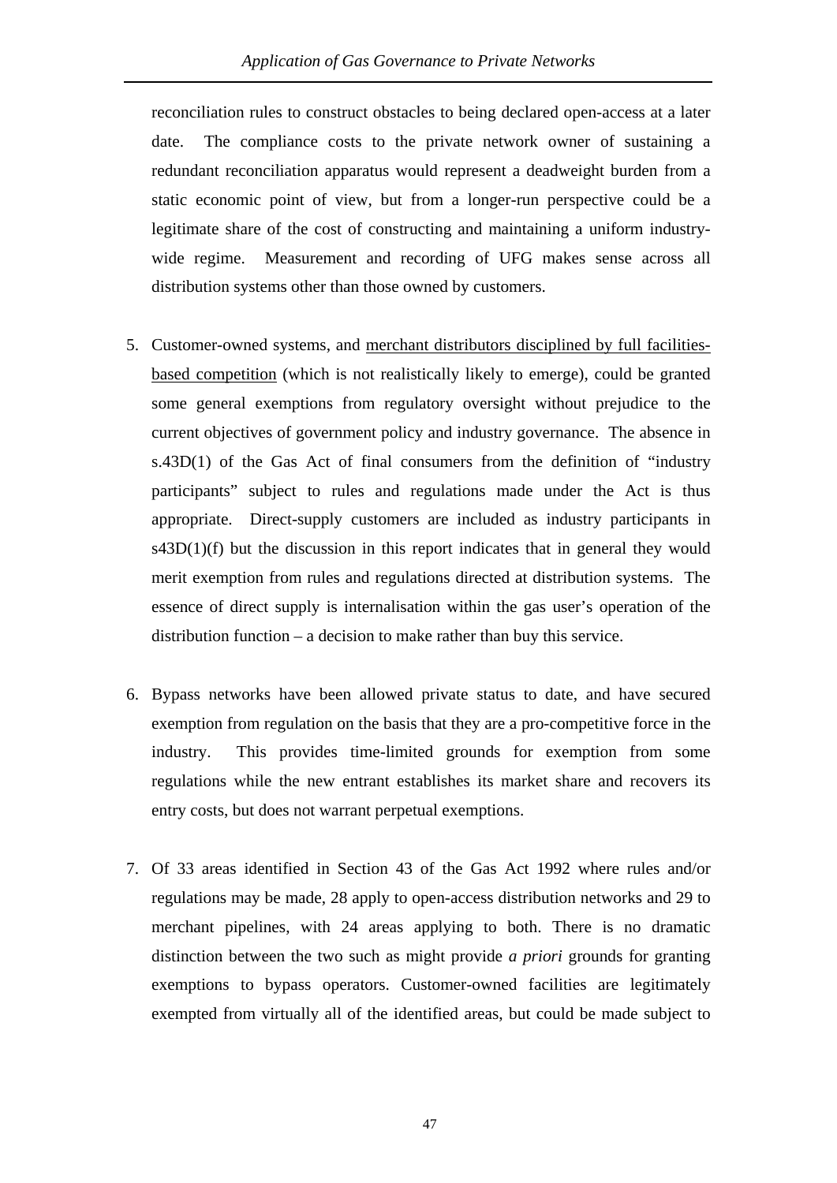reconciliation rules to construct obstacles to being declared open-access at a later date. The compliance costs to the private network owner of sustaining a redundant reconciliation apparatus would represent a deadweight burden from a static economic point of view, but from a longer-run perspective could be a legitimate share of the cost of constructing and maintaining a uniform industry-wide regime. Measurement and recording of UFG makes sense across all distribution systems other than those owned by customers.

5. Customer-owned systems, and <u>merchant distributors disciplined by full facilities-based competition</u> (which is not realistically likely to emerge), could be granted some general exemptions from regulatory oversight without prejudice to the current objectives of government policy and industry governance. The absence in s.43D(1) of the Gas Act of final consumers from the definition of "industry participants" subject to rules and regulations made under the Act is thus appropriate. Direct-supply customers are included as industry participants in s43D(1)(f) but the discussion in this report indicates that in general they would merit exemption from rules and regulations directed at distribution systems. The essence of direct supply is internalisation within the gas user's operation of the distribution function – a decision to make rather than buy this service.

6. Bypass networks have been allowed private status to date, and have secured exemption from regulation on the basis that they are a pro-competitive force in the industry. This provides time-limited grounds for exemption from some regulations while the new entrant establishes its market share and recovers its entry costs, but does not warrant perpetual exemptions.

7. Of 33 areas identified in Section 43 of the Gas Act 1992 where rules and/or regulations may be made, 28 apply to open-access distribution networks and 29 to merchant pipelines, with 24 areas applying to both. There is no dramatic distinction between the two such as might provide *a priori* grounds for granting exemptions to bypass operators. Customer-owned facilities are legitimately exempted from virtually all of the identified areas, but could be made subject to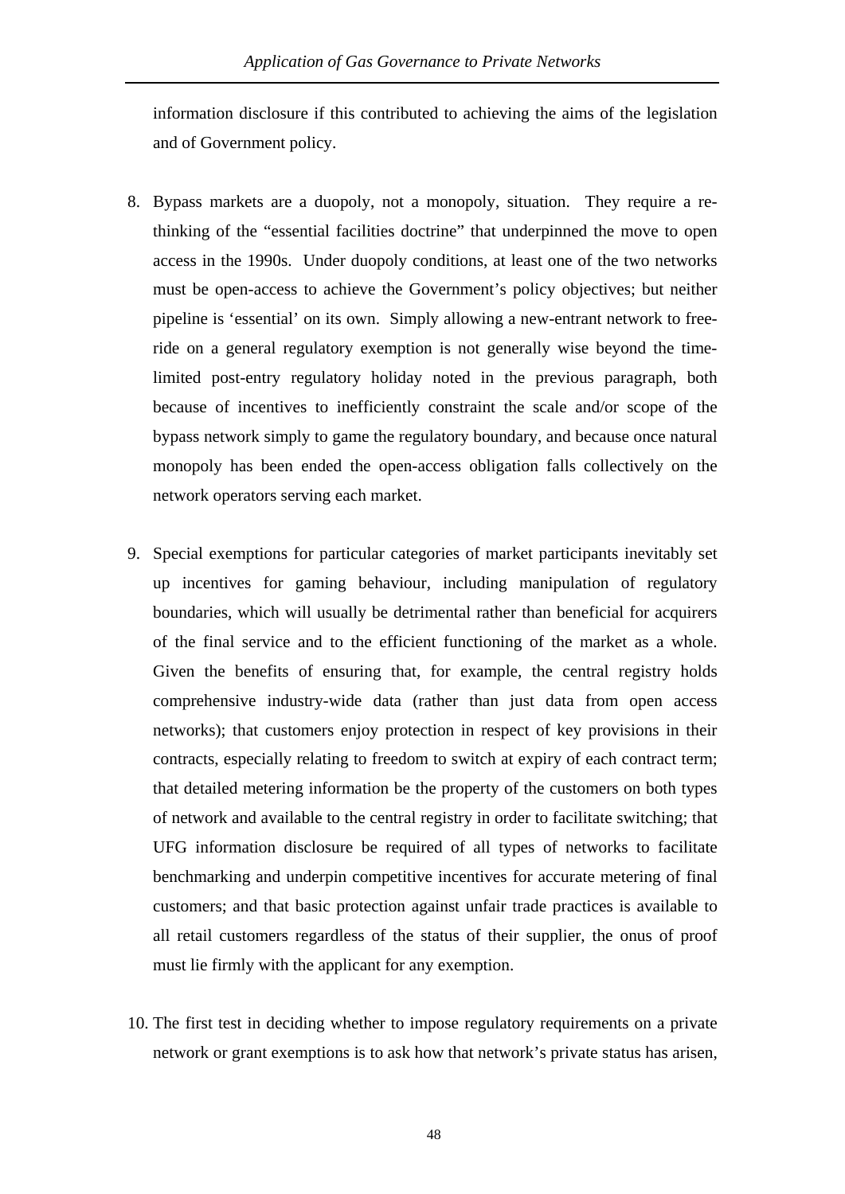information disclosure if this contributed to achieving the aims of the legislation and of Government policy.

8. Bypass markets are a duopoly, not a monopoly, situation. They require a re-thinking of the "essential facilities doctrine" that underpinned the move to open access in the 1990s. Under duopoly conditions, at least one of the two networks must be open-access to achieve the Government's policy objectives; but neither pipeline is 'essential' on its own. Simply allowing a new-entrant network to free-ride on a general regulatory exemption is not generally wise beyond the time-limited post-entry regulatory holiday noted in the previous paragraph, both because of incentives to inefficiently constraint the scale and/or scope of the bypass network simply to game the regulatory boundary, and because once natural monopoly has been ended the open-access obligation falls collectively on the network operators serving each market.

9. Special exemptions for particular categories of market participants inevitably set up incentives for gaming behaviour, including manipulation of regulatory boundaries, which will usually be detrimental rather than beneficial for acquirers of the final service and to the efficient functioning of the market as a whole. Given the benefits of ensuring that, for example, the central registry holds comprehensive industry-wide data (rather than just data from open access networks); that customers enjoy protection in respect of key provisions in their contracts, especially relating to freedom to switch at expiry of each contract term; that detailed metering information be the property of the customers on both types of network and available to the central registry in order to facilitate switching; that UFG information disclosure be required of all types of networks to facilitate benchmarking and underpin competitive incentives for accurate metering of final customers; and that basic protection against unfair trade practices is available to all retail customers regardless of the status of their supplier, the onus of proof must lie firmly with the applicant for any exemption.

10. The first test in deciding whether to impose regulatory requirements on a private network or grant exemptions is to ask how that network's private status has arisen,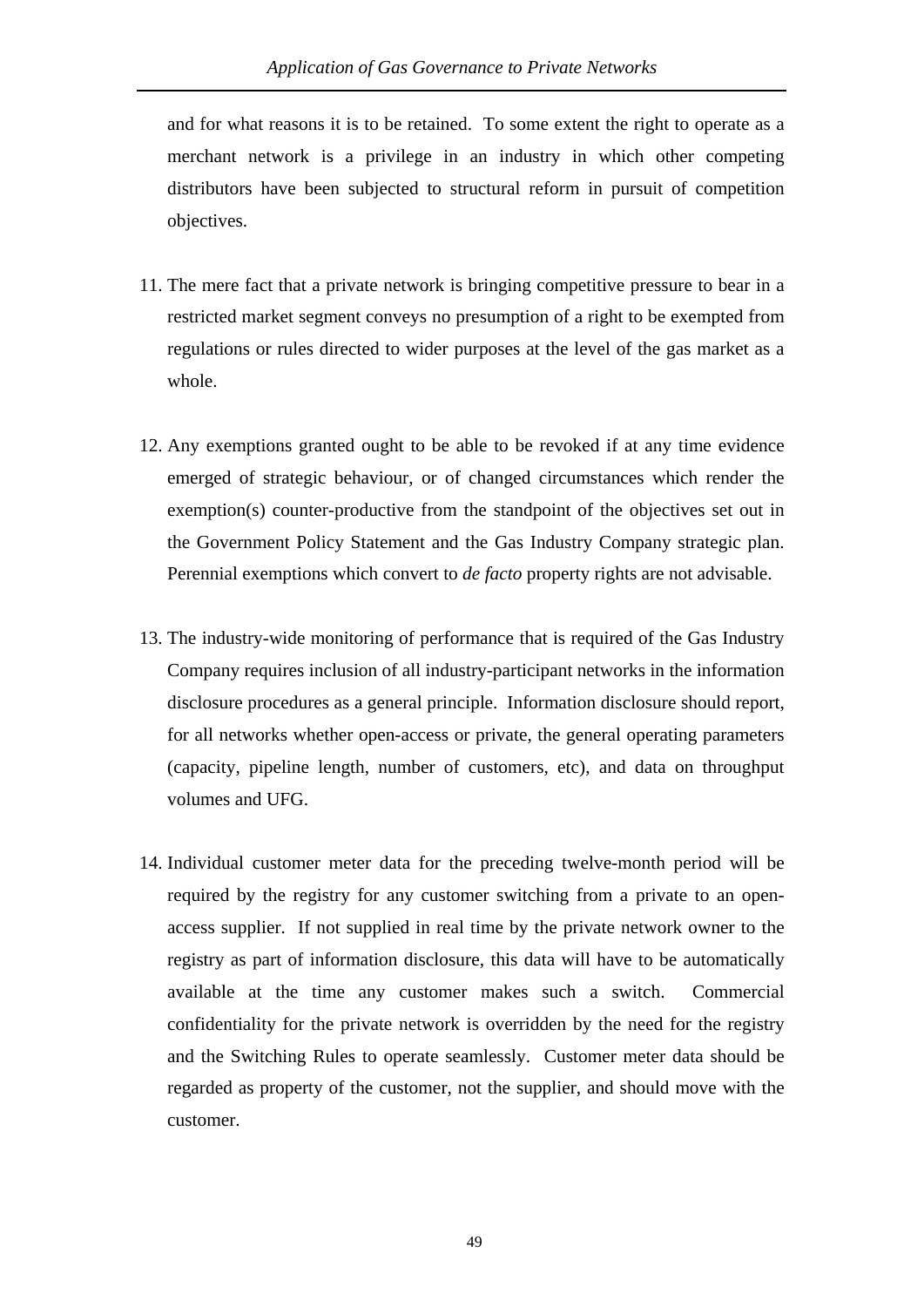and for what reasons it is to be retained. To some extent the right to operate as a merchant network is a privilege in an industry in which other competing distributors have been subjected to structural reform in pursuit of competition objectives.

11. The mere fact that a private network is bringing competitive pressure to bear in a restricted market segment conveys no presumption of a right to be exempted from regulations or rules directed to wider purposes at the level of the gas market as a whole.

12. Any exemptions granted ought to be able to be revoked if at any time evidence emerged of strategic behaviour, or of changed circumstances which render the exemption(s) counter-productive from the standpoint of the objectives set out in the Government Policy Statement and the Gas Industry Company strategic plan. Perennial exemptions which convert to *de facto* property rights are not advisable.

13. The industry-wide monitoring of performance that is required of the Gas Industry Company requires inclusion of all industry-participant networks in the information disclosure procedures as a general principle. Information disclosure should report, for all networks whether open-access or private, the general operating parameters (capacity, pipeline length, number of customers, etc), and data on throughput volumes and UFG.

14. Individual customer meter data for the preceding twelve-month period will be required by the registry for any customer switching from a private to an open-access supplier. If not supplied in real time by the private network owner to the registry as part of information disclosure, this data will have to be automatically available at the time any customer makes such a switch. Commercial confidentiality for the private network is overridden by the need for the registry and the Switching Rules to operate seamlessly. Customer meter data should be regarded as property of the customer, not the supplier, and should move with the customer.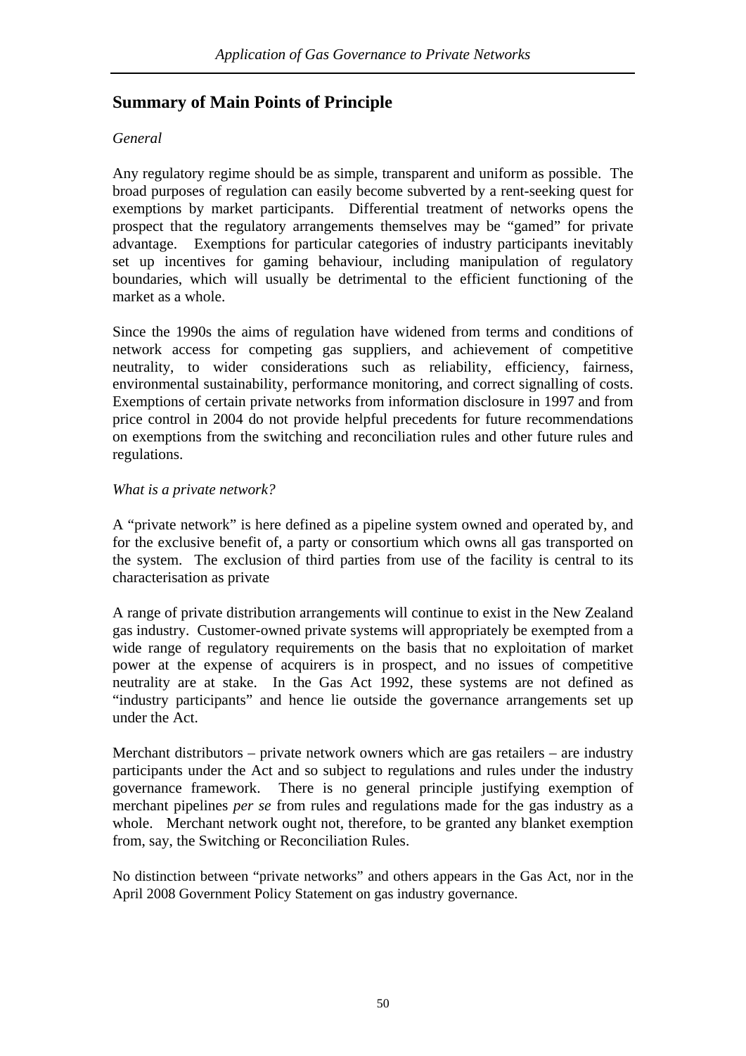## Summary of Main Points of Principle

*General*

Any regulatory regime should be as simple, transparent and uniform as possible. The broad purposes of regulation can easily become subverted by a rent-seeking quest for exemptions by market participants. Differential treatment of networks opens the prospect that the regulatory arrangements themselves may be "gamed" for private advantage. Exemptions for particular categories of industry participants inevitably set up incentives for gaming behaviour, including manipulation of regulatory boundaries, which will usually be detrimental to the efficient functioning of the market as a whole.

Since the 1990s the aims of regulation have widened from terms and conditions of network access for competing gas suppliers, and achievement of competitive neutrality, to wider considerations such as reliability, efficiency, fairness, environmental sustainability, performance monitoring, and correct signalling of costs. Exemptions of certain private networks from information disclosure in 1997 and from price control in 2004 do not provide helpful precedents for future recommendations on exemptions from the switching and reconciliation rules and other future rules and regulations.

*What is a private network?*

A "private network" is here defined as a pipeline system owned and operated by, and for the exclusive benefit of, a party or consortium which owns all gas transported on the system. The exclusion of third parties from use of the facility is central to its characterisation as private

A range of private distribution arrangements will continue to exist in the New Zealand gas industry. Customer-owned private systems will appropriately be exempted from a wide range of regulatory requirements on the basis that no exploitation of market power at the expense of acquirers is in prospect, and no issues of competitive neutrality are at stake. In the Gas Act 1992, these systems are not defined as "industry participants" and hence lie outside the governance arrangements set up under the Act.

Merchant distributors – private network owners which are gas retailers – are industry participants under the Act and so subject to regulations and rules under the industry governance framework. There is no general principle justifying exemption of merchant pipelines *per se* from rules and regulations made for the gas industry as a whole. Merchant network ought not, therefore, to be granted any blanket exemption from, say, the Switching or Reconciliation Rules.

No distinction between "private networks" and others appears in the Gas Act, nor in the April 2008 Government Policy Statement on gas industry governance.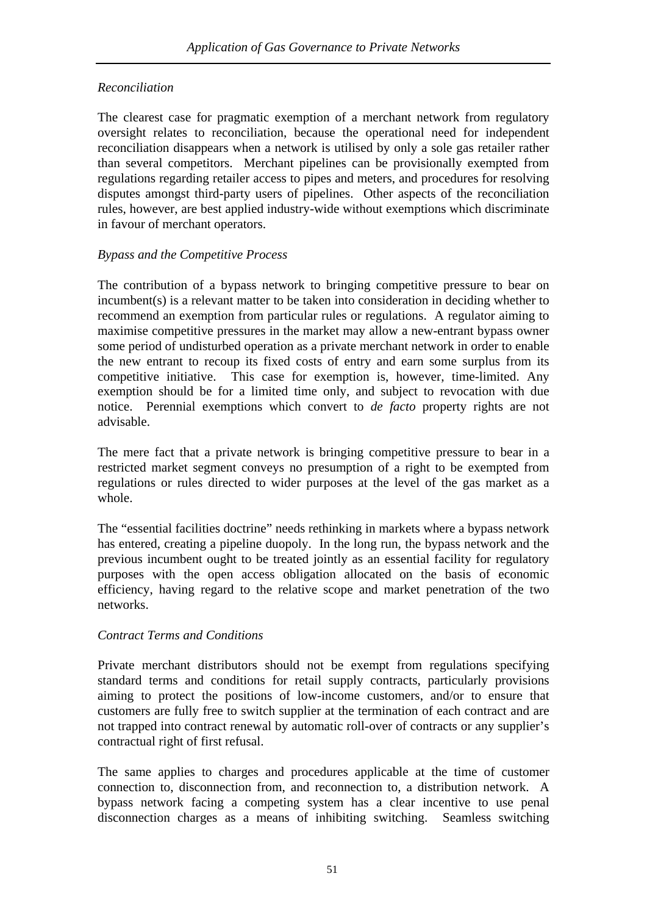*Reconciliation*

The clearest case for pragmatic exemption of a merchant network from regulatory oversight relates to reconciliation, because the operational need for independent reconciliation disappears when a network is utilised by only a sole gas retailer rather than several competitors. Merchant pipelines can be provisionally exempted from regulations regarding retailer access to pipes and meters, and procedures for resolving disputes amongst third-party users of pipelines. Other aspects of the reconciliation rules, however, are best applied industry-wide without exemptions which discriminate in favour of merchant operators.

*Bypass and the Competitive Process*

The contribution of a bypass network to bringing competitive pressure to bear on incumbent(s) is a relevant matter to be taken into consideration in deciding whether to recommend an exemption from particular rules or regulations. A regulator aiming to maximise competitive pressures in the market may allow a new-entrant bypass owner some period of undisturbed operation as a private merchant network in order to enable the new entrant to recoup its fixed costs of entry and earn some surplus from its competitive initiative. This case for exemption is, however, time-limited. Any exemption should be for a limited time only, and subject to revocation with due notice. Perennial exemptions which convert to *de facto* property rights are not advisable.

The mere fact that a private network is bringing competitive pressure to bear in a restricted market segment conveys no presumption of a right to be exempted from regulations or rules directed to wider purposes at the level of the gas market as a whole.

The "essential facilities doctrine" needs rethinking in markets where a bypass network has entered, creating a pipeline duopoly. In the long run, the bypass network and the previous incumbent ought to be treated jointly as an essential facility for regulatory purposes with the open access obligation allocated on the basis of economic efficiency, having regard to the relative scope and market penetration of the two networks.

*Contract Terms and Conditions*

Private merchant distributors should not be exempt from regulations specifying standard terms and conditions for retail supply contracts, particularly provisions aiming to protect the positions of low-income customers, and/or to ensure that customers are fully free to switch supplier at the termination of each contract and are not trapped into contract renewal by automatic roll-over of contracts or any supplier's contractual right of first refusal.

The same applies to charges and procedures applicable at the time of customer connection to, disconnection from, and reconnection to, a distribution network. A bypass network facing a competing system has a clear incentive to use penal disconnection charges as a means of inhibiting switching. Seamless switching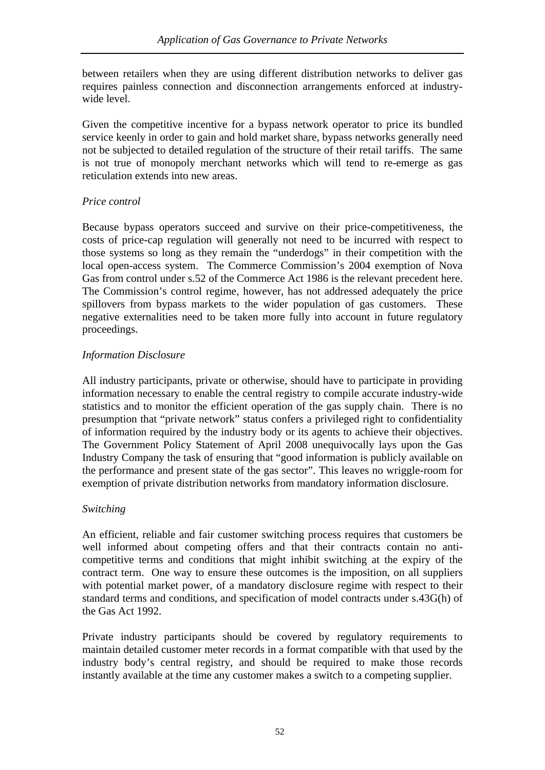between retailers when they are using different distribution networks to deliver gas requires painless connection and disconnection arrangements enforced at industry-wide level.

Given the competitive incentive for a bypass network operator to price its bundled service keenly in order to gain and hold market share, bypass networks generally need not be subjected to detailed regulation of the structure of their retail tariffs. The same is not true of monopoly merchant networks which will tend to re-emerge as gas reticulation extends into new areas.

*Price control*

Because bypass operators succeed and survive on their price-competitiveness, the costs of price-cap regulation will generally not need to be incurred with respect to those systems so long as they remain the "underdogs" in their competition with the local open-access system. The Commerce Commission's 2004 exemption of Nova Gas from control under s.52 of the Commerce Act 1986 is the relevant precedent here. The Commission's control regime, however, has not addressed adequately the price spillovers from bypass markets to the wider population of gas customers. These negative externalities need to be taken more fully into account in future regulatory proceedings.

*Information Disclosure*

All industry participants, private or otherwise, should have to participate in providing information necessary to enable the central registry to compile accurate industry-wide statistics and to monitor the efficient operation of the gas supply chain. There is no presumption that "private network" status confers a privileged right to confidentiality of information required by the industry body or its agents to achieve their objectives. The Government Policy Statement of April 2008 unequivocally lays upon the Gas Industry Company the task of ensuring that "good information is publicly available on the performance and present state of the gas sector". This leaves no wriggle-room for exemption of private distribution networks from mandatory information disclosure.

*Switching*

An efficient, reliable and fair customer switching process requires that customers be well informed about competing offers and that their contracts contain no anti-competitive terms and conditions that might inhibit switching at the expiry of the contract term. One way to ensure these outcomes is the imposition, on all suppliers with potential market power, of a mandatory disclosure regime with respect to their standard terms and conditions, and specification of model contracts under s.43G(h) of the Gas Act 1992.

Private industry participants should be covered by regulatory requirements to maintain detailed customer meter records in a format compatible with that used by the industry body's central registry, and should be required to make those records instantly available at the time any customer makes a switch to a competing supplier.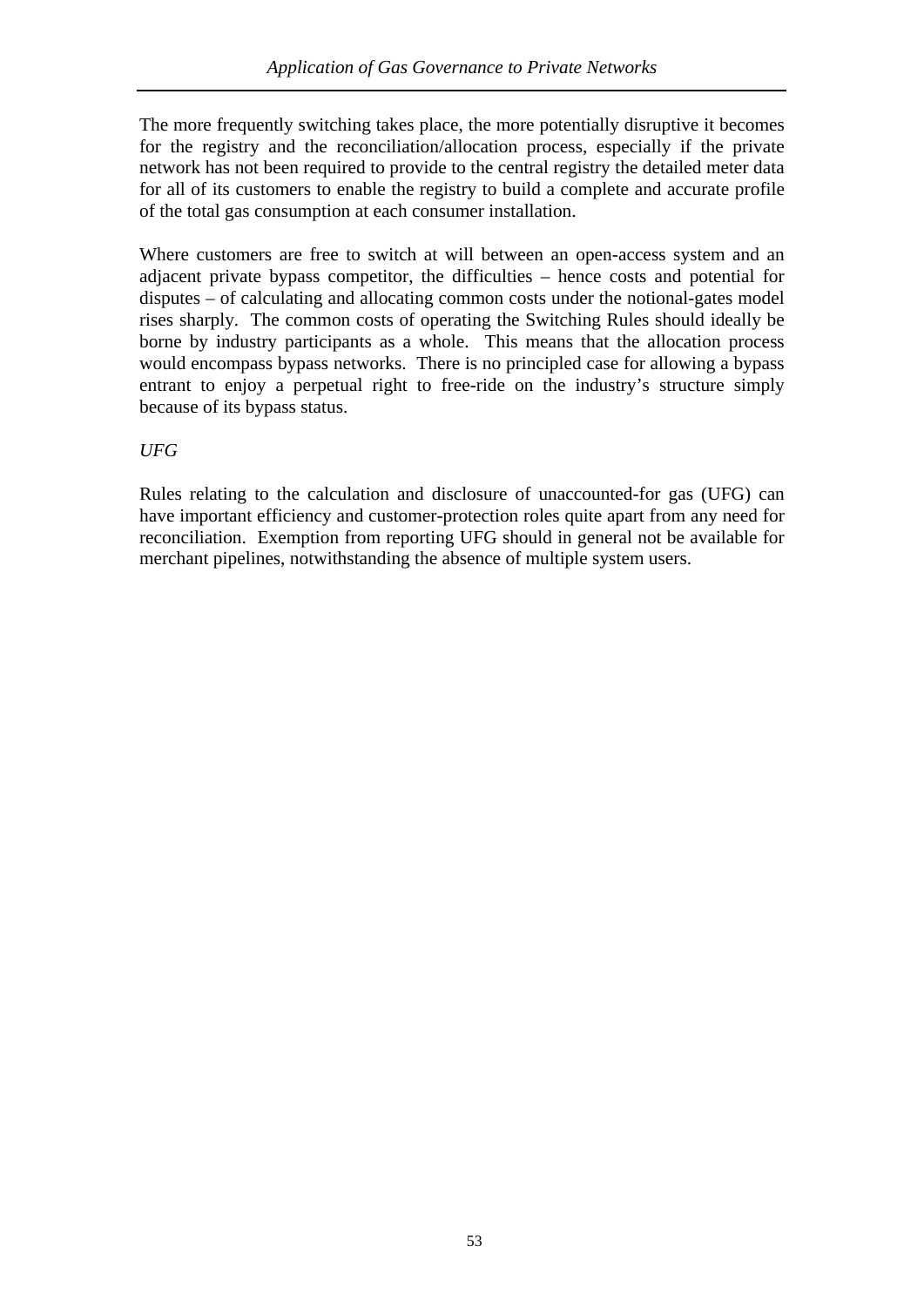The more frequently switching takes place, the more potentially disruptive it becomes for the registry and the reconciliation/allocation process, especially if the private network has not been required to provide to the central registry the detailed meter data for all of its customers to enable the registry to build a complete and accurate profile of the total gas consumption at each consumer installation.

Where customers are free to switch at will between an open-access system and an adjacent private bypass competitor, the difficulties – hence costs and potential for disputes – of calculating and allocating common costs under the notional-gates model rises sharply. The common costs of operating the Switching Rules should ideally be borne by industry participants as a whole. This means that the allocation process would encompass bypass networks. There is no principled case for allowing a bypass entrant to enjoy a perpetual right to free-ride on the industry's structure simply because of its bypass status.

*UFG*

Rules relating to the calculation and disclosure of unaccounted-for gas (UFG) can have important efficiency and customer-protection roles quite apart from any need for reconciliation. Exemption from reporting UFG should in general not be available for merchant pipelines, notwithstanding the absence of multiple system users.